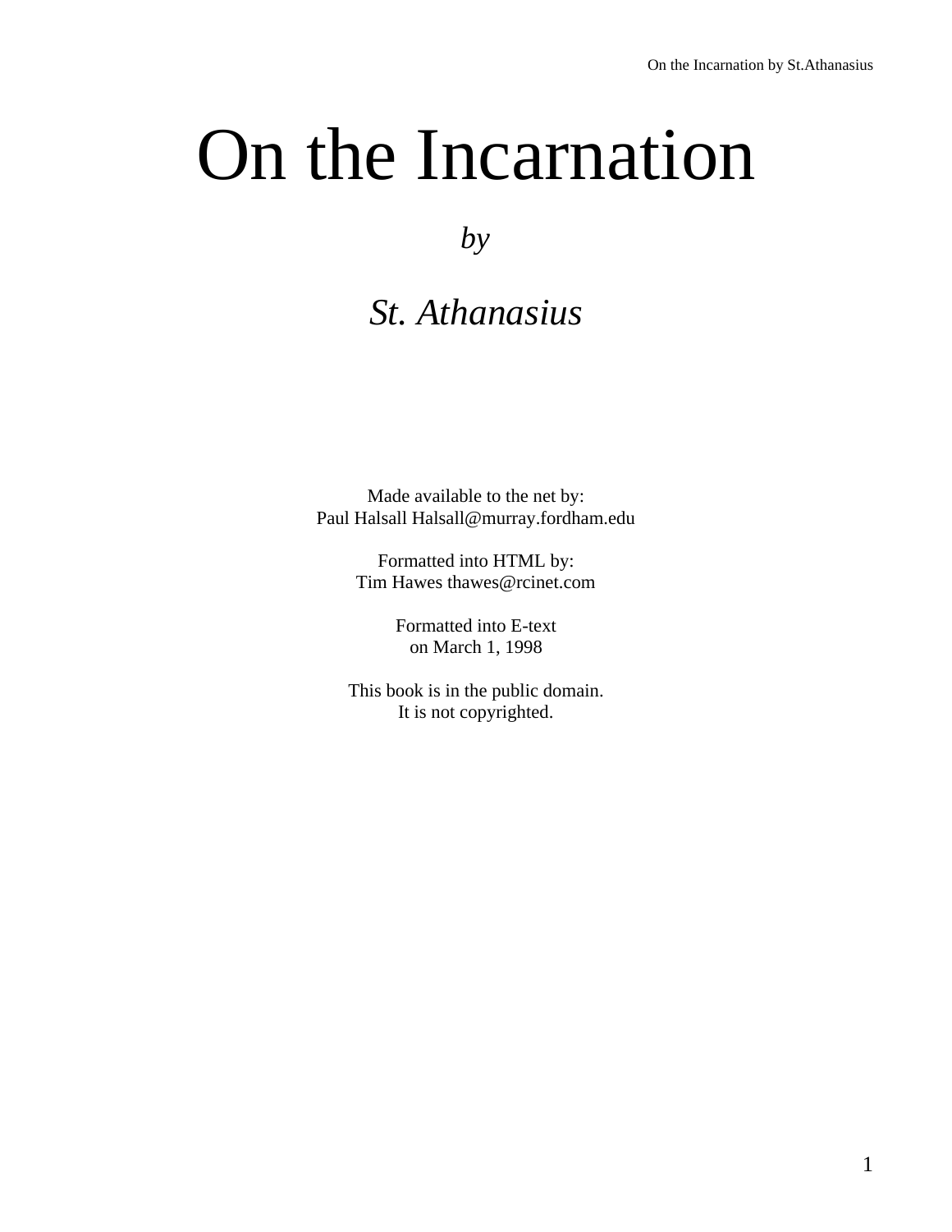# On the Incarnation

*by*

*St. Athanasius*

Made available to the net by:
Paul Halsall Halsall@murray.fordham.edu

Formatted into HTML by:
Tim Hawes thawes@rcinet.com

Formatted into E-text
on March 1, 1998

This book is in the public domain.
It is not copyrighted.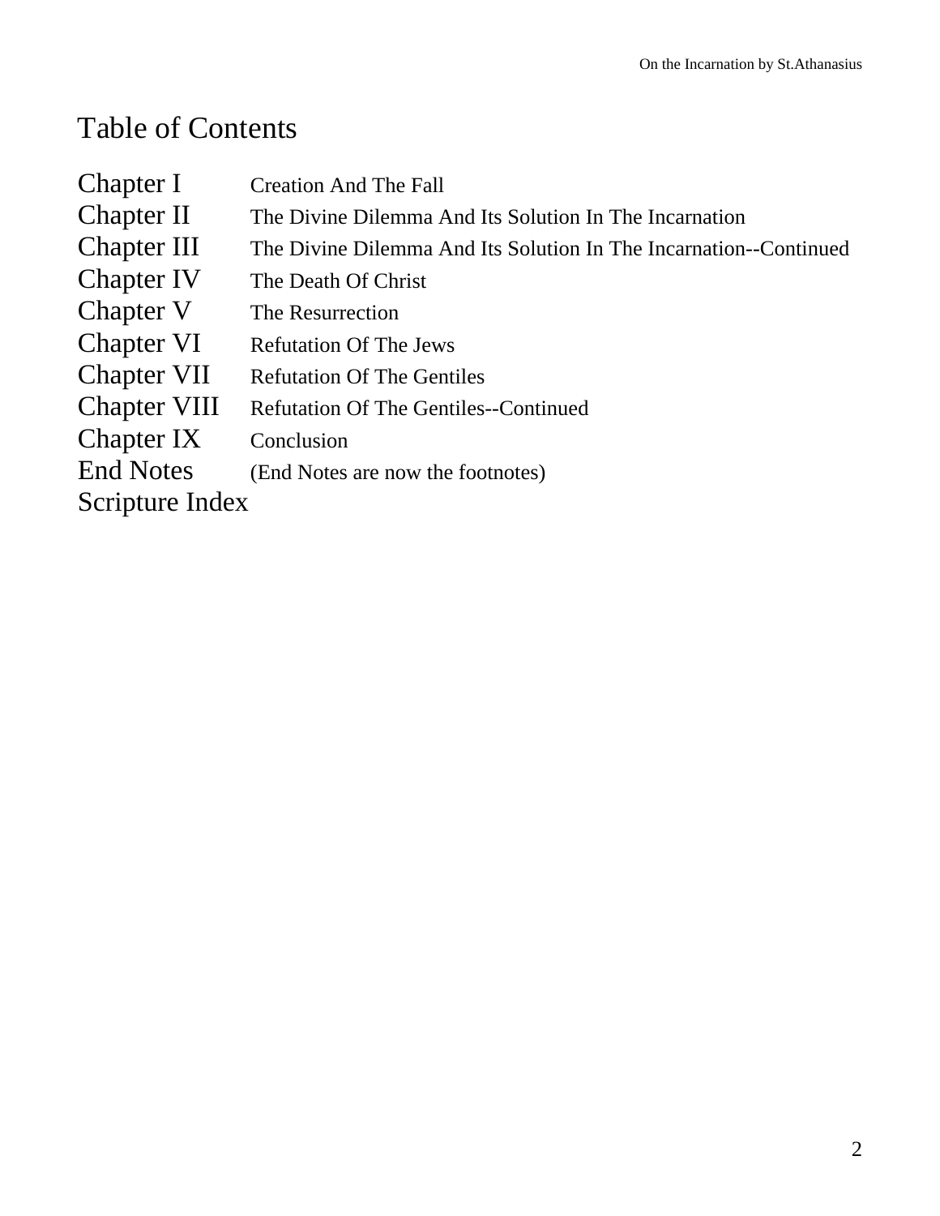# Table of Contents

| | |
|---|---|
| Chapter I | Creation And The Fall |
| Chapter II | The Divine Dilemma And Its Solution In The Incarnation |
| Chapter III | The Divine Dilemma And Its Solution In The Incarnation--Continued |
| Chapter IV | The Death Of Christ |
| Chapter V | The Resurrection |
| Chapter VI | Refutation Of The Jews |
| Chapter VII | Refutation Of The Gentiles |
| Chapter VIII | Refutation Of The Gentiles--Continued |
| Chapter IX | Conclusion |
| End Notes | (End Notes are now the footnotes) |
| Scripture Index | |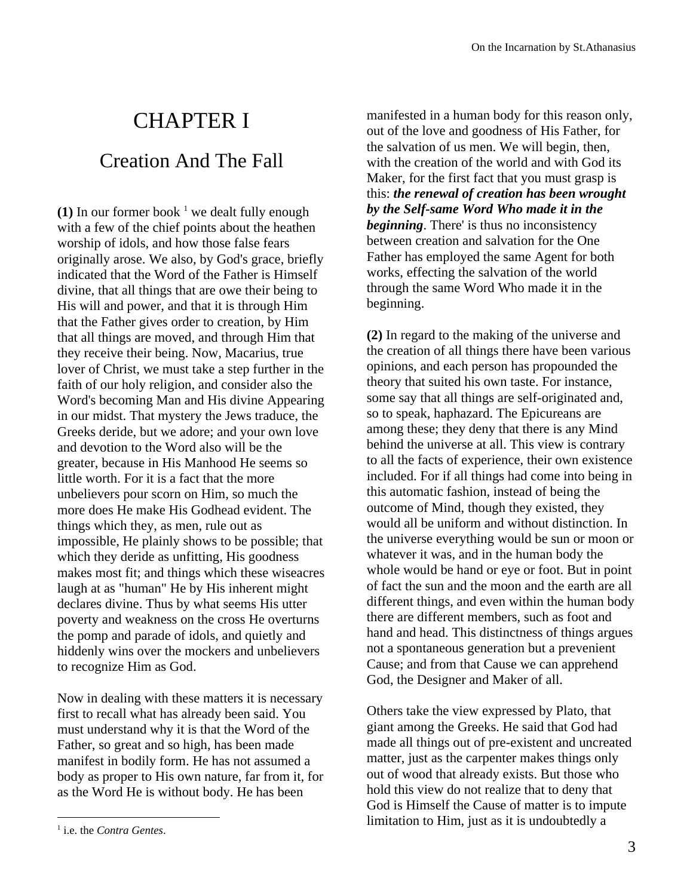# CHAPTER I

## Creation And The Fall

**(1)** In our former book [1] we dealt fully enough with a few of the chief points about the heathen worship of idols, and how those false fears originally arose. We also, by God's grace, briefly indicated that the Word of the Father is Himself divine, that all things that are owe their being to His will and power, and that it is through Him that the Father gives order to creation, by Him that all things are moved, and through Him that they receive their being. Now, Macarius, true lover of Christ, we must take a step further in the faith of our holy religion, and consider also the Word's becoming Man and His divine Appearing in our midst. That mystery the Jews traduce, the Greeks deride, but we adore; and your own love and devotion to the Word also will be the greater, because in His Manhood He seems so little worth. For it is a fact that the more unbelievers pour scorn on Him, so much the more does He make His Godhead evident. The things which they, as men, rule out as impossible, He plainly shows to be possible; that which they deride as unfitting, His goodness makes most fit; and things which these wiseacres laugh at as "human" He by His inherent might declares divine. Thus by what seems His utter poverty and weakness on the cross He overturns the pomp and parade of idols, and quietly and hiddenly wins over the mockers and unbelievers to recognize Him as God.

Now in dealing with these matters it is necessary first to recall what has already been said. You must understand why it is that the Word of the Father, so great and so high, has been made manifest in bodily form. He has not assumed a body as proper to His own nature, far from it, for as the Word He is without body. He has been manifested in a human body for this reason only, out of the love and goodness of His Father, for the salvation of us men. We will begin, then, with the creation of the world and with God its Maker, for the first fact that you must grasp is this: ***the renewal of creation has been wrought by the Self-same Word Who made it in the beginning***. There' is thus no inconsistency between creation and salvation for the One Father has employed the same Agent for both works, effecting the salvation of the world through the same Word Who made it in the beginning.

**(2)** In regard to the making of the universe and the creation of all things there have been various opinions, and each person has propounded the theory that suited his own taste. For instance, some say that all things are self-originated and, so to speak, haphazard. The Epicureans are among these; they deny that there is any Mind behind the universe at all. This view is contrary to all the facts of experience, their own existence included. For if all things had come into being in this automatic fashion, instead of being the outcome of Mind, though they existed, they would all be uniform and without distinction. In the universe everything would be sun or moon or whatever it was, and in the human body the whole would be hand or eye or foot. But in point of fact the sun and the moon and the earth are all different things, and even within the human body there are different members, such as foot and hand and head. This distinctness of things argues not a spontaneous generation but a prevenient Cause; and from that Cause we can apprehend God, the Designer and Maker of all.

Others take the view expressed by Plato, that giant among the Greeks. He said that God had made all things out of pre-existent and uncreated matter, just as the carpenter makes things only out of wood that already exists. But those who hold this view do not realize that to deny that God is Himself the Cause of matter is to impute limitation to Him, just as it is undoubtedly a

[1] i.e. the *Contra Gentes*.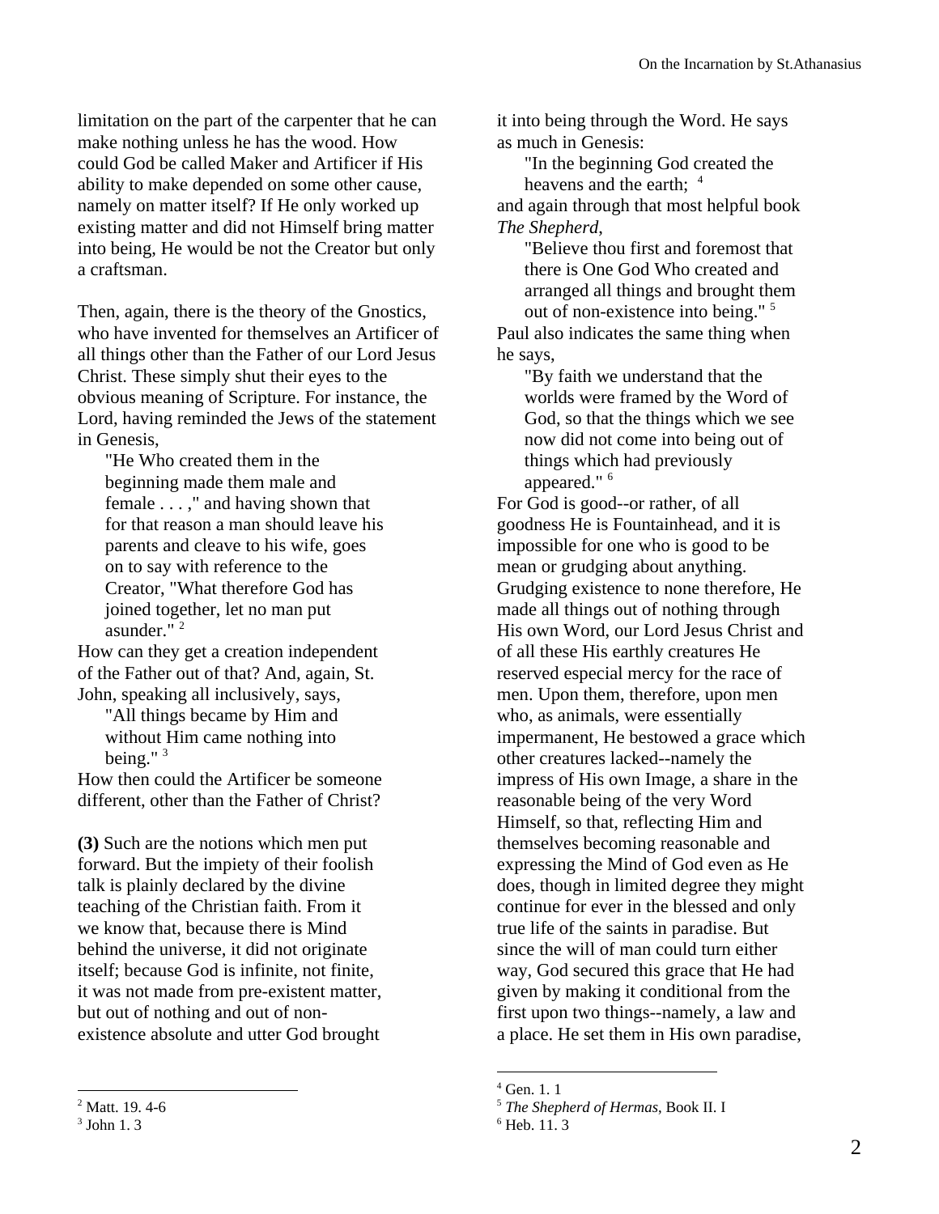limitation on the part of the carpenter that he can make nothing unless he has the wood. How could God be called Maker and Artificer if His ability to make depended on some other cause, namely on matter itself? If He only worked up existing matter and did not Himself bring matter into being, He would be not the Creator but only a craftsman.

Then, again, there is the theory of the Gnostics, who have invented for themselves an Artificer of all things other than the Father of our Lord Jesus Christ. These simply shut their eyes to the obvious meaning of Scripture. For instance, the Lord, having reminded the Jews of the statement in Genesis,

> "He Who created them in the beginning made them male and female . . . ," and having shown that for that reason a man should leave his parents and cleave to his wife, goes on to say with reference to the Creator, "What therefore God has joined together, let no man put asunder." [2]

How can they get a creation independent of the Father out of that? And, again, St. John, speaking all inclusively, says,

> "All things became by Him and without Him came nothing into being." [3]

How then could the Artificer be someone different, other than the Father of Christ?

**(3)** Such are the notions which men put forward. But the impiety of their foolish talk is plainly declared by the divine teaching of the Christian faith. From it we know that, because there is Mind behind the universe, it did not originate itself; because God is infinite, not finite, it was not made from pre-existent matter, but out of nothing and out of non-existence absolute and utter God brought it into being through the Word. He says as much in Genesis:

> "In the beginning God created the heavens and the earth; [4]

and again through that most helpful book *The Shepherd*,

> "Believe thou first and foremost that there is One God Who created and arranged all things and brought them out of non-existence into being." [5]

Paul also indicates the same thing when he says,

> "By faith we understand that the worlds were framed by the Word of God, so that the things which we see now did not come into being out of things which had previously appeared." [6]

For God is good--or rather, of all goodness He is Fountainhead, and it is impossible for one who is good to be mean or grudging about anything. Grudging existence to none therefore, He made all things out of nothing through His own Word, our Lord Jesus Christ and of all these His earthly creatures He reserved especial mercy for the race of men. Upon them, therefore, upon men who, as animals, were essentially impermanent, He bestowed a grace which other creatures lacked--namely the impress of His own Image, a share in the reasonable being of the very Word Himself, so that, reflecting Him and themselves becoming reasonable and expressing the Mind of God even as He does, though in limited degree they might continue for ever in the blessed and only true life of the saints in paradise. But since the will of man could turn either way, God secured this grace that He had given by making it conditional from the first upon two things--namely, a law and a place. He set them in His own paradise,

---

[2] Matt. 19. 4-6
[3] John 1. 3
[4] Gen. 1. 1
[5] *The Shepherd of Hermas*, Book II. I
[6] Heb. 11. 3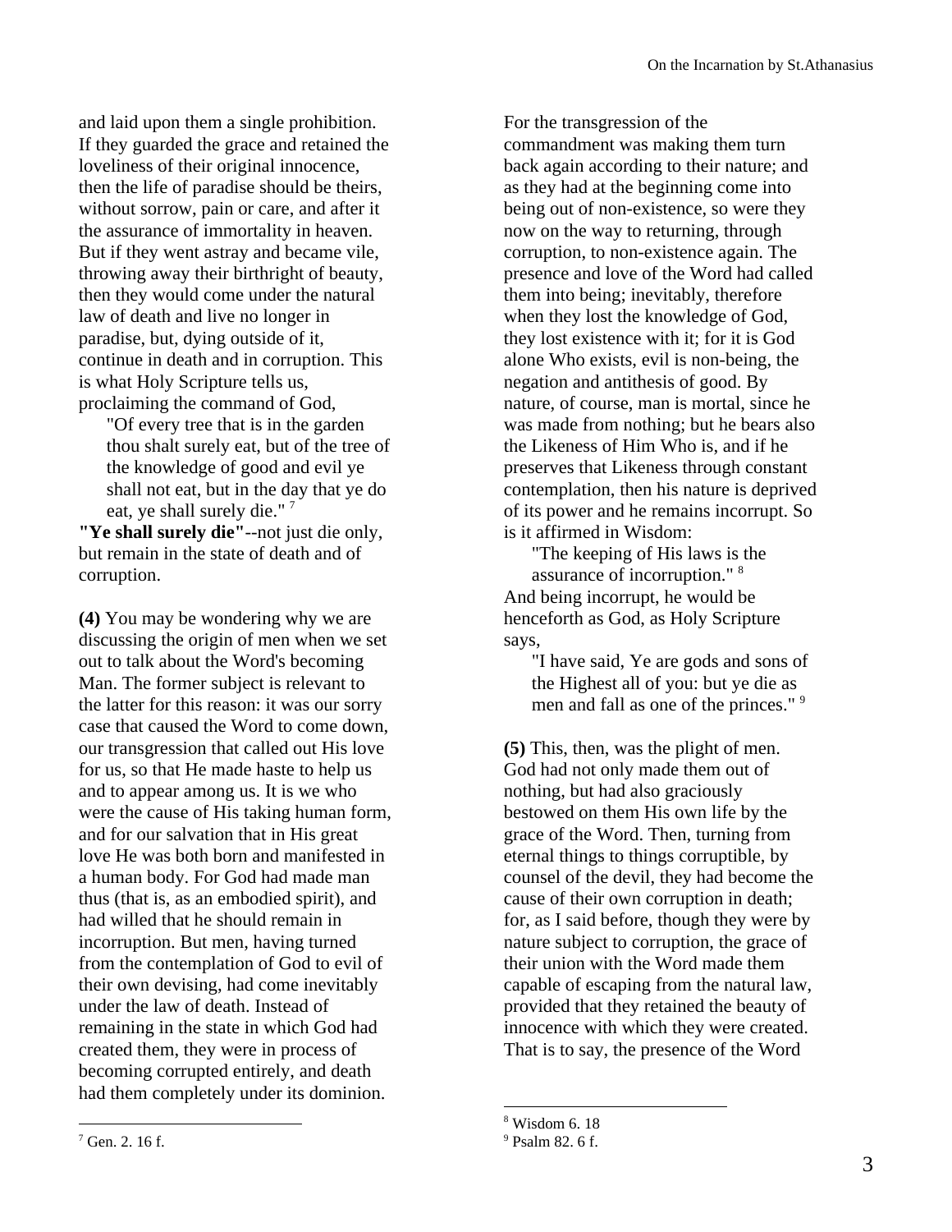and laid upon them a single prohibition. If they guarded the grace and retained the loveliness of their original innocence, then the life of paradise should be theirs, without sorrow, pain or care, and after it the assurance of immortality in heaven. But if they went astray and became vile, throwing away their birthright of beauty, then they would come under the natural law of death and live no longer in paradise, but, dying outside of it, continue in death and in corruption. This is what Holy Scripture tells us, proclaiming the command of God,

> "Of every tree that is in the garden thou shalt surely eat, but of the tree of the knowledge of good and evil ye shall not eat, but in the day that ye do eat, ye shall surely die." [7]

**"Ye shall surely die"**--not just die only, but remain in the state of death and of corruption.

**(4)** You may be wondering why we are discussing the origin of men when we set out to talk about the Word's becoming Man. The former subject is relevant to the latter for this reason: it was our sorry case that caused the Word to come down, our transgression that called out His love for us, so that He made haste to help us and to appear among us. It is we who were the cause of His taking human form, and for our salvation that in His great love He was both born and manifested in a human body. For God had made man thus (that is, as an embodied spirit), and had willed that he should remain in incorruption. But men, having turned from the contemplation of God to evil of their own devising, had come inevitably under the law of death. Instead of remaining in the state in which God had created them, they were in process of becoming corrupted entirely, and death had them completely under its dominion. For the transgression of the commandment was making them turn back again according to their nature; and as they had at the beginning come into being out of non-existence, so were they now on the way to returning, through corruption, to non-existence again. The presence and love of the Word had called them into being; inevitably, therefore when they lost the knowledge of God, they lost existence with it; for it is God alone Who exists, evil is non-being, the negation and antithesis of good. By nature, of course, man is mortal, since he was made from nothing; but he bears also the Likeness of Him Who is, and if he preserves that Likeness through constant contemplation, then his nature is deprived of its power and he remains incorrupt. So is it affirmed in Wisdom:

> "The keeping of His laws is the assurance of incorruption." [8]

And being incorrupt, he would be henceforth as God, as Holy Scripture says,

> "I have said, Ye are gods and sons of the Highest all of you: but ye die as men and fall as one of the princes." [9]

**(5)** This, then, was the plight of men. God had not only made them out of nothing, but had also graciously bestowed on them His own life by the grace of the Word. Then, turning from eternal things to things corruptible, by counsel of the devil, they had become the cause of their own corruption in death; for, as I said before, though they were by nature subject to corruption, the grace of their union with the Word made them capable of escaping from the natural law, provided that they retained the beauty of innocence with which they were created. That is to say, the presence of the Word

---

[7] Gen. 2. 16 f.

[8] Wisdom 6. 18

[9] Psalm 82. 6 f.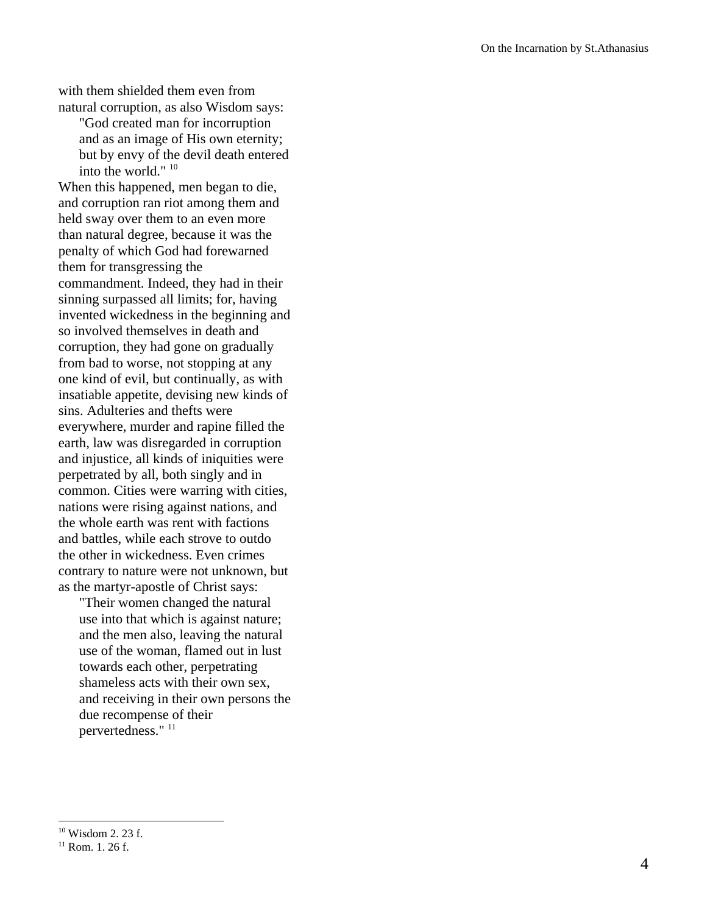with them shielded them even from natural corruption, as also Wisdom says:

> "God created man for incorruption and as an image of His own eternity; but by envy of the devil death entered into the world." [10]

When this happened, men began to die, and corruption ran riot among them and held sway over them to an even more than natural degree, because it was the penalty of which God had forewarned them for transgressing the commandment. Indeed, they had in their sinning surpassed all limits; for, having invented wickedness in the beginning and so involved themselves in death and corruption, they had gone on gradually from bad to worse, not stopping at any one kind of evil, but continually, as with insatiable appetite, devising new kinds of sins. Adulteries and thefts were everywhere, murder and rapine filled the earth, law was disregarded in corruption and injustice, all kinds of iniquities were perpetrated by all, both singly and in common. Cities were warring with cities, nations were rising against nations, and the whole earth was rent with factions and battles, while each strove to outdo the other in wickedness. Even crimes contrary to nature were not unknown, but as the martyr-apostle of Christ says:

> "Their women changed the natural use into that which is against nature; and the men also, leaving the natural use of the woman, flamed out in lust towards each other, perpetrating shameless acts with their own sex, and receiving in their own persons the due recompense of their pervertedness." [11]

---

[10] Wisdom 2. 23 f.

[11] Rom. 1. 26 f.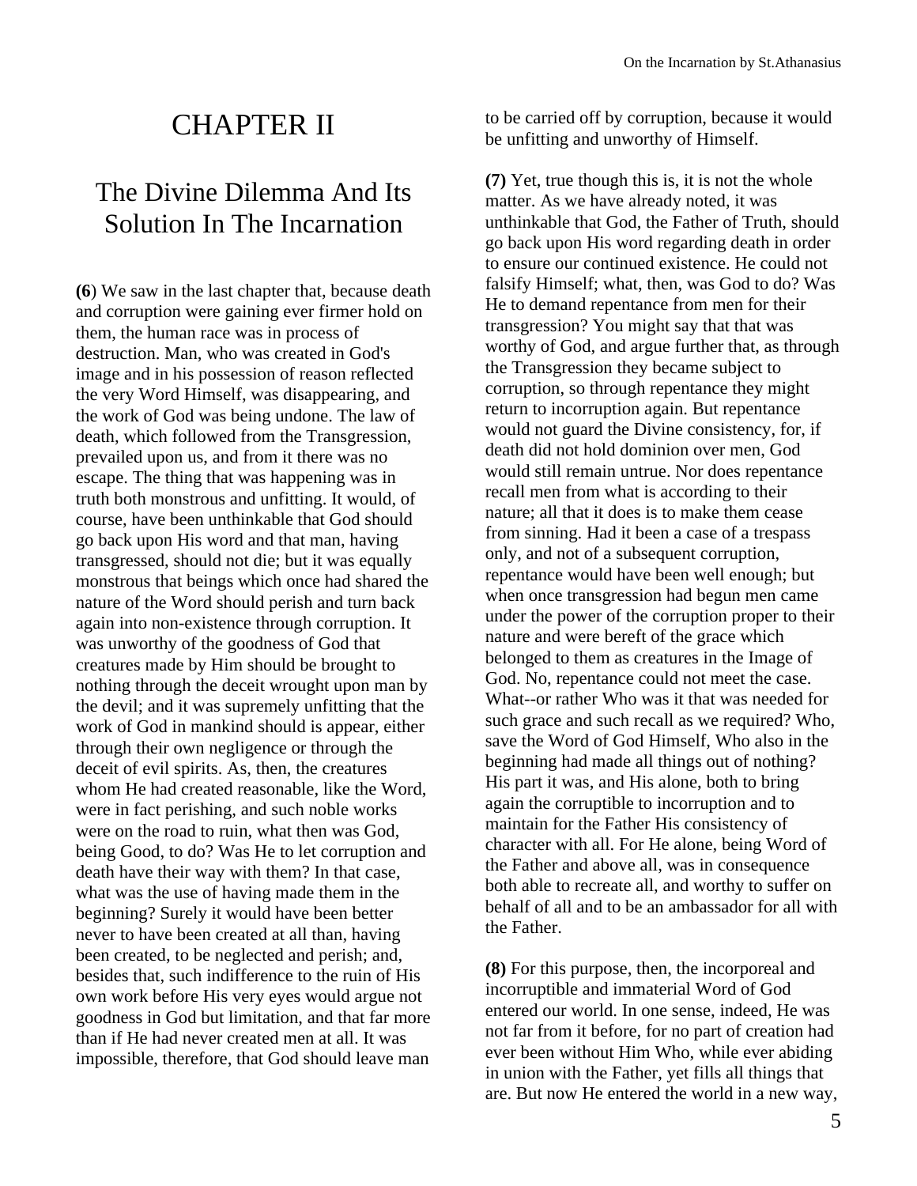# CHAPTER II

## The Divine Dilemma And Its Solution In The Incarnation

**(6**) We saw in the last chapter that, because death and corruption were gaining ever firmer hold on them, the human race was in process of destruction. Man, who was created in God's image and in his possession of reason reflected the very Word Himself, was disappearing, and the work of God was being undone. The law of death, which followed from the Transgression, prevailed upon us, and from it there was no escape. The thing that was happening was in truth both monstrous and unfitting. It would, of course, have been unthinkable that God should go back upon His word and that man, having transgressed, should not die; but it was equally monstrous that beings which once had shared the nature of the Word should perish and turn back again into non-existence through corruption. It was unworthy of the goodness of God that creatures made by Him should be brought to nothing through the deceit wrought upon man by the devil; and it was supremely unfitting that the work of God in mankind should is appear, either through their own negligence or through the deceit of evil spirits. As, then, the creatures whom He had created reasonable, like the Word, were in fact perishing, and such noble works were on the road to ruin, what then was God, being Good, to do? Was He to let corruption and death have their way with them? In that case, what was the use of having made them in the beginning? Surely it would have been better never to have been created at all than, having been created, to be neglected and perish; and, besides that, such indifference to the ruin of His own work before His very eyes would argue not goodness in God but limitation, and that far more than if He had never created men at all. It was impossible, therefore, that God should leave man to be carried off by corruption, because it would be unfitting and unworthy of Himself.

**(7)** Yet, true though this is, it is not the whole matter. As we have already noted, it was unthinkable that God, the Father of Truth, should go back upon His word regarding death in order to ensure our continued existence. He could not falsify Himself; what, then, was God to do? Was He to demand repentance from men for their transgression? You might say that that was worthy of God, and argue further that, as through the Transgression they became subject to corruption, so through repentance they might return to incorruption again. But repentance would not guard the Divine consistency, for, if death did not hold dominion over men, God would still remain untrue. Nor does repentance recall men from what is according to their nature; all that it does is to make them cease from sinning. Had it been a case of a trespass only, and not of a subsequent corruption, repentance would have been well enough; but when once transgression had begun men came under the power of the corruption proper to their nature and were bereft of the grace which belonged to them as creatures in the Image of God. No, repentance could not meet the case. What--or rather Who was it that was needed for such grace and such recall as we required? Who, save the Word of God Himself, Who also in the beginning had made all things out of nothing? His part it was, and His alone, both to bring again the corruptible to incorruption and to maintain for the Father His consistency of character with all. For He alone, being Word of the Father and above all, was in consequence both able to recreate all, and worthy to suffer on behalf of all and to be an ambassador for all with the Father.

**(8)** For this purpose, then, the incorporeal and incorruptible and immaterial Word of God entered our world. In one sense, indeed, He was not far from it before, for no part of creation had ever been without Him Who, while ever abiding in union with the Father, yet fills all things that are. But now He entered the world in a new way,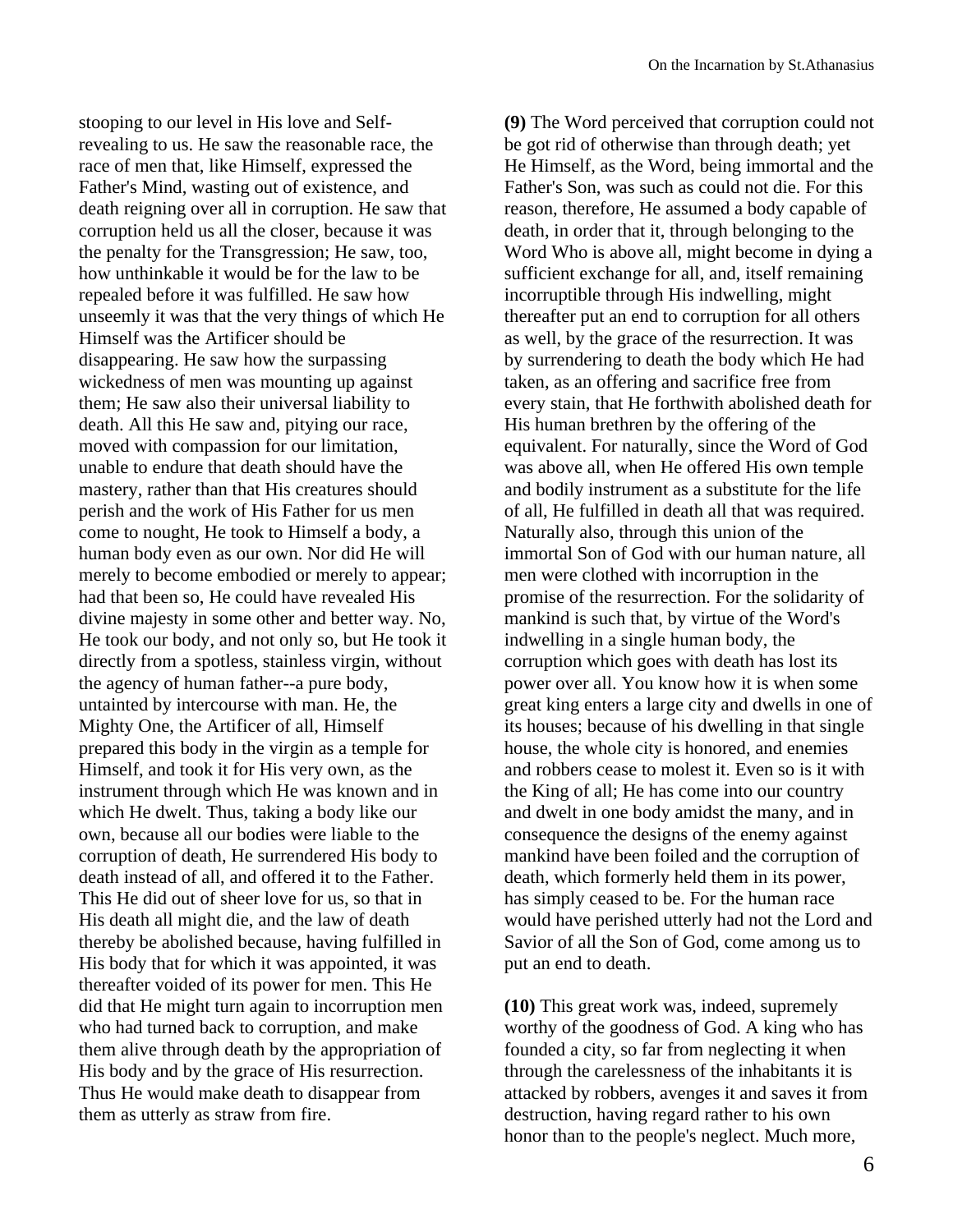stooping to our level in His love and Self-revealing to us. He saw the reasonable race, the race of men that, like Himself, expressed the Father's Mind, wasting out of existence, and death reigning over all in corruption. He saw that corruption held us all the closer, because it was the penalty for the Transgression; He saw, too, how unthinkable it would be for the law to be repealed before it was fulfilled. He saw how unseemly it was that the very things of which He Himself was the Artificer should be disappearing. He saw how the surpassing wickedness of men was mounting up against them; He saw also their universal liability to death. All this He saw and, pitying our race, moved with compassion for our limitation, unable to endure that death should have the mastery, rather than that His creatures should perish and the work of His Father for us men come to nought, He took to Himself a body, a human body even as our own. Nor did He will merely to become embodied or merely to appear; had that been so, He could have revealed His divine majesty in some other and better way. No, He took our body, and not only so, but He took it directly from a spotless, stainless virgin, without the agency of human father--a pure body, untainted by intercourse with man. He, the Mighty One, the Artificer of all, Himself prepared this body in the virgin as a temple for Himself, and took it for His very own, as the instrument through which He was known and in which He dwelt. Thus, taking a body like our own, because all our bodies were liable to the corruption of death, He surrendered His body to death instead of all, and offered it to the Father. This He did out of sheer love for us, so that in His death all might die, and the law of death thereby be abolished because, having fulfilled in His body that for which it was appointed, it was thereafter voided of its power for men. This He did that He might turn again to incorruption men who had turned back to corruption, and make them alive through death by the appropriation of His body and by the grace of His resurrection. Thus He would make death to disappear from them as utterly as straw from fire.

**(9)** The Word perceived that corruption could not be got rid of otherwise than through death; yet He Himself, as the Word, being immortal and the Father's Son, was such as could not die. For this reason, therefore, He assumed a body capable of death, in order that it, through belonging to the Word Who is above all, might become in dying a sufficient exchange for all, and, itself remaining incorruptible through His indwelling, might thereafter put an end to corruption for all others as well, by the grace of the resurrection. It was by surrendering to death the body which He had taken, as an offering and sacrifice free from every stain, that He forthwith abolished death for His human brethren by the offering of the equivalent. For naturally, since the Word of God was above all, when He offered His own temple and bodily instrument as a substitute for the life of all, He fulfilled in death all that was required. Naturally also, through this union of the immortal Son of God with our human nature, all men were clothed with incorruption in the promise of the resurrection. For the solidarity of mankind is such that, by virtue of the Word's indwelling in a single human body, the corruption which goes with death has lost its power over all. You know how it is when some great king enters a large city and dwells in one of its houses; because of his dwelling in that single house, the whole city is honored, and enemies and robbers cease to molest it. Even so is it with the King of all; He has come into our country and dwelt in one body amidst the many, and in consequence the designs of the enemy against mankind have been foiled and the corruption of death, which formerly held them in its power, has simply ceased to be. For the human race would have perished utterly had not the Lord and Savior of all the Son of God, come among us to put an end to death.

**(10)** This great work was, indeed, supremely worthy of the goodness of God. A king who has founded a city, so far from neglecting it when through the carelessness of the inhabitants it is attacked by robbers, avenges it and saves it from destruction, having regard rather to his own honor than to the people's neglect. Much more,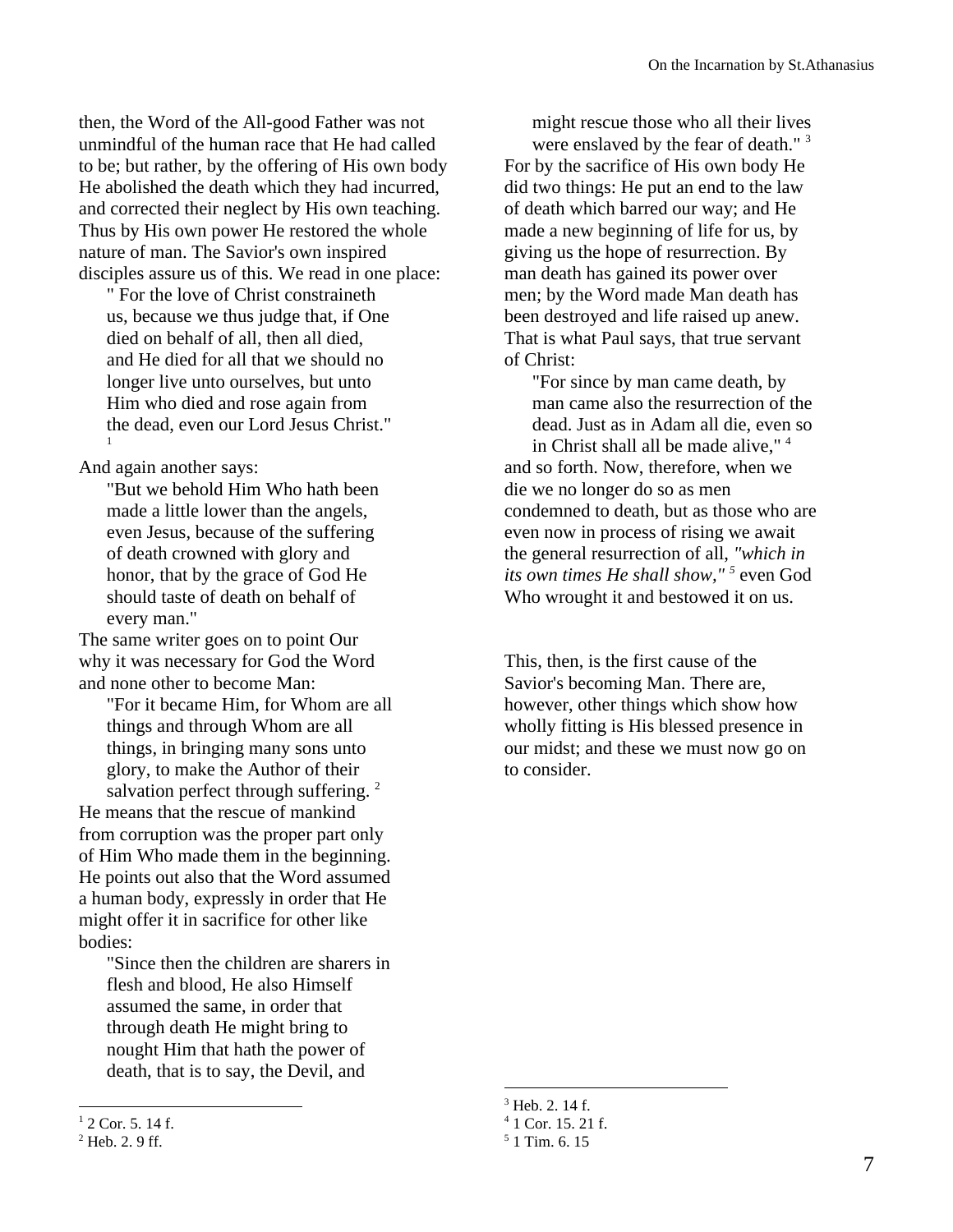then, the Word of the All-good Father was not unmindful of the human race that He had called to be; but rather, by the offering of His own body He abolished the death which they had incurred, and corrected their neglect by His own teaching. Thus by His own power He restored the whole nature of man. The Savior's own inspired disciples assure us of this. We read in one place:

> " For the love of Christ constraineth us, because we thus judge that, if One died on behalf of all, then all died, and He died for all that we should no longer live unto ourselves, but unto Him who died and rose again from the dead, even our Lord Jesus Christ." [1]

And again another says:

> "But we behold Him Who hath been made a little lower than the angels, even Jesus, because of the suffering of death crowned with glory and honor, that by the grace of God He should taste of death on behalf of every man."

The same writer goes on to point Our why it was necessary for God the Word and none other to become Man:

> "For it became Him, for Whom are all things and through Whom are all things, in bringing many sons unto glory, to make the Author of their salvation perfect through suffering. [2]

He means that the rescue of mankind from corruption was the proper part only of Him Who made them in the beginning. He points out also that the Word assumed a human body, expressly in order that He might offer it in sacrifice for other like bodies:

> "Since then the children are sharers in flesh and blood, He also Himself assumed the same, in order that through death He might bring to nought Him that hath the power of death, that is to say, the Devil, and might rescue those who all their lives were enslaved by the fear of death." [3]

For by the sacrifice of His own body He did two things: He put an end to the law of death which barred our way; and He made a new beginning of life for us, by giving us the hope of resurrection. By man death has gained its power over men; by the Word made Man death has been destroyed and life raised up anew. That is what Paul says, that true servant of Christ:

> "For since by man came death, by man came also the resurrection of the dead. Just as in Adam all die, even so in Christ shall all be made alive," [4]

and so forth. Now, therefore, when we die we no longer do so as men condemned to death, but as those who are even now in process of rising we await the general resurrection of all, *"which in its own times He shall show,"* [5] even God Who wrought it and bestowed it on us.

This, then, is the first cause of the Savior's becoming Man. There are, however, other things which show how wholly fitting is His blessed presence in our midst; and these we must now go on to consider.

---

[1] 2 Cor. 5. 14 f.

[2] Heb. 2. 9 ff.

[3] Heb. 2. 14 f.

[4] 1 Cor. 15. 21 f.

[5] 1 Tim. 6. 15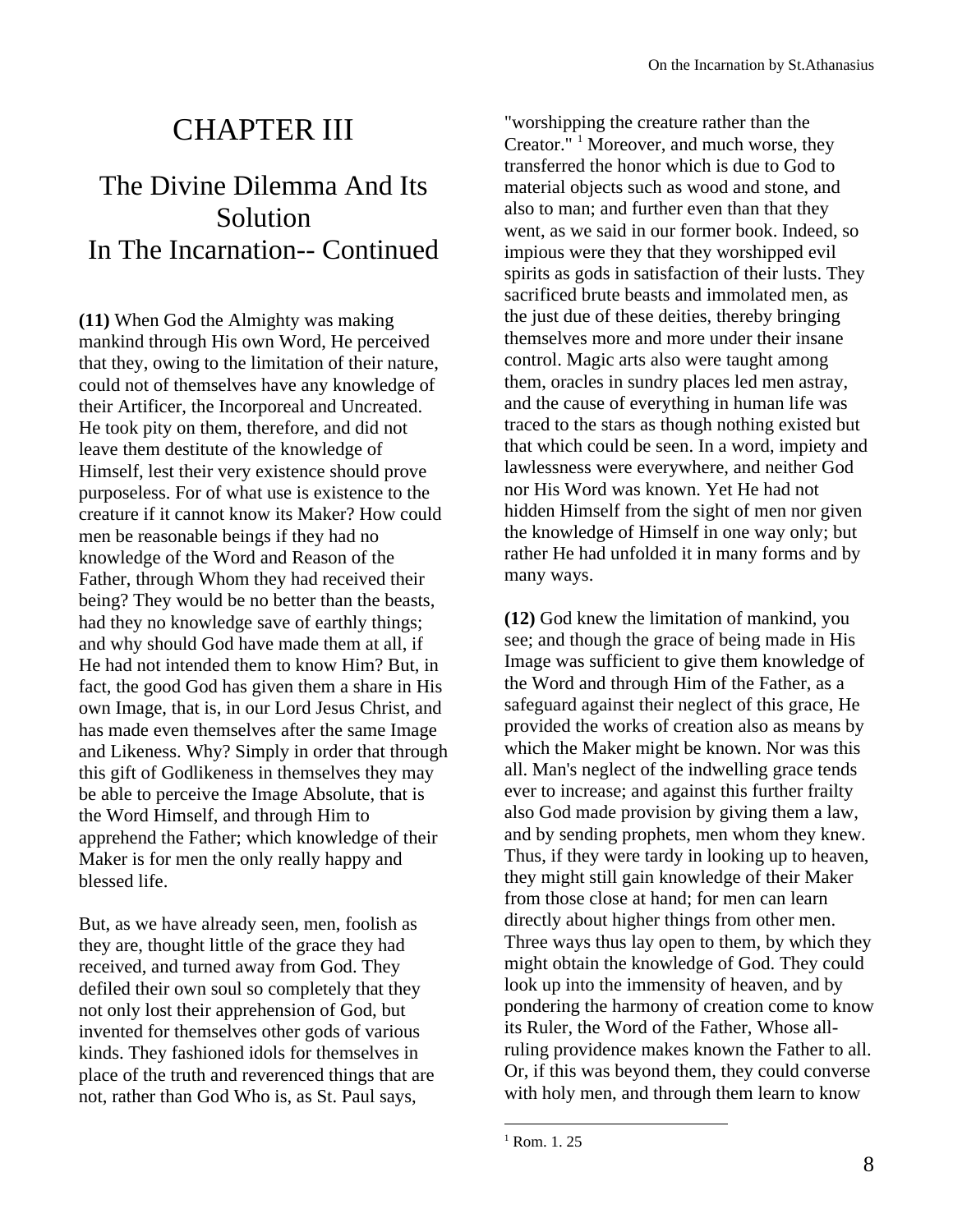# CHAPTER III

## The Divine Dilemma And Its Solution In The Incarnation-- Continued

**(11)** When God the Almighty was making mankind through His own Word, He perceived that they, owing to the limitation of their nature, could not of themselves have any knowledge of their Artificer, the Incorporeal and Uncreated. He took pity on them, therefore, and did not leave them destitute of the knowledge of Himself, lest their very existence should prove purposeless. For of what use is existence to the creature if it cannot know its Maker? How could men be reasonable beings if they had no knowledge of the Word and Reason of the Father, through Whom they had received their being? They would be no better than the beasts, had they no knowledge save of earthly things; and why should God have made them at all, if He had not intended them to know Him? But, in fact, the good God has given them a share in His own Image, that is, in our Lord Jesus Christ, and has made even themselves after the same Image and Likeness. Why? Simply in order that through this gift of Godlikeness in themselves they may be able to perceive the Image Absolute, that is the Word Himself, and through Him to apprehend the Father; which knowledge of their Maker is for men the only really happy and blessed life.

But, as we have already seen, men, foolish as they are, thought little of the grace they had received, and turned away from God. They defiled their own soul so completely that they not only lost their apprehension of God, but invented for themselves other gods of various kinds. They fashioned idols for themselves in place of the truth and reverenced things that are not, rather than God Who is, as St. Paul says, "worshipping the creature rather than the Creator." [1] Moreover, and much worse, they transferred the honor which is due to God to material objects such as wood and stone, and also to man; and further even than that they went, as we said in our former book. Indeed, so impious were they that they worshipped evil spirits as gods in satisfaction of their lusts. They sacrificed brute beasts and immolated men, as the just due of these deities, thereby bringing themselves more and more under their insane control. Magic arts also were taught among them, oracles in sundry places led men astray, and the cause of everything in human life was traced to the stars as though nothing existed but that which could be seen. In a word, impiety and lawlessness were everywhere, and neither God nor His Word was known. Yet He had not hidden Himself from the sight of men nor given the knowledge of Himself in one way only; but rather He had unfolded it in many forms and by many ways.

**(12)** God knew the limitation of mankind, you see; and though the grace of being made in His Image was sufficient to give them knowledge of the Word and through Him of the Father, as a safeguard against their neglect of this grace, He provided the works of creation also as means by which the Maker might be known. Nor was this all. Man's neglect of the indwelling grace tends ever to increase; and against this further frailty also God made provision by giving them a law, and by sending prophets, men whom they knew. Thus, if they were tardy in looking up to heaven, they might still gain knowledge of their Maker from those close at hand; for men can learn directly about higher things from other men. Three ways thus lay open to them, by which they might obtain the knowledge of God. They could look up into the immensity of heaven, and by pondering the harmony of creation come to know its Ruler, the Word of the Father, Whose all-ruling providence makes known the Father to all. Or, if this was beyond them, they could converse with holy men, and through them learn to know

---

[1] Rom. 1. 25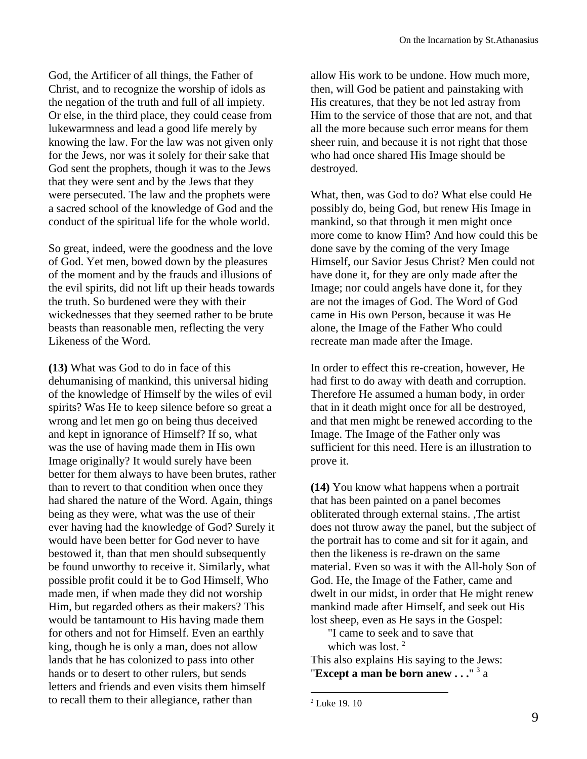God, the Artificer of all things, the Father of Christ, and to recognize the worship of idols as the negation of the truth and full of all impiety. Or else, in the third place, they could cease from lukewarmness and lead a good life merely by knowing the law. For the law was not given only for the Jews, nor was it solely for their sake that God sent the prophets, though it was to the Jews that they were sent and by the Jews that they were persecuted. The law and the prophets were a sacred school of the knowledge of God and the conduct of the spiritual life for the whole world.

So great, indeed, were the goodness and the love of God. Yet men, bowed down by the pleasures of the moment and by the frauds and illusions of the evil spirits, did not lift up their heads towards the truth. So burdened were they with their wickednesses that they seemed rather to be brute beasts than reasonable men, reflecting the very Likeness of the Word.

**(13)** What was God to do in face of this dehumanising of mankind, this universal hiding of the knowledge of Himself by the wiles of evil spirits? Was He to keep silence before so great a wrong and let men go on being thus deceived and kept in ignorance of Himself? If so, what was the use of having made them in His own Image originally? It would surely have been better for them always to have been brutes, rather than to revert to that condition when once they had shared the nature of the Word. Again, things being as they were, what was the use of their ever having had the knowledge of God? Surely it would have been better for God never to have bestowed it, than that men should subsequently be found unworthy to receive it. Similarly, what possible profit could it be to God Himself, Who made men, if when made they did not worship Him, but regarded others as their makers? This would be tantamount to His having made them for others and not for Himself. Even an earthly king, though he is only a man, does not allow lands that he has colonized to pass into other hands or to desert to other rulers, but sends letters and friends and even visits them himself to recall them to their allegiance, rather than allow His work to be undone. How much more, then, will God be patient and painstaking with His creatures, that they be not led astray from Him to the service of those that are not, and that all the more because such error means for them sheer ruin, and because it is not right that those who had once shared His Image should be destroyed.

What, then, was God to do? What else could He possibly do, being God, but renew His Image in mankind, so that through it men might once more come to know Him? And how could this be done save by the coming of the very Image Himself, our Savior Jesus Christ? Men could not have done it, for they are only made after the Image; nor could angels have done it, for they are not the images of God. The Word of God came in His own Person, because it was He alone, the Image of the Father Who could recreate man made after the Image.

In order to effect this re-creation, however, He had first to do away with death and corruption. Therefore He assumed a human body, in order that in it death might once for all be destroyed, and that men might be renewed according to the Image. The Image of the Father only was sufficient for this need. Here is an illustration to prove it.

**(14)** You know what happens when a portrait that has been painted on a panel becomes obliterated through external stains. ,The artist does not throw away the panel, but the subject of the portrait has to come and sit for it again, and then the likeness is re-drawn on the same material. Even so was it with the All-holy Son of God. He, the Image of the Father, came and dwelt in our midst, in order that He might renew mankind made after Himself, and seek out His lost sheep, even as He says in the Gospel:

> "I came to seek and to save that which was lost. [2]

This also explains His saying to the Jews: "**Except a man be born anew . . .**" [3] a

---

[2] Luke 19. 10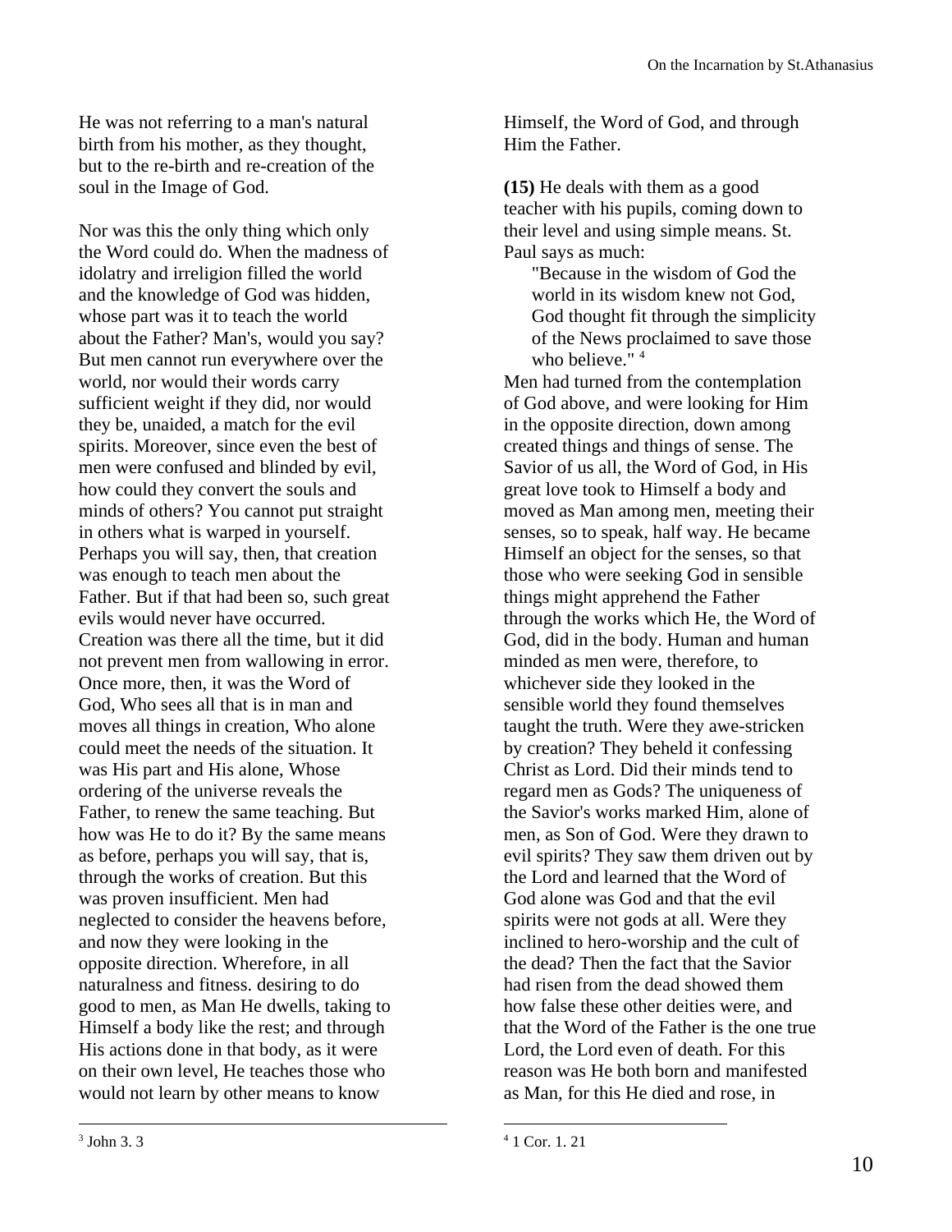He was not referring to a man's natural birth from his mother, as they thought, but to the re-birth and re-creation of the soul in the Image of God.

Nor was this the only thing which only the Word could do. When the madness of idolatry and irreligion filled the world and the knowledge of God was hidden, whose part was it to teach the world about the Father? Man's, would you say? But men cannot run everywhere over the world, nor would their words carry sufficient weight if they did, nor would they be, unaided, a match for the evil spirits. Moreover, since even the best of men were confused and blinded by evil, how could they convert the souls and minds of others? You cannot put straight in others what is warped in yourself. Perhaps you will say, then, that creation was enough to teach men about the Father. But if that had been so, such great evils would never have occurred. Creation was there all the time, but it did not prevent men from wallowing in error. Once more, then, it was the Word of God, Who sees all that is in man and moves all things in creation, Who alone could meet the needs of the situation. It was His part and His alone, Whose ordering of the universe reveals the Father, to renew the same teaching. But how was He to do it? By the same means as before, perhaps you will say, that is, through the works of creation. But this was proven insufficient. Men had neglected to consider the heavens before, and now they were looking in the opposite direction. Wherefore, in all naturalness and fitness. desiring to do good to men, as Man He dwells, taking to Himself a body like the rest; and through His actions done in that body, as it were on their own level, He teaches those who would not learn by other means to know Himself, the Word of God, and through Him the Father.

**(15)** He deals with them as a good teacher with his pupils, coming down to their level and using simple means. St. Paul says as much:

> "Because in the wisdom of God the world in its wisdom knew not God, God thought fit through the simplicity of the News proclaimed to save those who believe." [4]

Men had turned from the contemplation of God above, and were looking for Him in the opposite direction, down among created things and things of sense. The Savior of us all, the Word of God, in His great love took to Himself a body and moved as Man among men, meeting their senses, so to speak, half way. He became Himself an object for the senses, so that those who were seeking God in sensible things might apprehend the Father through the works which He, the Word of God, did in the body. Human and human minded as men were, therefore, to whichever side they looked in the sensible world they found themselves taught the truth. Were they awe-stricken by creation? They beheld it confessing Christ as Lord. Did their minds tend to regard men as Gods? The uniqueness of the Savior's works marked Him, alone of men, as Son of God. Were they drawn to evil spirits? They saw them driven out by the Lord and learned that the Word of God alone was God and that the evil spirits were not gods at all. Were they inclined to hero-worship and the cult of the dead? Then the fact that the Savior had risen from the dead showed them how false these other deities were, and that the Word of the Father is the one true Lord, the Lord even of death. For this reason was He both born and manifested as Man, for this He died and rose, in

---

[3] John 3. 3

[4] 1 Cor. 1. 21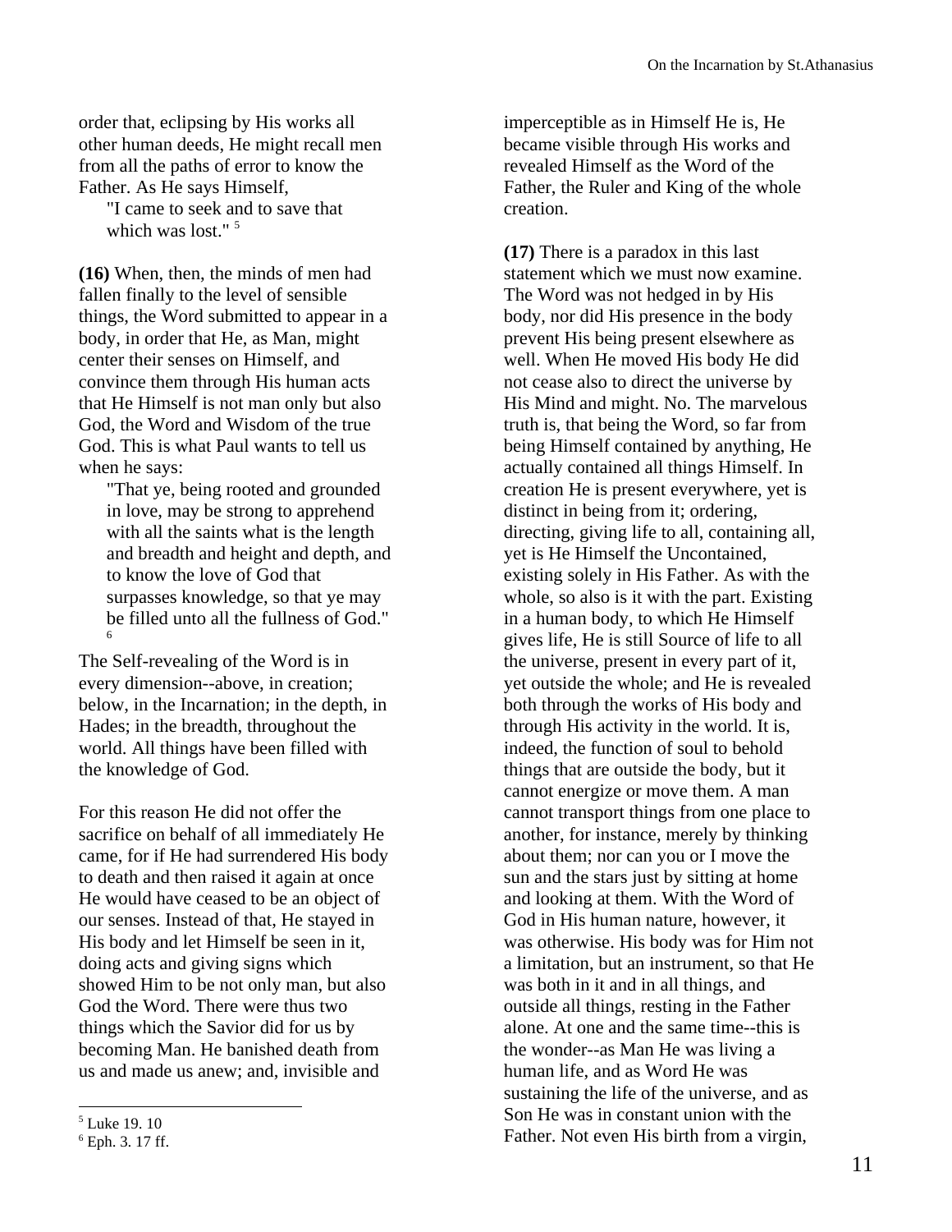order that, eclipsing by His works all other human deeds, He might recall men from all the paths of error to know the Father. As He says Himself,

> "I came to seek and to save that which was lost." [5]

**(16)** When, then, the minds of men had fallen finally to the level of sensible things, the Word submitted to appear in a body, in order that He, as Man, might center their senses on Himself, and convince them through His human acts that He Himself is not man only but also God, the Word and Wisdom of the true God. This is what Paul wants to tell us when he says:

> "That ye, being rooted and grounded in love, may be strong to apprehend with all the saints what is the length and breadth and height and depth, and to know the love of God that surpasses knowledge, so that ye may be filled unto all the fullness of God." [6]

The Self-revealing of the Word is in every dimension--above, in creation; below, in the Incarnation; in the depth, in Hades; in the breadth, throughout the world. All things have been filled with the knowledge of God.

For this reason He did not offer the sacrifice on behalf of all immediately He came, for if He had surrendered His body to death and then raised it again at once He would have ceased to be an object of our senses. Instead of that, He stayed in His body and let Himself be seen in it, doing acts and giving signs which showed Him to be not only man, but also God the Word. There were thus two things which the Savior did for us by becoming Man. He banished death from us and made us anew; and, invisible and imperceptible as in Himself He is, He became visible through His works and revealed Himself as the Word of the Father, the Ruler and King of the whole creation.

**(17)** There is a paradox in this last statement which we must now examine. The Word was not hedged in by His body, nor did His presence in the body prevent His being present elsewhere as well. When He moved His body He did not cease also to direct the universe by His Mind and might. No. The marvelous truth is, that being the Word, so far from being Himself contained by anything, He actually contained all things Himself. In creation He is present everywhere, yet is distinct in being from it; ordering, directing, giving life to all, containing all, yet is He Himself the Uncontained, existing solely in His Father. As with the whole, so also is it with the part. Existing in a human body, to which He Himself gives life, He is still Source of life to all the universe, present in every part of it, yet outside the whole; and He is revealed both through the works of His body and through His activity in the world. It is, indeed, the function of soul to behold things that are outside the body, but it cannot energize or move them. A man cannot transport things from one place to another, for instance, merely by thinking about them; nor can you or I move the sun and the stars just by sitting at home and looking at them. With the Word of God in His human nature, however, it was otherwise. His body was for Him not a limitation, but an instrument, so that He was both in it and in all things, and outside all things, resting in the Father alone. At one and the same time--this is the wonder--as Man He was living a human life, and as Word He was sustaining the life of the universe, and as Son He was in constant union with the Father. Not even His birth from a virgin,

---

[5] Luke 19. 10

[6] Eph. 3. 17 ff.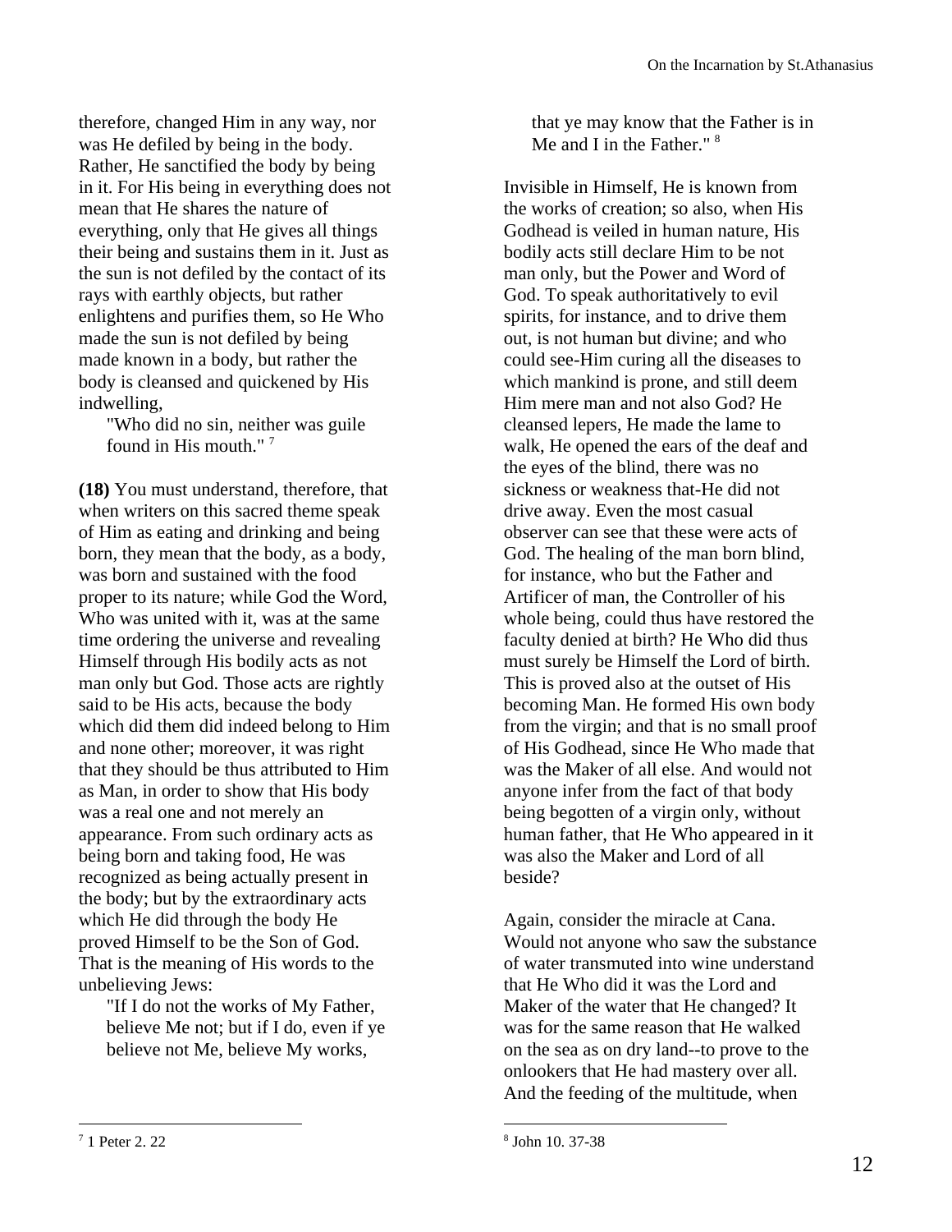therefore, changed Him in any way, nor was He defiled by being in the body. Rather, He sanctified the body by being in it. For His being in everything does not mean that He shares the nature of everything, only that He gives all things their being and sustains them in it. Just as the sun is not defiled by the contact of its rays with earthly objects, but rather enlightens and purifies them, so He Who made the sun is not defiled by being made known in a body, but rather the body is cleansed and quickened by His indwelling,

> "Who did no sin, neither was guile found in His mouth." [7]

**(18)** You must understand, therefore, that when writers on this sacred theme speak of Him as eating and drinking and being born, they mean that the body, as a body, was born and sustained with the food proper to its nature; while God the Word, Who was united with it, was at the same time ordering the universe and revealing Himself through His bodily acts as not man only but God. Those acts are rightly said to be His acts, because the body which did them did indeed belong to Him and none other; moreover, it was right that they should be thus attributed to Him as Man, in order to show that His body was a real one and not merely an appearance. From such ordinary acts as being born and taking food, He was recognized as being actually present in the body; but by the extraordinary acts which He did through the body He proved Himself to be the Son of God. That is the meaning of His words to the unbelieving Jews:

> "If I do not the works of My Father, believe Me not; but if I do, even if ye believe not Me, believe My works, that ye may know that the Father is in Me and I in the Father." [8]

Invisible in Himself, He is known from the works of creation; so also, when His Godhead is veiled in human nature, His bodily acts still declare Him to be not man only, but the Power and Word of God. To speak authoritatively to evil spirits, for instance, and to drive them out, is not human but divine; and who could see-Him curing all the diseases to which mankind is prone, and still deem Him mere man and not also God? He cleansed lepers, He made the lame to walk, He opened the ears of the deaf and the eyes of the blind, there was no sickness or weakness that-He did not drive away. Even the most casual observer can see that these were acts of God. The healing of the man born blind, for instance, who but the Father and Artificer of man, the Controller of his whole being, could thus have restored the faculty denied at birth? He Who did thus must surely be Himself the Lord of birth. This is proved also at the outset of His becoming Man. He formed His own body from the virgin; and that is no small proof of His Godhead, since He Who made that was the Maker of all else. And would not anyone infer from the fact of that body being begotten of a virgin only, without human father, that He Who appeared in it was also the Maker and Lord of all beside?

Again, consider the miracle at Cana. Would not anyone who saw the substance of water transmuted into wine understand that He Who did it was the Lord and Maker of the water that He changed? It was for the same reason that He walked on the sea as on dry land--to prove to the onlookers that He had mastery over all. And the feeding of the multitude, when

---

[7] 1 Peter 2. 22

[8] John 10. 37-38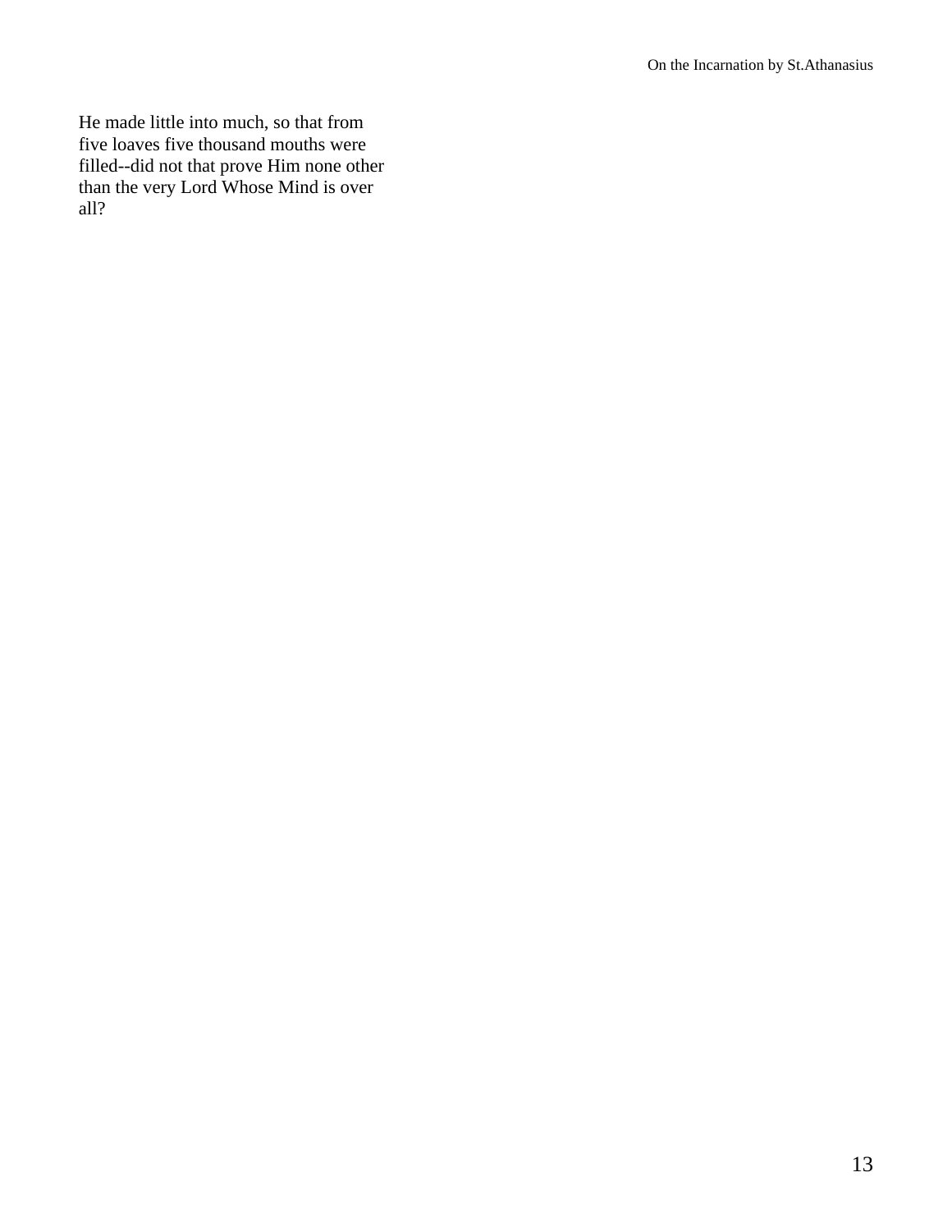He made little into much, so that from five loaves five thousand mouths were filled--did not that prove Him none other than the very Lord Whose Mind is over all?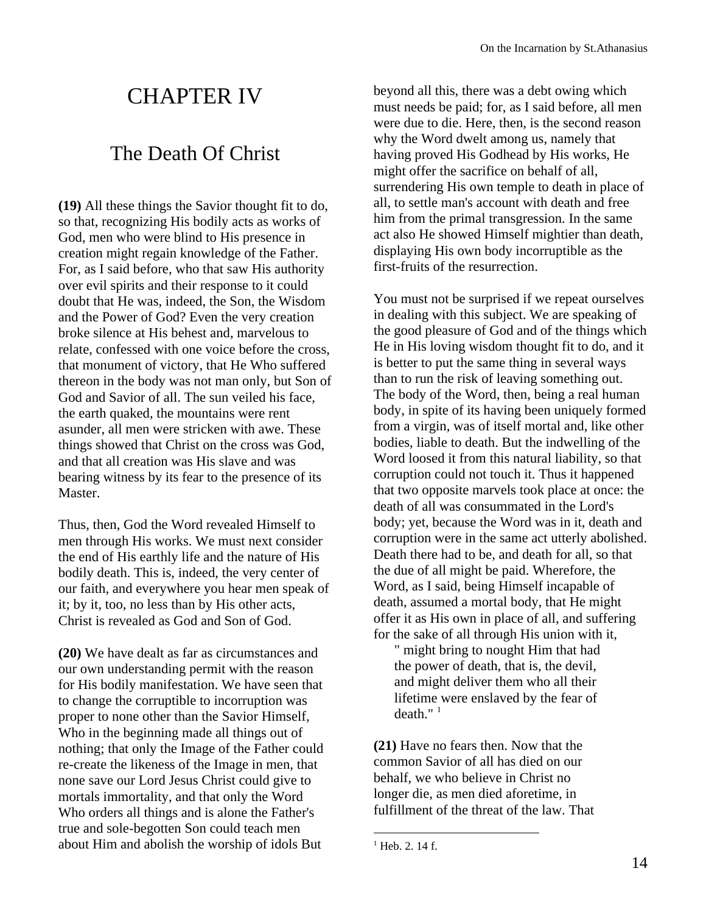# CHAPTER IV

## The Death Of Christ

**(19)** All these things the Savior thought fit to do, so that, recognizing His bodily acts as works of God, men who were blind to His presence in creation might regain knowledge of the Father. For, as I said before, who that saw His authority over evil spirits and their response to it could doubt that He was, indeed, the Son, the Wisdom and the Power of God? Even the very creation broke silence at His behest and, marvelous to relate, confessed with one voice before the cross, that monument of victory, that He Who suffered thereon in the body was not man only, but Son of God and Savior of all. The sun veiled his face, the earth quaked, the mountains were rent asunder, all men were stricken with awe. These things showed that Christ on the cross was God, and that all creation was His slave and was bearing witness by its fear to the presence of its Master.

Thus, then, God the Word revealed Himself to men through His works. We must next consider the end of His earthly life and the nature of His bodily death. This is, indeed, the very center of our faith, and everywhere you hear men speak of it; by it, too, no less than by His other acts, Christ is revealed as God and Son of God.

**(20)** We have dealt as far as circumstances and our own understanding permit with the reason for His bodily manifestation. We have seen that to change the corruptible to incorruption was proper to none other than the Savior Himself, Who in the beginning made all things out of nothing; that only the Image of the Father could re-create the likeness of the Image in men, that none save our Lord Jesus Christ could give to mortals immortality, and that only the Word Who orders all things and is alone the Father's true and sole-begotten Son could teach men about Him and abolish the worship of idols But beyond all this, there was a debt owing which must needs be paid; for, as I said before, all men were due to die. Here, then, is the second reason why the Word dwelt among us, namely that having proved His Godhead by His works, He might offer the sacrifice on behalf of all, surrendering His own temple to death in place of all, to settle man's account with death and free him from the primal transgression. In the same act also He showed Himself mightier than death, displaying His own body incorruptible as the first-fruits of the resurrection.

You must not be surprised if we repeat ourselves in dealing with this subject. We are speaking of the good pleasure of God and of the things which He in His loving wisdom thought fit to do, and it is better to put the same thing in several ways than to run the risk of leaving something out. The body of the Word, then, being a real human body, in spite of its having been uniquely formed from a virgin, was of itself mortal and, like other bodies, liable to death. But the indwelling of the Word loosed it from this natural liability, so that corruption could not touch it. Thus it happened that two opposite marvels took place at once: the death of all was consummated in the Lord's body; yet, because the Word was in it, death and corruption were in the same act utterly abolished. Death there had to be, and death for all, so that the due of all might be paid. Wherefore, the Word, as I said, being Himself incapable of death, assumed a mortal body, that He might offer it as His own in place of all, and suffering for the sake of all through His union with it,

> " might bring to nought Him that had the power of death, that is, the devil, and might deliver them who all their lifetime were enslaved by the fear of death." [1]

**(21)** Have no fears then. Now that the common Savior of all has died on our behalf, we who believe in Christ no longer die, as men died aforetime, in fulfillment of the threat of the law. That

---

[1] Heb. 2. 14 f.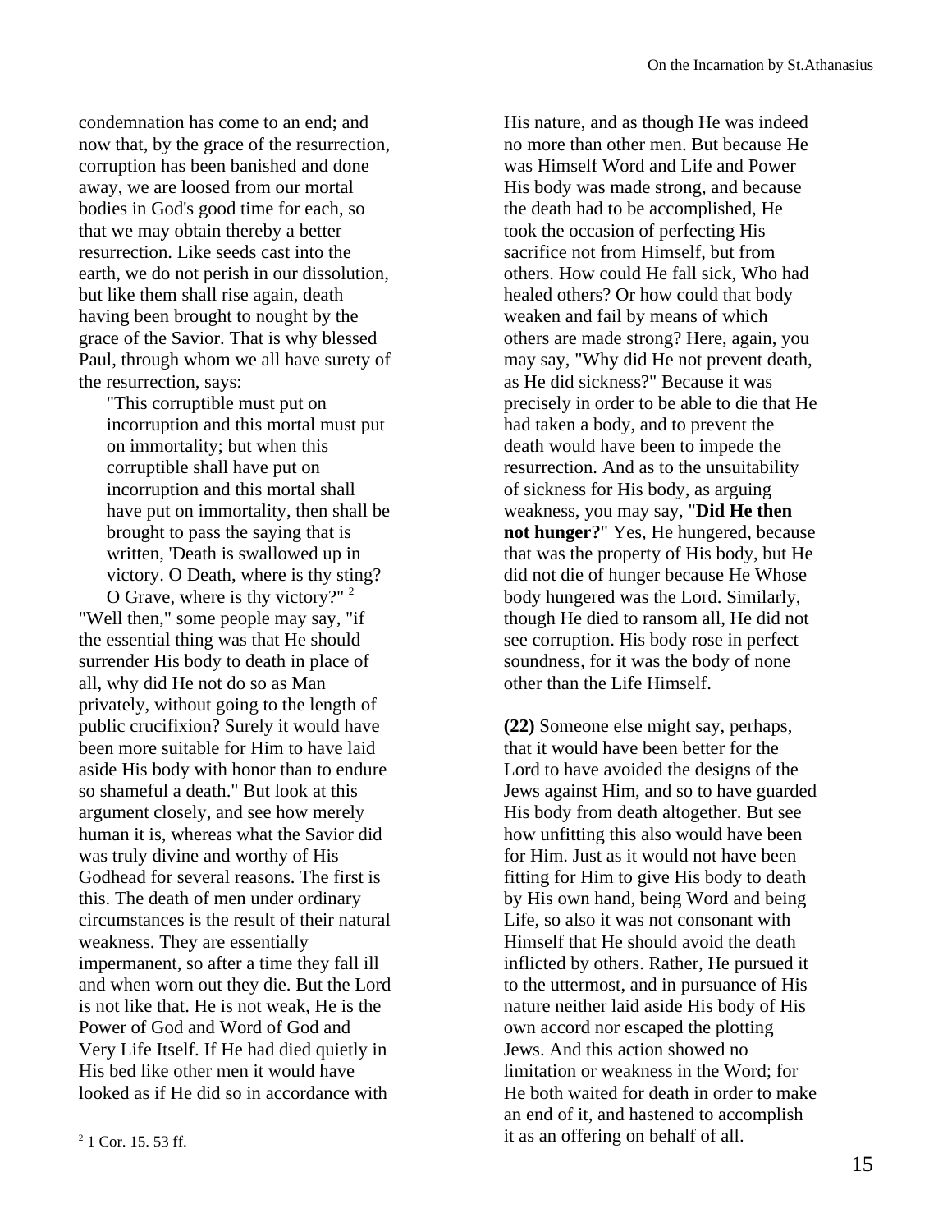condemnation has come to an end; and now that, by the grace of the resurrection, corruption has been banished and done away, we are loosed from our mortal bodies in God's good time for each, so that we may obtain thereby a better resurrection. Like seeds cast into the earth, we do not perish in our dissolution, but like them shall rise again, death having been brought to nought by the grace of the Savior. That is why blessed Paul, through whom we all have surety of the resurrection, says:

> "This corruptible must put on incorruption and this mortal must put on immortality; but when this corruptible shall have put on incorruption and this mortal shall have put on immortality, then shall be brought to pass the saying that is written, 'Death is swallowed up in victory. O Death, where is thy sting? O Grave, where is thy victory?" [2]

"Well then," some people may say, "if the essential thing was that He should surrender His body to death in place of all, why did He not do so as Man privately, without going to the length of public crucifixion? Surely it would have been more suitable for Him to have laid aside His body with honor than to endure so shameful a death." But look at this argument closely, and see how merely human it is, whereas what the Savior did was truly divine and worthy of His Godhead for several reasons. The first is this. The death of men under ordinary circumstances is the result of their natural weakness. They are essentially impermanent, so after a time they fall ill and when worn out they die. But the Lord is not like that. He is not weak, He is the Power of God and Word of God and Very Life Itself. If He had died quietly in His bed like other men it would have looked as if He did so in accordance with His nature, and as though He was indeed no more than other men. But because He was Himself Word and Life and Power His body was made strong, and because the death had to be accomplished, He took the occasion of perfecting His sacrifice not from Himself, but from others. How could He fall sick, Who had healed others? Or how could that body weaken and fail by means of which others are made strong? Here, again, you may say, "Why did He not prevent death, as He did sickness?" Because it was precisely in order to be able to die that He had taken a body, and to prevent the death would have been to impede the resurrection. And as to the unsuitability of sickness for His body, as arguing weakness, you may say, "**Did He then not hunger?**" Yes, He hungered, because that was the property of His body, but He did not die of hunger because He Whose body hungered was the Lord. Similarly, though He died to ransom all, He did not see corruption. His body rose in perfect soundness, for it was the body of none other than the Life Himself.

**(22)** Someone else might say, perhaps, that it would have been better for the Lord to have avoided the designs of the Jews against Him, and so to have guarded His body from death altogether. But see how unfitting this also would have been for Him. Just as it would not have been fitting for Him to give His body to death by His own hand, being Word and being Life, so also it was not consonant with Himself that He should avoid the death inflicted by others. Rather, He pursued it to the uttermost, and in pursuance of His nature neither laid aside His body of His own accord nor escaped the plotting Jews. And this action showed no limitation or weakness in the Word; for He both waited for death in order to make an end of it, and hastened to accomplish it as an offering on behalf of all.

[2] 1 Cor. 15. 53 ff.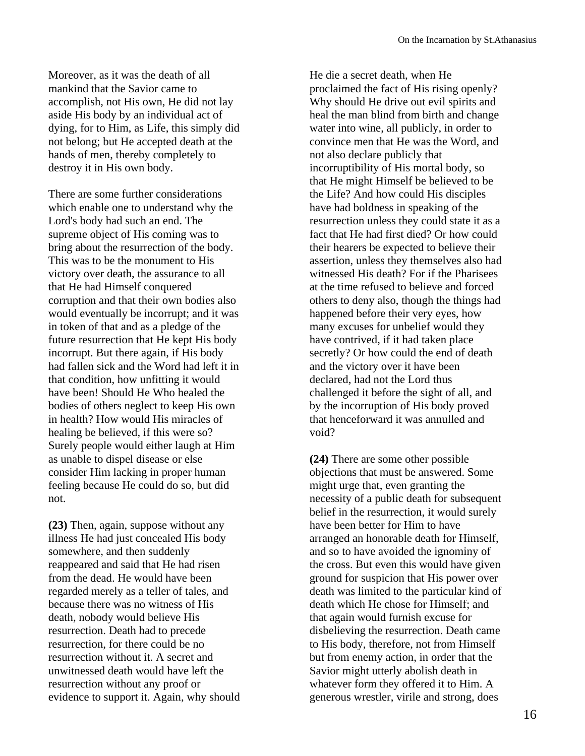Moreover, as it was the death of all mankind that the Savior came to accomplish, not His own, He did not lay aside His body by an individual act of dying, for to Him, as Life, this simply did not belong; but He accepted death at the hands of men, thereby completely to destroy it in His own body.

There are some further considerations which enable one to understand why the Lord's body had such an end. The supreme object of His coming was to bring about the resurrection of the body. This was to be the monument to His victory over death, the assurance to all that He had Himself conquered corruption and that their own bodies also would eventually be incorrupt; and it was in token of that and as a pledge of the future resurrection that He kept His body incorrupt. But there again, if His body had fallen sick and the Word had left it in that condition, how unfitting it would have been! Should He Who healed the bodies of others neglect to keep His own in health? How would His miracles of healing be believed, if this were so? Surely people would either laugh at Him as unable to dispel disease or else consider Him lacking in proper human feeling because He could do so, but did not.

**(23)** Then, again, suppose without any illness He had just concealed His body somewhere, and then suddenly reappeared and said that He had risen from the dead. He would have been regarded merely as a teller of tales, and because there was no witness of His death, nobody would believe His resurrection. Death had to precede resurrection, for there could be no resurrection without it. A secret and unwitnessed death would have left the resurrection without any proof or evidence to support it. Again, why should He die a secret death, when He proclaimed the fact of His rising openly? Why should He drive out evil spirits and heal the man blind from birth and change water into wine, all publicly, in order to convince men that He was the Word, and not also declare publicly that incorruptibility of His mortal body, so that He might Himself be believed to be the Life? And how could His disciples have had boldness in speaking of the resurrection unless they could state it as a fact that He had first died? Or how could their hearers be expected to believe their assertion, unless they themselves also had witnessed His death? For if the Pharisees at the time refused to believe and forced others to deny also, though the things had happened before their very eyes, how many excuses for unbelief would they have contrived, if it had taken place secretly? Or how could the end of death and the victory over it have been declared, had not the Lord thus challenged it before the sight of all, and by the incorruption of His body proved that henceforward it was annulled and void?

**(24)** There are some other possible objections that must be answered. Some might urge that, even granting the necessity of a public death for subsequent belief in the resurrection, it would surely have been better for Him to have arranged an honorable death for Himself, and so to have avoided the ignominy of the cross. But even this would have given ground for suspicion that His power over death was limited to the particular kind of death which He chose for Himself; and that again would furnish excuse for disbelieving the resurrection. Death came to His body, therefore, not from Himself but from enemy action, in order that the Savior might utterly abolish death in whatever form they offered it to Him. A generous wrestler, virile and strong, does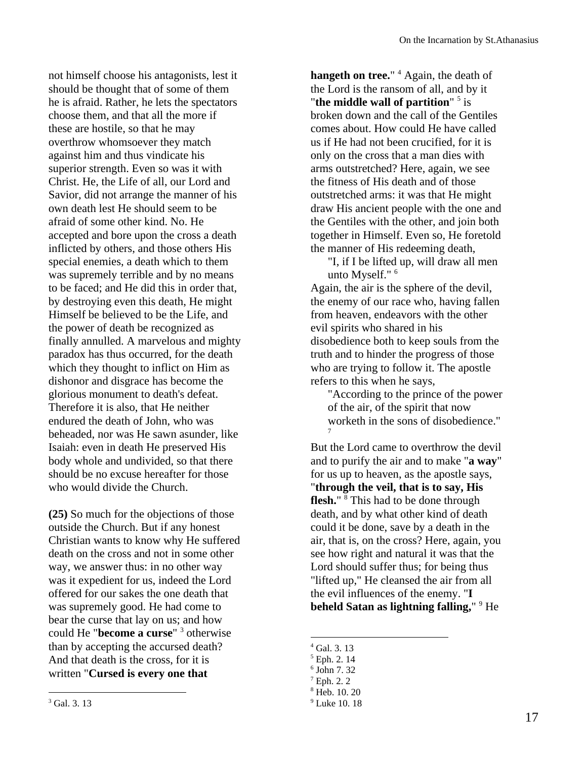not himself choose his antagonists, lest it should be thought that of some of them he is afraid. Rather, he lets the spectators choose them, and that all the more if these are hostile, so that he may overthrow whomsoever they match against him and thus vindicate his superior strength. Even so was it with Christ. He, the Life of all, our Lord and Savior, did not arrange the manner of his own death lest He should seem to be afraid of some other kind. No. He accepted and bore upon the cross a death inflicted by others, and those others His special enemies, a death which to them was supremely terrible and by no means to be faced; and He did this in order that, by destroying even this death, He might Himself be believed to be the Life, and the power of death be recognized as finally annulled. A marvelous and mighty paradox has thus occurred, for the death which they thought to inflict on Him as dishonor and disgrace has become the glorious monument to death's defeat. Therefore it is also, that He neither endured the death of John, who was beheaded, nor was He sawn asunder, like Isaiah: even in death He preserved His body whole and undivided, so that there should be no excuse hereafter for those who would divide the Church.

**(25)** So much for the objections of those outside the Church. But if any honest Christian wants to know why He suffered death on the cross and not in some other way, we answer thus: in no other way was it expedient for us, indeed the Lord offered for our sakes the one death that was supremely good. He had come to bear the curse that lay on us; and how could He "**become a curse**" [3] otherwise than by accepting the accursed death? And that death is the cross, for it is written "**Cursed is every one that hangeth on tree.**" [4] Again, the death of the Lord is the ransom of all, and by it "**the middle wall of partition**" [5] is broken down and the call of the Gentiles comes about. How could He have called us if He had not been crucified, for it is only on the cross that a man dies with arms outstretched? Here, again, we see the fitness of His death and of those outstretched arms: it was that He might draw His ancient people with the one and the Gentiles with the other, and join both together in Himself. Even so, He foretold the manner of His redeeming death,

> "I, if I be lifted up, will draw all men unto Myself." [6]

Again, the air is the sphere of the devil, the enemy of our race who, having fallen from heaven, endeavors with the other evil spirits who shared in his disobedience both to keep souls from the truth and to hinder the progress of those who are trying to follow it. The apostle refers to this when he says,

> "According to the prince of the power of the air, of the spirit that now worketh in the sons of disobedience." [7]

But the Lord came to overthrow the devil and to purify the air and to make "**a way**" for us up to heaven, as the apostle says, "**through the veil, that is to say, His flesh.**" [8] This had to be done through death, and by what other kind of death could it be done, save by a death in the air, that is, on the cross? Here, again, you see how right and natural it was that the Lord should suffer thus; for being thus "lifted up," He cleansed the air from all the evil influences of the enemy. "**I beheld Satan as lightning falling,**" [9] He

---

[3] Gal. 3. 13

[4] Gal. 3. 13

[5] Eph. 2. 14

[6] John 7. 32

[7] Eph. 2. 2

[8] Heb. 10. 20

[9] Luke 10. 18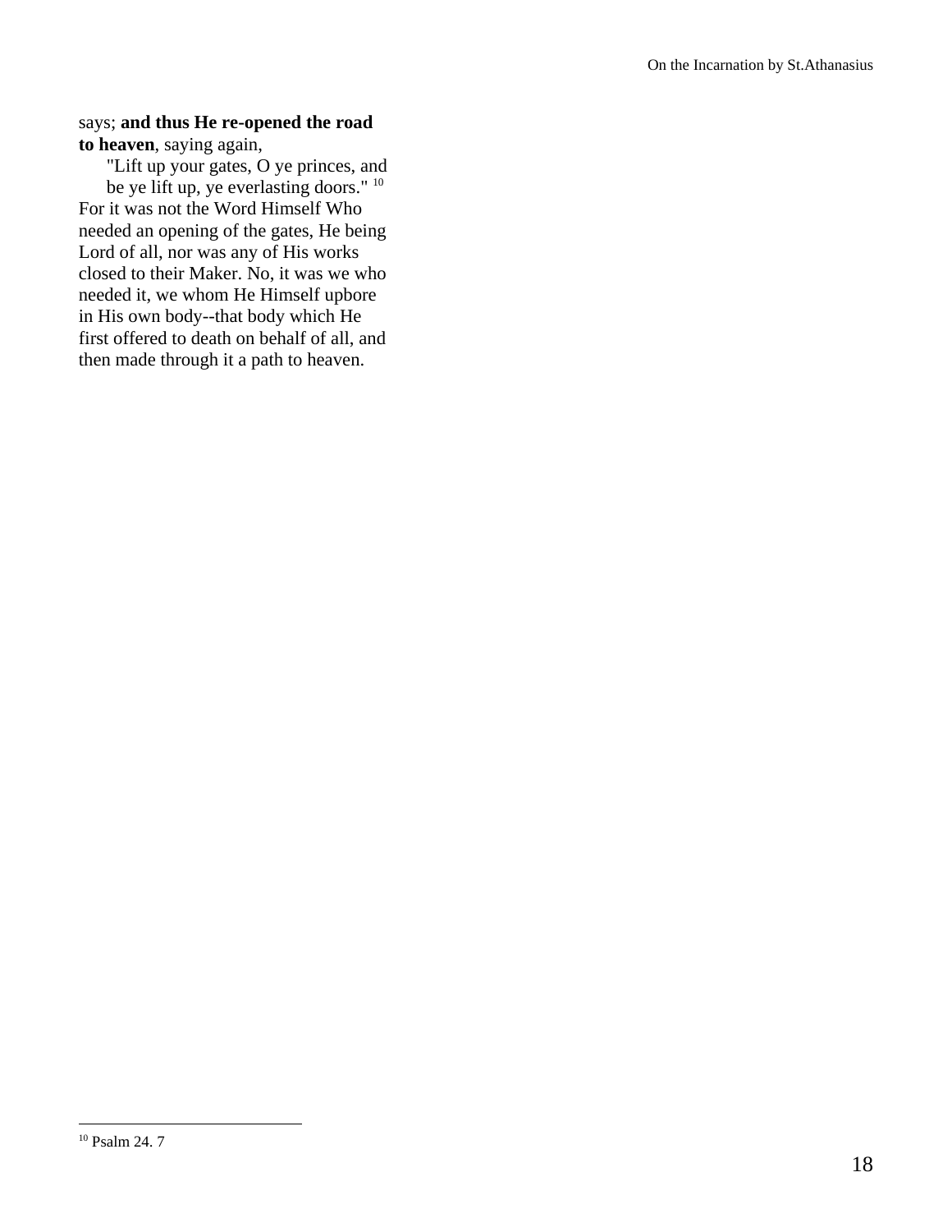says; **and thus He re-opened the road to heaven**, saying again,

> "Lift up your gates, O ye princes, and be ye lift up, ye everlasting doors." [10]

For it was not the Word Himself Who needed an opening of the gates, He being Lord of all, nor was any of His works closed to their Maker. No, it was we who needed it, we whom He Himself upbore in His own body--that body which He first offered to death on behalf of all, and then made through it a path to heaven.

---

[10] Psalm 24. 7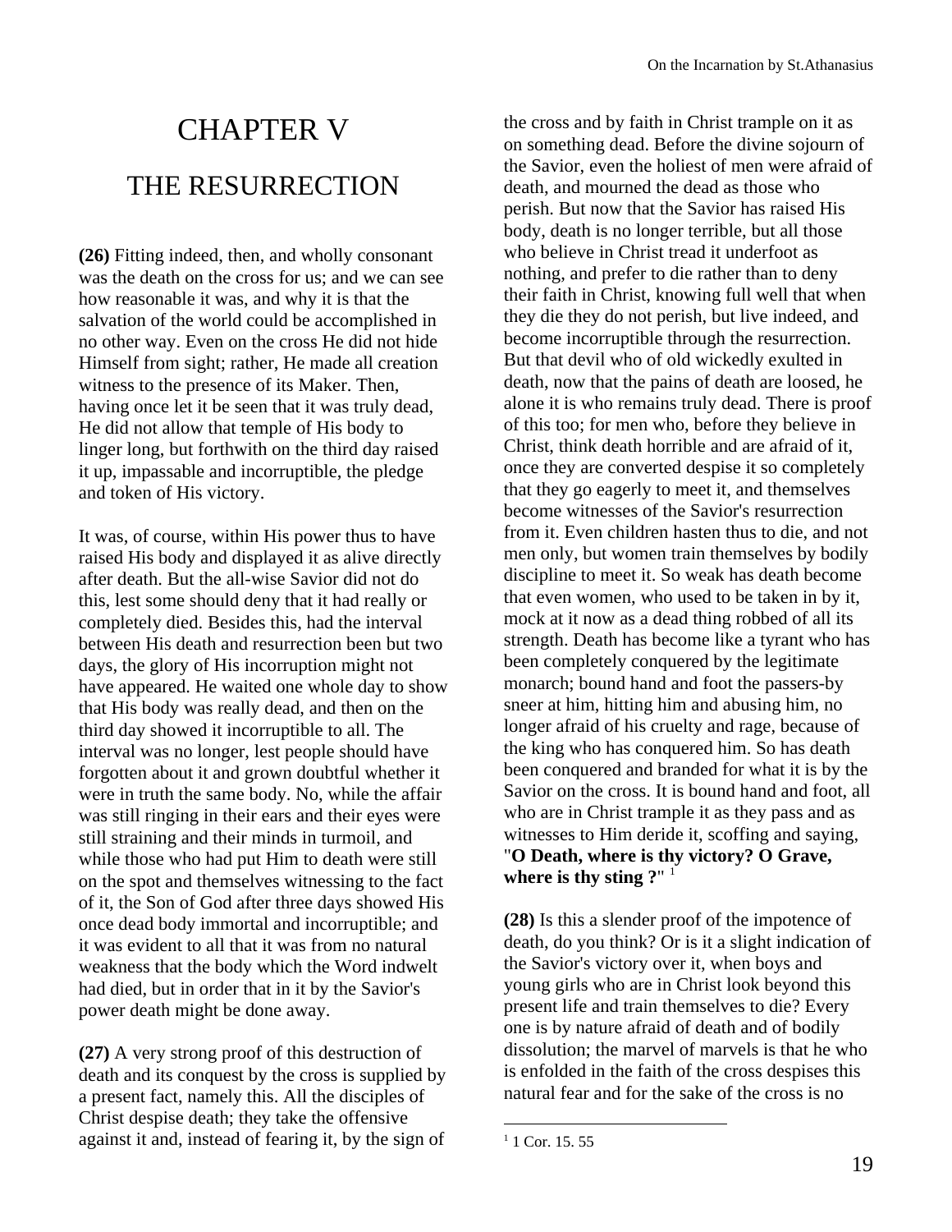# CHAPTER V

## THE RESURRECTION

**(26)** Fitting indeed, then, and wholly consonant was the death on the cross for us; and we can see how reasonable it was, and why it is that the salvation of the world could be accomplished in no other way. Even on the cross He did not hide Himself from sight; rather, He made all creation witness to the presence of its Maker. Then, having once let it be seen that it was truly dead, He did not allow that temple of His body to linger long, but forthwith on the third day raised it up, impassable and incorruptible, the pledge and token of His victory.

It was, of course, within His power thus to have raised His body and displayed it as alive directly after death. But the all-wise Savior did not do this, lest some should deny that it had really or completely died. Besides this, had the interval between His death and resurrection been but two days, the glory of His incorruption might not have appeared. He waited one whole day to show that His body was really dead, and then on the third day showed it incorruptible to all. The interval was no longer, lest people should have forgotten about it and grown doubtful whether it were in truth the same body. No, while the affair was still ringing in their ears and their eyes were still straining and their minds in turmoil, and while those who had put Him to death were still on the spot and themselves witnessing to the fact of it, the Son of God after three days showed His once dead body immortal and incorruptible; and it was evident to all that it was from no natural weakness that the body which the Word indwelt had died, but in order that in it by the Savior's power death might be done away.

**(27)** A very strong proof of this destruction of death and its conquest by the cross is supplied by a present fact, namely this. All the disciples of Christ despise death; they take the offensive against it and, instead of fearing it, by the sign of the cross and by faith in Christ trample on it as on something dead. Before the divine sojourn of the Savior, even the holiest of men were afraid of death, and mourned the dead as those who perish. But now that the Savior has raised His body, death is no longer terrible, but all those who believe in Christ tread it underfoot as nothing, and prefer to die rather than to deny their faith in Christ, knowing full well that when they die they do not perish, but live indeed, and become incorruptible through the resurrection. But that devil who of old wickedly exulted in death, now that the pains of death are loosed, he alone it is who remains truly dead. There is proof of this too; for men who, before they believe in Christ, think death horrible and are afraid of it, once they are converted despise it so completely that they go eagerly to meet it, and themselves become witnesses of the Savior's resurrection from it. Even children hasten thus to die, and not men only, but women train themselves by bodily discipline to meet it. So weak has death become that even women, who used to be taken in by it, mock at it now as a dead thing robbed of all its strength. Death has become like a tyrant who has been completely conquered by the legitimate monarch; bound hand and foot the passers-by sneer at him, hitting him and abusing him, no longer afraid of his cruelty and rage, because of the king who has conquered him. So has death been conquered and branded for what it is by the Savior on the cross. It is bound hand and foot, all who are in Christ trample it as they pass and as witnesses to Him deride it, scoffing and saying, "**O Death, where is thy victory? O Grave, where is thy sting ?**" [1]

**(28)** Is this a slender proof of the impotence of death, do you think? Or is it a slight indication of the Savior's victory over it, when boys and young girls who are in Christ look beyond this present life and train themselves to die? Every one is by nature afraid of death and of bodily dissolution; the marvel of marvels is that he who is enfolded in the faith of the cross despises this natural fear and for the sake of the cross is no

[1] 1 Cor. 15. 55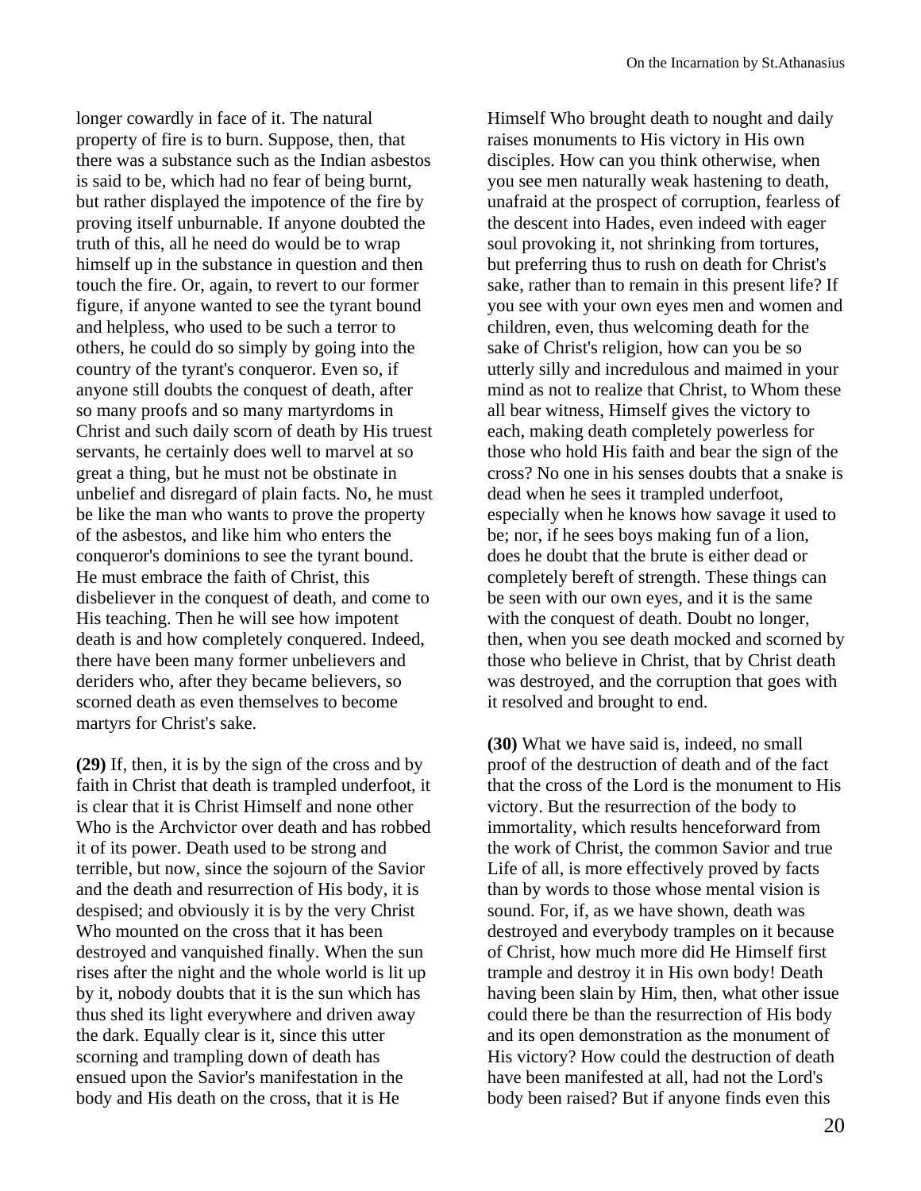longer cowardly in face of it. The natural property of fire is to burn. Suppose, then, that there was a substance such as the Indian asbestos is said to be, which had no fear of being burnt, but rather displayed the impotence of the fire by proving itself unburnable. If anyone doubted the truth of this, all he need do would be to wrap himself up in the substance in question and then touch the fire. Or, again, to revert to our former figure, if anyone wanted to see the tyrant bound and helpless, who used to be such a terror to others, he could do so simply by going into the country of the tyrant's conqueror. Even so, if anyone still doubts the conquest of death, after so many proofs and so many martyrdoms in Christ and such daily scorn of death by His truest servants, he certainly does well to marvel at so great a thing, but he must not be obstinate in unbelief and disregard of plain facts. No, he must be like the man who wants to prove the property of the asbestos, and like him who enters the conqueror's dominions to see the tyrant bound. He must embrace the faith of Christ, this disbeliever in the conquest of death, and come to His teaching. Then he will see how impotent death is and how completely conquered. Indeed, there have been many former unbelievers and deriders who, after they became believers, so scorned death as even themselves to become martyrs for Christ's sake.

**(29)** If, then, it is by the sign of the cross and by faith in Christ that death is trampled underfoot, it is clear that it is Christ Himself and none other Who is the Archvictor over death and has robbed it of its power. Death used to be strong and terrible, but now, since the sojourn of the Savior and the death and resurrection of His body, it is despised; and obviously it is by the very Christ Who mounted on the cross that it has been destroyed and vanquished finally. When the sun rises after the night and the whole world is lit up by it, nobody doubts that it is the sun which has thus shed its light everywhere and driven away the dark. Equally clear is it, since this utter scorning and trampling down of death has ensued upon the Savior's manifestation in the body and His death on the cross, that it is He Himself Who brought death to nought and daily raises monuments to His victory in His own disciples. How can you think otherwise, when you see men naturally weak hastening to death, unafraid at the prospect of corruption, fearless of the descent into Hades, even indeed with eager soul provoking it, not shrinking from tortures, but preferring thus to rush on death for Christ's sake, rather than to remain in this present life? If you see with your own eyes men and women and children, even, thus welcoming death for the sake of Christ's religion, how can you be so utterly silly and incredulous and maimed in your mind as not to realize that Christ, to Whom these all bear witness, Himself gives the victory to each, making death completely powerless for those who hold His faith and bear the sign of the cross? No one in his senses doubts that a snake is dead when he sees it trampled underfoot, especially when he knows how savage it used to be; nor, if he sees boys making fun of a lion, does he doubt that the brute is either dead or completely bereft of strength. These things can be seen with our own eyes, and it is the same with the conquest of death. Doubt no longer, then, when you see death mocked and scorned by those who believe in Christ, that by Christ death was destroyed, and the corruption that goes with it resolved and brought to end.

**(30)** What we have said is, indeed, no small proof of the destruction of death and of the fact that the cross of the Lord is the monument to His victory. But the resurrection of the body to immortality, which results henceforward from the work of Christ, the common Savior and true Life of all, is more effectively proved by facts than by words to those whose mental vision is sound. For, if, as we have shown, death was destroyed and everybody tramples on it because of Christ, how much more did He Himself first trample and destroy it in His own body! Death having been slain by Him, then, what other issue could there be than the resurrection of His body and its open demonstration as the monument of His victory? How could the destruction of death have been manifested at all, had not the Lord's body been raised? But if anyone finds even this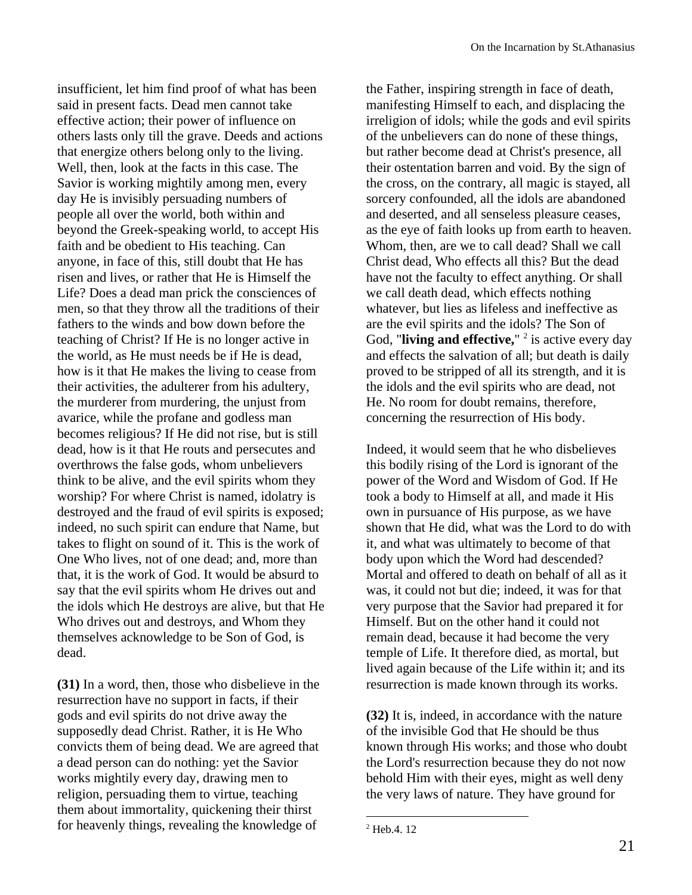insufficient, let him find proof of what has been said in present facts. Dead men cannot take effective action; their power of influence on others lasts only till the grave. Deeds and actions that energize others belong only to the living. Well, then, look at the facts in this case. The Savior is working mightily among men, every day He is invisibly persuading numbers of people all over the world, both within and beyond the Greek-speaking world, to accept His faith and be obedient to His teaching. Can anyone, in face of this, still doubt that He has risen and lives, or rather that He is Himself the Life? Does a dead man prick the consciences of men, so that they throw all the traditions of their fathers to the winds and bow down before the teaching of Christ? If He is no longer active in the world, as He must needs be if He is dead, how is it that He makes the living to cease from their activities, the adulterer from his adultery, the murderer from murdering, the unjust from avarice, while the profane and godless man becomes religious? If He did not rise, but is still dead, how is it that He routs and persecutes and overthrows the false gods, whom unbelievers think to be alive, and the evil spirits whom they worship? For where Christ is named, idolatry is destroyed and the fraud of evil spirits is exposed; indeed, no such spirit can endure that Name, but takes to flight on sound of it. This is the work of One Who lives, not of one dead; and, more than that, it is the work of God. It would be absurd to say that the evil spirits whom He drives out and the idols which He destroys are alive, but that He Who drives out and destroys, and Whom they themselves acknowledge to be Son of God, is dead.

**(31)** In a word, then, those who disbelieve in the resurrection have no support in facts, if their gods and evil spirits do not drive away the supposedly dead Christ. Rather, it is He Who convicts them of being dead. We are agreed that a dead person can do nothing: yet the Savior works mightily every day, drawing men to religion, persuading them to virtue, teaching them about immortality, quickening their thirst for heavenly things, revealing the knowledge of the Father, inspiring strength in face of death, manifesting Himself to each, and displacing the irreligion of idols; while the gods and evil spirits of the unbelievers can do none of these things, but rather become dead at Christ's presence, all their ostentation barren and void. By the sign of the cross, on the contrary, all magic is stayed, all sorcery confounded, all the idols are abandoned and deserted, and all senseless pleasure ceases, as the eye of faith looks up from earth to heaven. Whom, then, are we to call dead? Shall we call Christ dead, Who effects all this? But the dead have not the faculty to effect anything. Or shall we call death dead, which effects nothing whatever, but lies as lifeless and ineffective as are the evil spirits and the idols? The Son of God, "**living and effective,**" [2] is active every day and effects the salvation of all; but death is daily proved to be stripped of all its strength, and it is the idols and the evil spirits who are dead, not He. No room for doubt remains, therefore, concerning the resurrection of His body.

Indeed, it would seem that he who disbelieves this bodily rising of the Lord is ignorant of the power of the Word and Wisdom of God. If He took a body to Himself at all, and made it His own in pursuance of His purpose, as we have shown that He did, what was the Lord to do with it, and what was ultimately to become of that body upon which the Word had descended? Mortal and offered to death on behalf of all as it was, it could not but die; indeed, it was for that very purpose that the Savior had prepared it for Himself. But on the other hand it could not remain dead, because it had become the very temple of Life. It therefore died, as mortal, but lived again because of the Life within it; and its resurrection is made known through its works.

**(32)** It is, indeed, in accordance with the nature of the invisible God that He should be thus known through His works; and those who doubt the Lord's resurrection because they do not now behold Him with their eyes, might as well deny the very laws of nature. They have ground for

[2] Heb.4. 12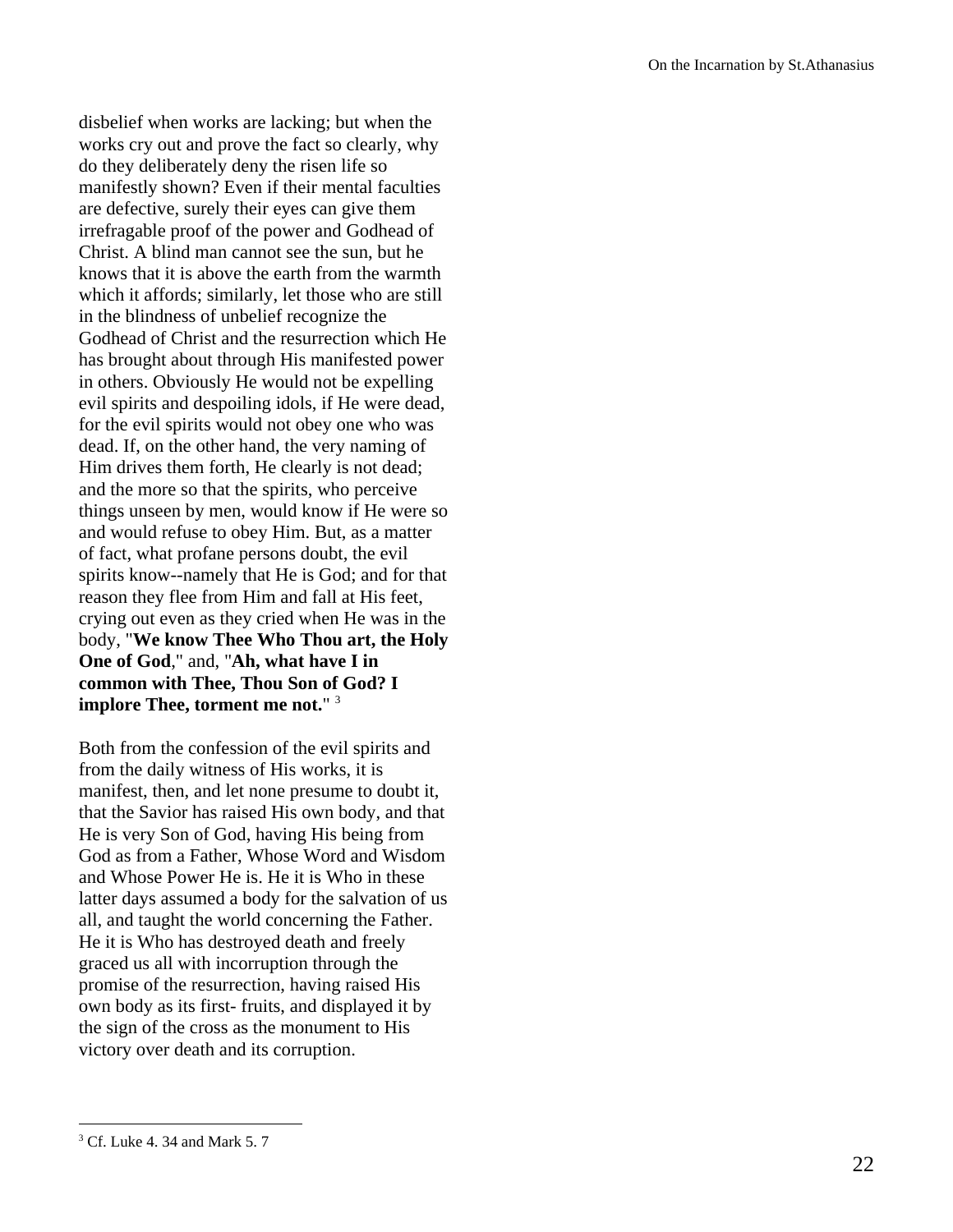disbelief when works are lacking; but when the works cry out and prove the fact so clearly, why do they deliberately deny the risen life so manifestly shown? Even if their mental faculties are defective, surely their eyes can give them irrefragable proof of the power and Godhead of Christ. A blind man cannot see the sun, but he knows that it is above the earth from the warmth which it affords; similarly, let those who are still in the blindness of unbelief recognize the Godhead of Christ and the resurrection which He has brought about through His manifested power in others. Obviously He would not be expelling evil spirits and despoiling idols, if He were dead, for the evil spirits would not obey one who was dead. If, on the other hand, the very naming of Him drives them forth, He clearly is not dead; and the more so that the spirits, who perceive things unseen by men, would know if He were so and would refuse to obey Him. But, as a matter of fact, what profane persons doubt, the evil spirits know--namely that He is God; and for that reason they flee from Him and fall at His feet, crying out even as they cried when He was in the body, "**We know Thee Who Thou art, the Holy One of God**," and, "**Ah, what have I in common with Thee, Thou Son of God? I implore Thee, torment me not.**" [3]

Both from the confession of the evil spirits and from the daily witness of His works, it is manifest, then, and let none presume to doubt it, that the Savior has raised His own body, and that He is very Son of God, having His being from God as from a Father, Whose Word and Wisdom and Whose Power He is. He it is Who in these latter days assumed a body for the salvation of us all, and taught the world concerning the Father. He it is Who has destroyed death and freely graced us all with incorruption through the promise of the resurrection, having raised His own body as its first- fruits, and displayed it by the sign of the cross as the monument to His victory over death and its corruption.

---

[3] Cf. Luke 4. 34 and Mark 5. 7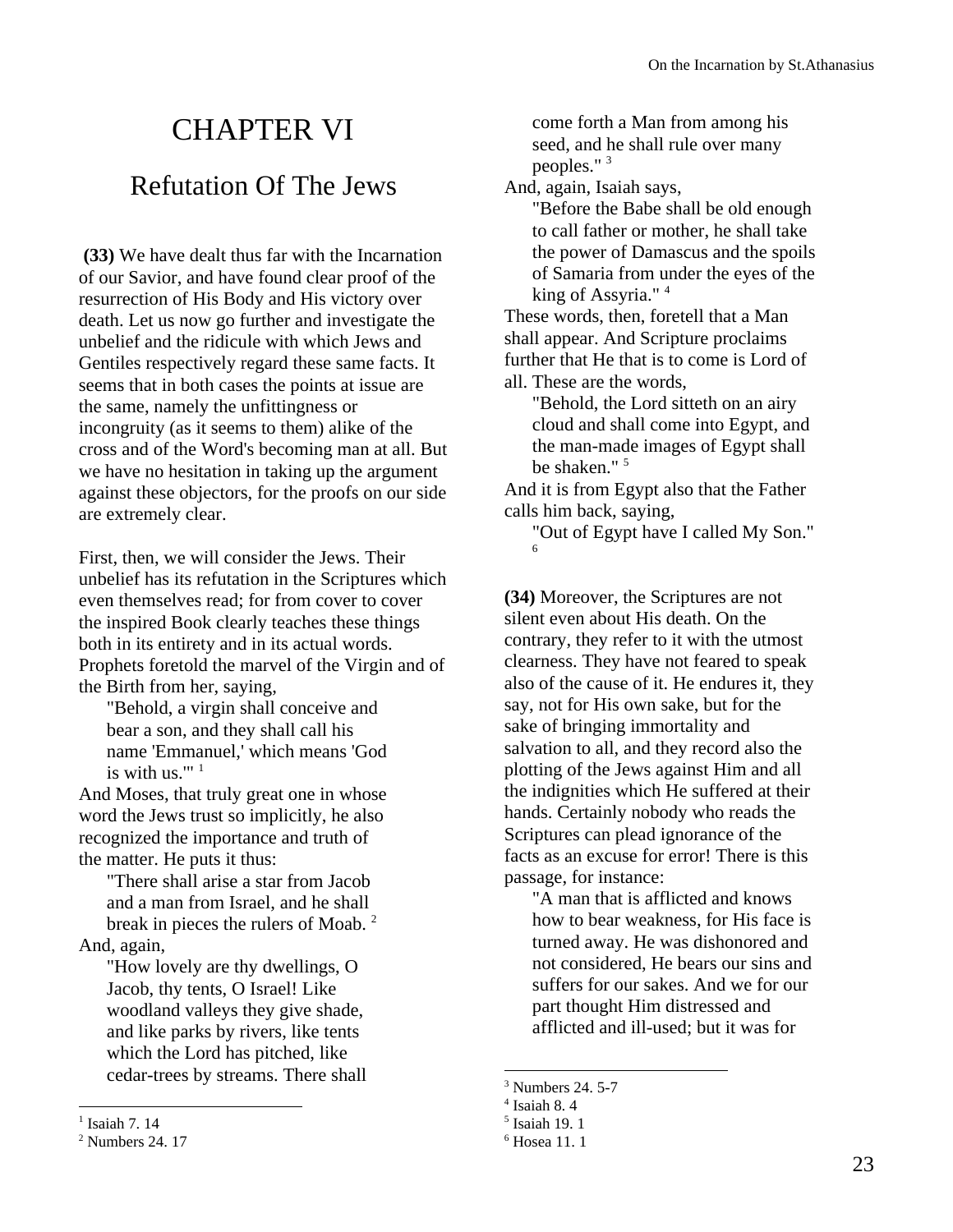# CHAPTER VI

## Refutation Of The Jews

**(33)** We have dealt thus far with the Incarnation of our Savior, and have found clear proof of the resurrection of His Body and His victory over death. Let us now go further and investigate the unbelief and the ridicule with which Jews and Gentiles respectively regard these same facts. It seems that in both cases the points at issue are the same, namely the unfittingness or incongruity (as it seems to them) alike of the cross and of the Word's becoming man at all. But we have no hesitation in taking up the argument against these objectors, for the proofs on our side are extremely clear.

First, then, we will consider the Jews. Their unbelief has its refutation in the Scriptures which even themselves read; for from cover to cover the inspired Book clearly teaches these things both in its entirety and in its actual words. Prophets foretold the marvel of the Virgin and of the Birth from her, saying,

> "Behold, a virgin shall conceive and bear a son, and they shall call his name 'Emmanuel,' which means 'God is with us.'" [1]

And Moses, that truly great one in whose word the Jews trust so implicitly, he also recognized the importance and truth of the matter. He puts it thus:

> "There shall arise a star from Jacob and a man from Israel, and he shall break in pieces the rulers of Moab. [2]

And, again,

> "How lovely are thy dwellings, O Jacob, thy tents, O Israel! Like woodland valleys they give shade, and like parks by rivers, like tents which the Lord has pitched, like cedar-trees by streams. There shall come forth a Man from among his seed, and he shall rule over many peoples." [3]

And, again, Isaiah says,

> "Before the Babe shall be old enough to call father or mother, he shall take the power of Damascus and the spoils of Samaria from under the eyes of the king of Assyria." [4]

These words, then, foretell that a Man shall appear. And Scripture proclaims further that He that is to come is Lord of all. These are the words,

> "Behold, the Lord sitteth on an airy cloud and shall come into Egypt, and the man-made images of Egypt shall be shaken." [5]

And it is from Egypt also that the Father calls him back, saying,

> "Out of Egypt have I called My Son." [6]

**(34)** Moreover, the Scriptures are not silent even about His death. On the contrary, they refer to it with the utmost clearness. They have not feared to speak also of the cause of it. He endures it, they say, not for His own sake, but for the sake of bringing immortality and salvation to all, and they record also the plotting of the Jews against Him and all the indignities which He suffered at their hands. Certainly nobody who reads the Scriptures can plead ignorance of the facts as an excuse for error! There is this passage, for instance:

> "A man that is afflicted and knows how to bear weakness, for His face is turned away. He was dishonored and not considered, He bears our sins and suffers for our sakes. And we for our part thought Him distressed and afflicted and ill-used; but it was for

---

[1] Isaiah 7. 14

[2] Numbers 24. 17

[3] Numbers 24. 5-7

[4] Isaiah 8. 4

[5] Isaiah 19. 1

[6] Hosea 11. 1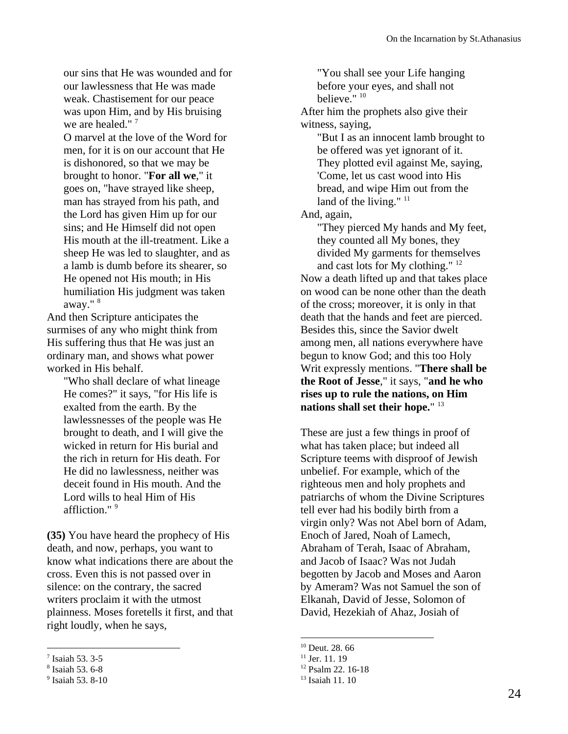our sins that He was wounded and for our lawlessness that He was made weak. Chastisement for our peace was upon Him, and by His bruising we are healed." [7]

O marvel at the love of the Word for men, for it is on our account that He is dishonored, so that we may be brought to honor. "**For all we**," it goes on, "have strayed like sheep, man has strayed from his path, and the Lord has given Him up for our sins; and He Himself did not open His mouth at the ill-treatment. Like a sheep He was led to slaughter, and as a lamb is dumb before its shearer, so He opened not His mouth; in His humiliation His judgment was taken away." [8]

And then Scripture anticipates the surmises of any who might think from His suffering thus that He was just an ordinary man, and shows what power worked in His behalf.

"Who shall declare of what lineage He comes?" it says, "for His life is exalted from the earth. By the lawlessnesses of the people was He brought to death, and I will give the wicked in return for His burial and the rich in return for His death. For He did no lawlessness, neither was deceit found in His mouth. And the Lord wills to heal Him of His affliction." [9]

**(35)** You have heard the prophecy of His death, and now, perhaps, you want to know what indications there are about the cross. Even this is not passed over in silence: on the contrary, the sacred writers proclaim it with the utmost plainness. Moses foretells it first, and that right loudly, when he says,

"You shall see your Life hanging before your eyes, and shall not believe." [10]

After him the prophets also give their witness, saying,

"But I as an innocent lamb brought to be offered was yet ignorant of it. They plotted evil against Me, saying, 'Come, let us cast wood into His bread, and wipe Him out from the land of the living." [11]

And, again,

"They pierced My hands and My feet, they counted all My bones, they divided My garments for themselves and cast lots for My clothing." [12]

Now a death lifted up and that takes place on wood can be none other than the death of the cross; moreover, it is only in that death that the hands and feet are pierced. Besides this, since the Savior dwelt among men, all nations everywhere have begun to know God; and this too Holy Writ expressly mentions. "**There shall be the Root of Jesse**," it says, "**and he who rises up to rule the nations, on Him nations shall set their hope.**" [13]

These are just a few things in proof of what has taken place; but indeed all Scripture teems with disproof of Jewish unbelief. For example, which of the righteous men and holy prophets and patriarchs of whom the Divine Scriptures tell ever had his bodily birth from a virgin only? Was not Abel born of Adam, Enoch of Jared, Noah of Lamech, Abraham of Terah, Isaac of Abraham, and Jacob of Isaac? Was not Judah begotten by Jacob and Moses and Aaron by Ameram? Was not Samuel the son of Elkanah, David of Jesse, Solomon of David, Hezekiah of Ahaz, Josiah of

---

[7] Isaiah 53. 3-5
[8] Isaiah 53. 6-8
[9] Isaiah 53. 8-10
[10] Deut. 28. 66
[11] Jer. 11. 19
[12] Psalm 22. 16-18
[13] Isaiah 11. 10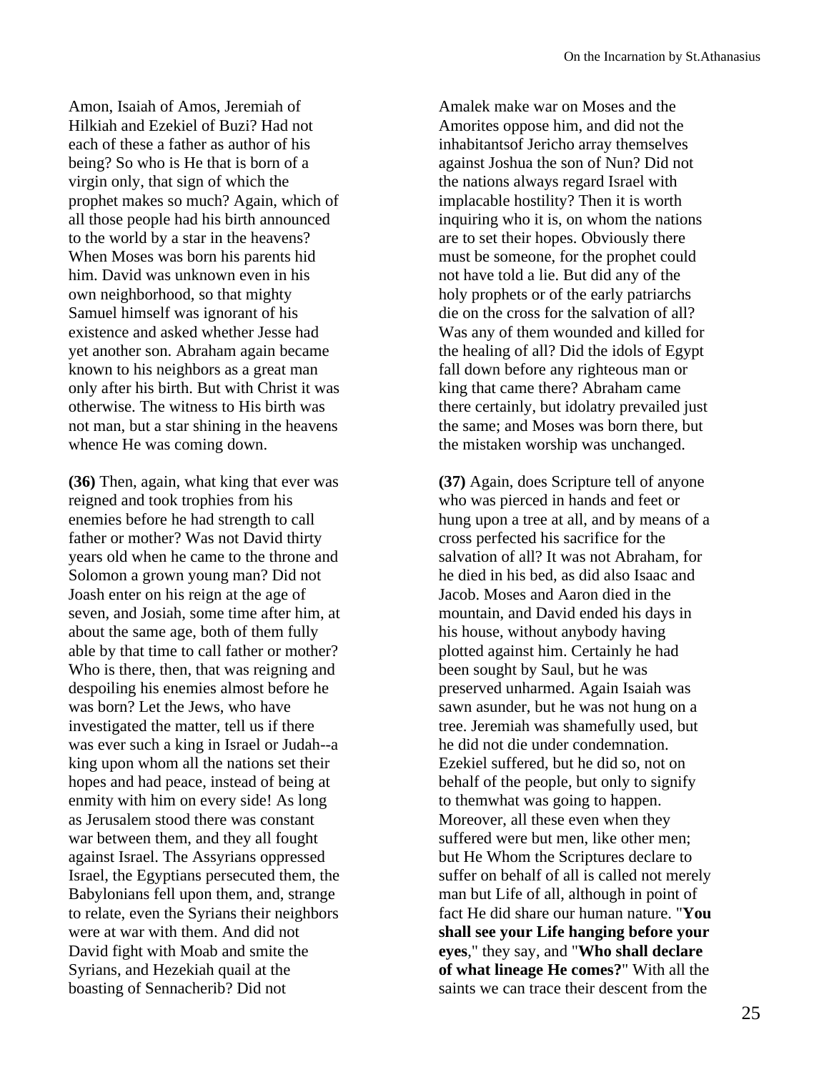Amon, Isaiah of Amos, Jeremiah of Hilkiah and Ezekiel of Buzi? Had not each of these a father as author of his being? So who is He that is born of a virgin only, that sign of which the prophet makes so much? Again, which of all those people had his birth announced to the world by a star in the heavens? When Moses was born his parents hid him. David was unknown even in his own neighborhood, so that mighty Samuel himself was ignorant of his existence and asked whether Jesse had yet another son. Abraham again became known to his neighbors as a great man only after his birth. But with Christ it was otherwise. The witness to His birth was not man, but a star shining in the heavens whence He was coming down.

**(36)** Then, again, what king that ever was reigned and took trophies from his enemies before he had strength to call father or mother? Was not David thirty years old when he came to the throne and Solomon a grown young man? Did not Joash enter on his reign at the age of seven, and Josiah, some time after him, at about the same age, both of them fully able by that time to call father or mother? Who is there, then, that was reigning and despoiling his enemies almost before he was born? Let the Jews, who have investigated the matter, tell us if there was ever such a king in Israel or Judah--a king upon whom all the nations set their hopes and had peace, instead of being at enmity with him on every side! As long as Jerusalem stood there was constant war between them, and they all fought against Israel. The Assyrians oppressed Israel, the Egyptians persecuted them, the Babylonians fell upon them, and, strange to relate, even the Syrians their neighbors were at war with them. And did not David fight with Moab and smite the Syrians, and Hezekiah quail at the boasting of Sennacherib? Did not Amalek make war on Moses and the Amorites oppose him, and did not the inhabitantsof Jericho array themselves against Joshua the son of Nun? Did not the nations always regard Israel with implacable hostility? Then it is worth inquiring who it is, on whom the nations are to set their hopes. Obviously there must be someone, for the prophet could not have told a lie. But did any of the holy prophets or of the early patriarchs die on the cross for the salvation of all? Was any of them wounded and killed for the healing of all? Did the idols of Egypt fall down before any righteous man or king that came there? Abraham came there certainly, but idolatry prevailed just the same; and Moses was born there, but the mistaken worship was unchanged.

**(37)** Again, does Scripture tell of anyone who was pierced in hands and feet or hung upon a tree at all, and by means of a cross perfected his sacrifice for the salvation of all? It was not Abraham, for he died in his bed, as did also Isaac and Jacob. Moses and Aaron died in the mountain, and David ended his days in his house, without anybody having plotted against him. Certainly he had been sought by Saul, but he was preserved unharmed. Again Isaiah was sawn asunder, but he was not hung on a tree. Jeremiah was shamefully used, but he did not die under condemnation. Ezekiel suffered, but he did so, not on behalf of the people, but only to signify to themwhat was going to happen. Moreover, all these even when they suffered were but men, like other men; but He Whom the Scriptures declare to suffer on behalf of all is called not merely man but Life of all, although in point of fact He did share our human nature. "**You shall see your Life hanging before your eyes**," they say, and "**Who shall declare of what lineage He comes?**" With all the saints we can trace their descent from the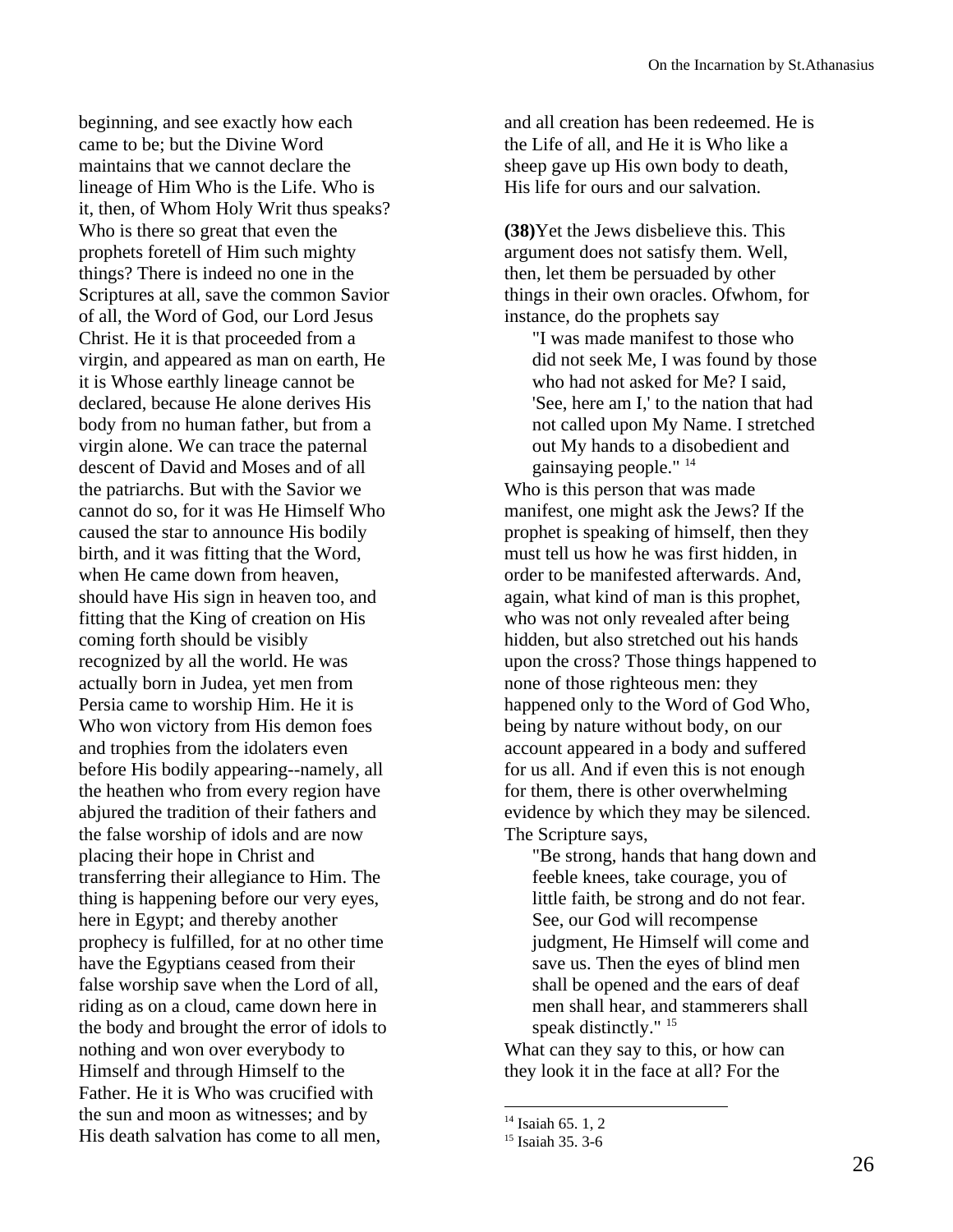beginning, and see exactly how each came to be; but the Divine Word maintains that we cannot declare the lineage of Him Who is the Life. Who is it, then, of Whom Holy Writ thus speaks? Who is there so great that even the prophets foretell of Him such mighty things? There is indeed no one in the Scriptures at all, save the common Savior of all, the Word of God, our Lord Jesus Christ. He it is that proceeded from a virgin, and appeared as man on earth, He it is Whose earthly lineage cannot be declared, because He alone derives His body from no human father, but from a virgin alone. We can trace the paternal descent of David and Moses and of all the patriarchs. But with the Savior we cannot do so, for it was He Himself Who caused the star to announce His bodily birth, and it was fitting that the Word, when He came down from heaven, should have His sign in heaven too, and fitting that the King of creation on His coming forth should be visibly recognized by all the world. He was actually born in Judea, yet men from Persia came to worship Him. He it is Who won victory from His demon foes and trophies from the idolaters even before His bodily appearing--namely, all the heathen who from every region have abjured the tradition of their fathers and the false worship of idols and are now placing their hope in Christ and transferring their allegiance to Him. The thing is happening before our very eyes, here in Egypt; and thereby another prophecy is fulfilled, for at no other time have the Egyptians ceased from their false worship save when the Lord of all, riding as on a cloud, came down here in the body and brought the error of idols to nothing and won over everybody to Himself and through Himself to the Father. He it is Who was crucified with the sun and moon as witnesses; and by His death salvation has come to all men, and all creation has been redeemed. He is the Life of all, and He it is Who like a sheep gave up His own body to death, His life for ours and our salvation.

**(38)**Yet the Jews disbelieve this. This argument does not satisfy them. Well, then, let them be persuaded by other things in their own oracles. Ofwhom, for instance, do the prophets say

> "I was made manifest to those who did not seek Me, I was found by those who had not asked for Me? I said, 'See, here am I,' to the nation that had not called upon My Name. I stretched out My hands to a disobedient and gainsaying people." [14]

Who is this person that was made manifest, one might ask the Jews? If the prophet is speaking of himself, then they must tell us how he was first hidden, in order to be manifested afterwards. And, again, what kind of man is this prophet, who was not only revealed after being hidden, but also stretched out his hands upon the cross? Those things happened to none of those righteous men: they happened only to the Word of God Who, being by nature without body, on our account appeared in a body and suffered for us all. And if even this is not enough for them, there is other overwhelming evidence by which they may be silenced. The Scripture says,

> "Be strong, hands that hang down and feeble knees, take courage, you of little faith, be strong and do not fear. See, our God will recompense judgment, He Himself will come and save us. Then the eyes of blind men shall be opened and the ears of deaf men shall hear, and stammerers shall speak distinctly." [15]

What can they say to this, or how can they look it in the face at all? For the

[14] Isaiah 65. 1, 2

[15] Isaiah 35. 3-6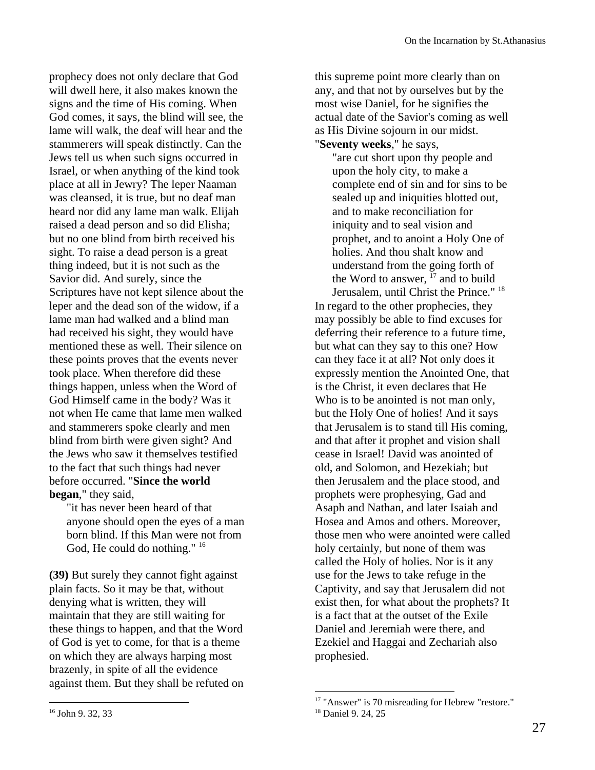prophecy does not only declare that God will dwell here, it also makes known the signs and the time of His coming. When God comes, it says, the blind will see, the lame will walk, the deaf will hear and the stammerers will speak distinctly. Can the Jews tell us when such signs occurred in Israel, or when anything of the kind took place at all in Jewry? The leper Naaman was cleansed, it is true, but no deaf man heard nor did any lame man walk. Elijah raised a dead person and so did Elisha; but no one blind from birth received his sight. To raise a dead person is a great thing indeed, but it is not such as the Savior did. And surely, since the Scriptures have not kept silence about the leper and the dead son of the widow, if a lame man had walked and a blind man had received his sight, they would have mentioned these as well. Their silence on these points proves that the events never took place. When therefore did these things happen, unless when the Word of God Himself came in the body? Was it not when He came that lame men walked and stammerers spoke clearly and men blind from birth were given sight? And the Jews who saw it themselves testified to the fact that such things had never before occurred. "**Since the world began**," they said,

> "it has never been heard of that anyone should open the eyes of a man born blind. If this Man were not from God, He could do nothing." [16]

**(39)** But surely they cannot fight against plain facts. So it may be that, without denying what is written, they will maintain that they are still waiting for these things to happen, and that the Word of God is yet to come, for that is a theme on which they are always harping most brazenly, in spite of all the evidence against them. But they shall be refuted on this supreme point more clearly than on any, and that not by ourselves but by the most wise Daniel, for he signifies the actual date of the Savior's coming as well as His Divine sojourn in our midst. "**Seventy weeks**," he says,

> "are cut short upon thy people and upon the holy city, to make a complete end of sin and for sins to be sealed up and iniquities blotted out, and to make reconciliation for iniquity and to seal vision and prophet, and to anoint a Holy One of holies. And thou shalt know and understand from the going forth of the Word to answer, [17] and to build Jerusalem, until Christ the Prince." [18]

In regard to the other prophecies, they may possibly be able to find excuses for deferring their reference to a future time, but what can they say to this one? How can they face it at all? Not only does it expressly mention the Anointed One, that is the Christ, it even declares that He Who is to be anointed is not man only, but the Holy One of holies! And it says that Jerusalem is to stand till His coming, and that after it prophet and vision shall cease in Israel! David was anointed of old, and Solomon, and Hezekiah; but then Jerusalem and the place stood, and prophets were prophesying, Gad and Asaph and Nathan, and later Isaiah and Hosea and Amos and others. Moreover, those men who were anointed were called holy certainly, but none of them was called the Holy of holies. Nor is it any use for the Jews to take refuge in the Captivity, and say that Jerusalem did not exist then, for what about the prophets? It is a fact that at the outset of the Exile Daniel and Jeremiah were there, and Ezekiel and Haggai and Zechariah also prophesied.

---

[16] John 9. 32, 33

[17] "Answer" is 70 misreading for Hebrew "restore."

[18] Daniel 9. 24, 25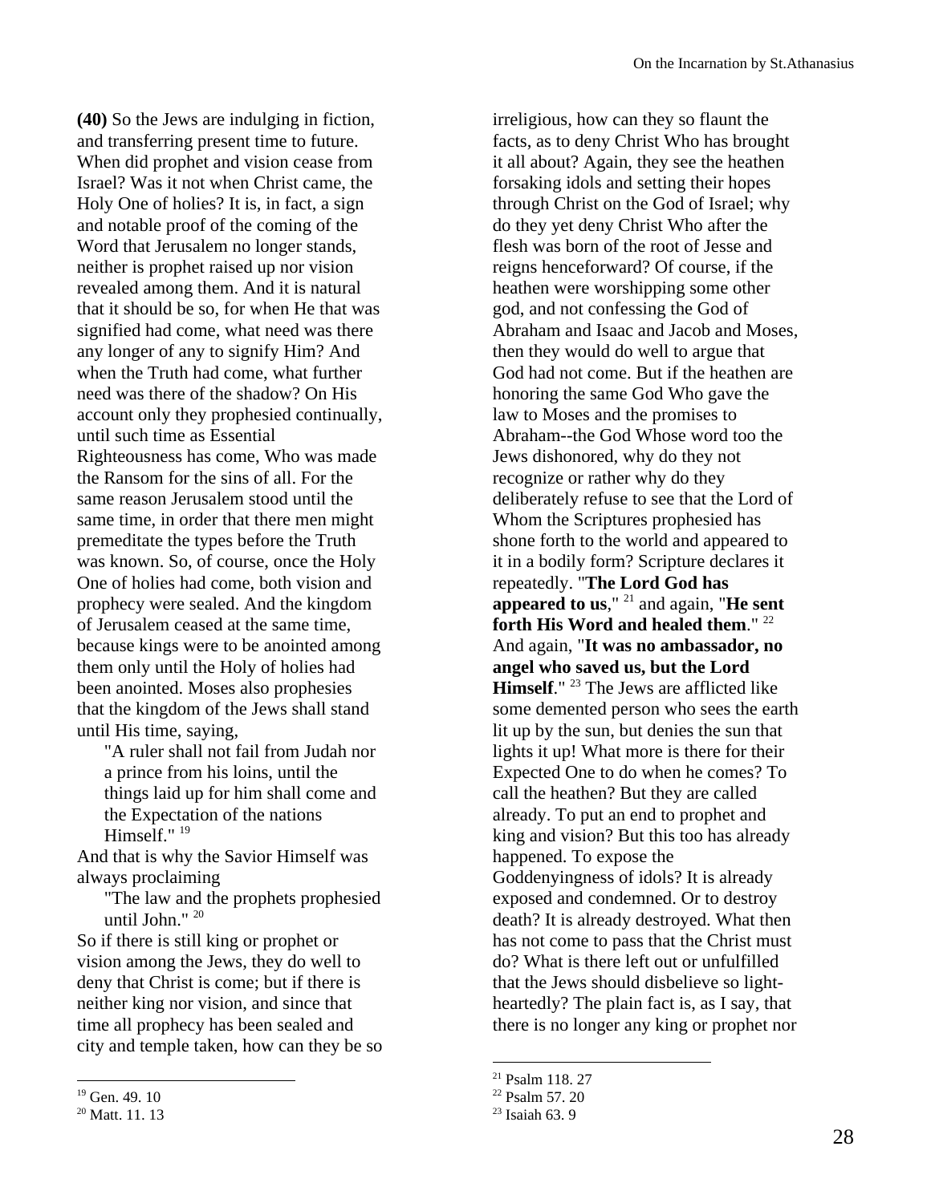**(40)** So the Jews are indulging in fiction, and transferring present time to future. When did prophet and vision cease from Israel? Was it not when Christ came, the Holy One of holies? It is, in fact, a sign and notable proof of the coming of the Word that Jerusalem no longer stands, neither is prophet raised up nor vision revealed among them. And it is natural that it should be so, for when He that was signified had come, what need was there any longer of any to signify Him? And when the Truth had come, what further need was there of the shadow? On His account only they prophesied continually, until such time as Essential Righteousness has come, Who was made the Ransom for the sins of all. For the same reason Jerusalem stood until the same time, in order that there men might premeditate the types before the Truth was known. So, of course, once the Holy One of holies had come, both vision and prophecy were sealed. And the kingdom of Jerusalem ceased at the same time, because kings were to be anointed among them only until the Holy of holies had been anointed. Moses also prophesies that the kingdom of the Jews shall stand until His time, saying,

> "A ruler shall not fail from Judah nor a prince from his loins, until the things laid up for him shall come and the Expectation of the nations Himself." [19]

And that is why the Savior Himself was always proclaiming

> "The law and the prophets prophesied until John." [20]

So if there is still king or prophet or vision among the Jews, they do well to deny that Christ is come; but if there is neither king nor vision, and since that time all prophecy has been sealed and city and temple taken, how can they be so irreligious, how can they so flaunt the facts, as to deny Christ Who has brought it all about? Again, they see the heathen forsaking idols and setting their hopes through Christ on the God of Israel; why do they yet deny Christ Who after the flesh was born of the root of Jesse and reigns henceforward? Of course, if the heathen were worshipping some other god, and not confessing the God of Abraham and Isaac and Jacob and Moses, then they would do well to argue that God had not come. But if the heathen are honoring the same God Who gave the law to Moses and the promises to Abraham--the God Whose word too the Jews dishonored, why do they not recognize or rather why do they deliberately refuse to see that the Lord of Whom the Scriptures prophesied has shone forth to the world and appeared to it in a bodily form? Scripture declares it repeatedly. "**The Lord God has appeared to us**," [21] and again, "**He sent forth His Word and healed them**." [22] And again, "**It was no ambassador, no angel who saved us, but the Lord Himself**." [23] The Jews are afflicted like some demented person who sees the earth lit up by the sun, but denies the sun that lights it up! What more is there for their Expected One to do when he comes? To call the heathen? But they are called already. To put an end to prophet and king and vision? But this too has already happened. To expose the Goddenyingness of idols? It is already exposed and condemned. Or to destroy death? It is already destroyed. What then has not come to pass that the Christ must do? What is there left out or unfulfilled that the Jews should disbelieve so light-heartedly? The plain fact is, as I say, that there is no longer any king or prophet nor

---

[19] Gen. 49. 10
[20] Matt. 11. 13
[21] Psalm 118. 27
[22] Psalm 57. 20
[23] Isaiah 63. 9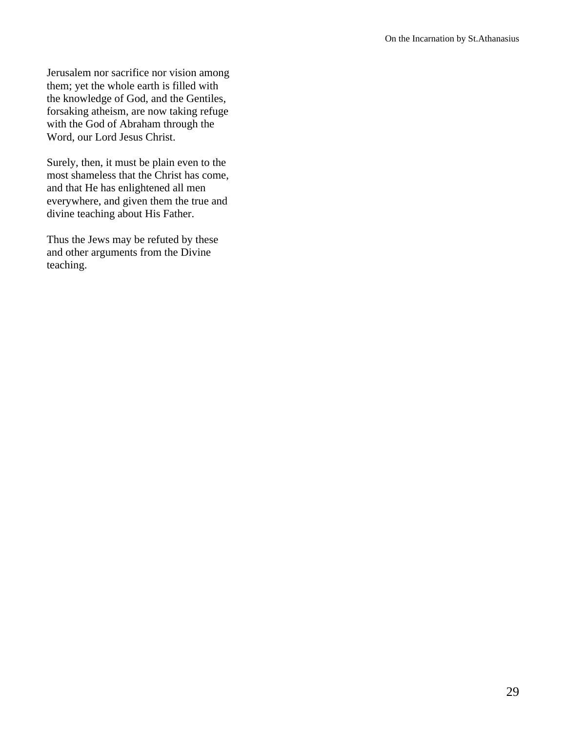Jerusalem nor sacrifice nor vision among them; yet the whole earth is filled with the knowledge of God, and the Gentiles, forsaking atheism, are now taking refuge with the God of Abraham through the Word, our Lord Jesus Christ.

Surely, then, it must be plain even to the most shameless that the Christ has come, and that He has enlightened all men everywhere, and given them the true and divine teaching about His Father.

Thus the Jews may be refuted by these and other arguments from the Divine teaching.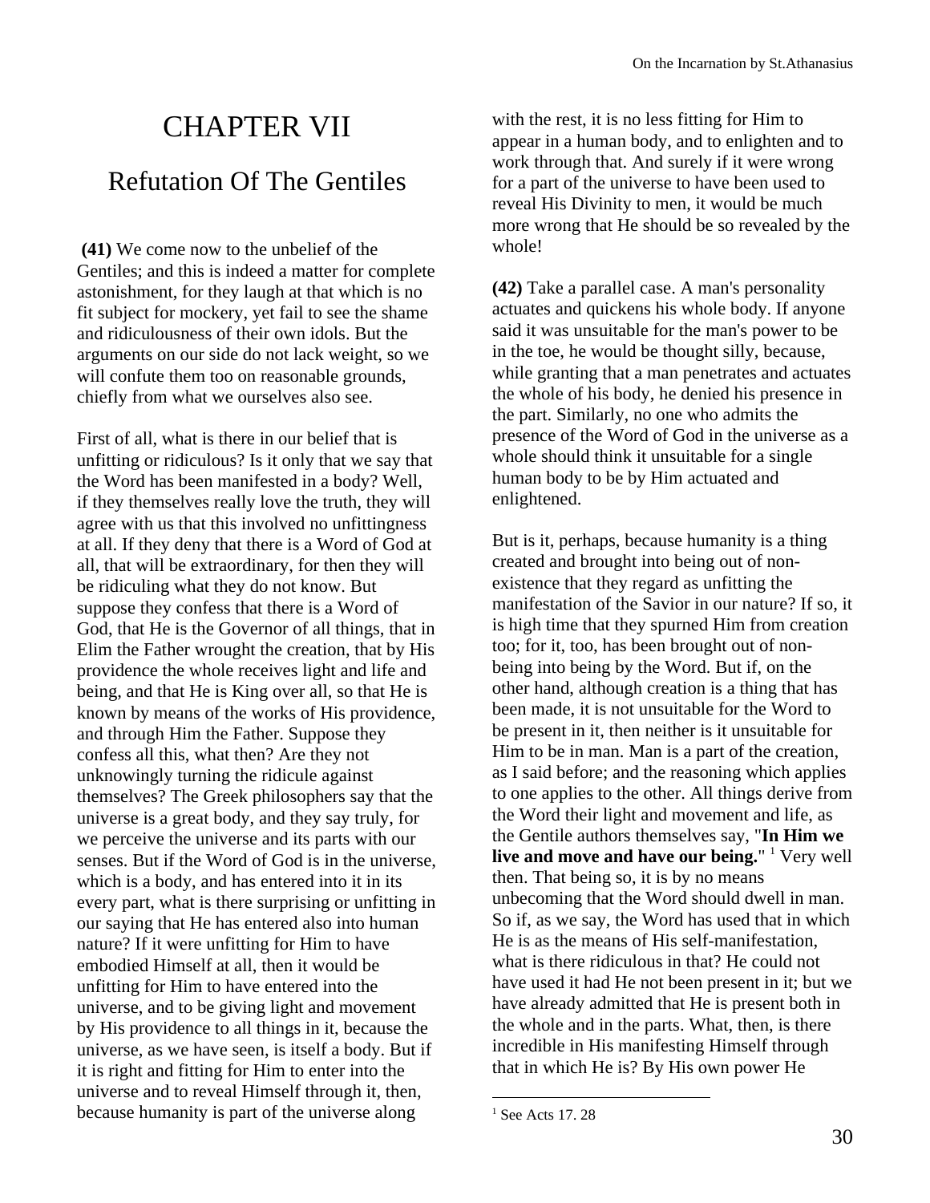# CHAPTER VII

## Refutation Of The Gentiles

**(41)** We come now to the unbelief of the Gentiles; and this is indeed a matter for complete astonishment, for they laugh at that which is no fit subject for mockery, yet fail to see the shame and ridiculousness of their own idols. But the arguments on our side do not lack weight, so we will confute them too on reasonable grounds, chiefly from what we ourselves also see.

First of all, what is there in our belief that is unfitting or ridiculous? Is it only that we say that the Word has been manifested in a body? Well, if they themselves really love the truth, they will agree with us that this involved no unfittingness at all. If they deny that there is a Word of God at all, that will be extraordinary, for then they will be ridiculing what they do not know. But suppose they confess that there is a Word of God, that He is the Governor of all things, that in Elim the Father wrought the creation, that by His providence the whole receives light and life and being, and that He is King over all, so that He is known by means of the works of His providence, and through Him the Father. Suppose they confess all this, what then? Are they not unknowingly turning the ridicule against themselves? The Greek philosophers say that the universe is a great body, and they say truly, for we perceive the universe and its parts with our senses. But if the Word of God is in the universe, which is a body, and has entered into it in its every part, what is there surprising or unfitting in our saying that He has entered also into human nature? If it were unfitting for Him to have embodied Himself at all, then it would be unfitting for Him to have entered into the universe, and to be giving light and movement by His providence to all things in it, because the universe, as we have seen, is itself a body. But if it is right and fitting for Him to enter into the universe and to reveal Himself through it, then, because humanity is part of the universe along with the rest, it is no less fitting for Him to appear in a human body, and to enlighten and to work through that. And surely if it were wrong for a part of the universe to have been used to reveal His Divinity to men, it would be much more wrong that He should be so revealed by the whole!

**(42)** Take a parallel case. A man's personality actuates and quickens his whole body. If anyone said it was unsuitable for the man's power to be in the toe, he would be thought silly, because, while granting that a man penetrates and actuates the whole of his body, he denied his presence in the part. Similarly, no one who admits the presence of the Word of God in the universe as a whole should think it unsuitable for a single human body to be by Him actuated and enlightened.

But is it, perhaps, because humanity is a thing created and brought into being out of non-existence that they regard as unfitting the manifestation of the Savior in our nature? If so, it is high time that they spurned Him from creation too; for it, too, has been brought out of non-being into being by the Word. But if, on the other hand, although creation is a thing that has been made, it is not unsuitable for the Word to be present in it, then neither is it unsuitable for Him to be in man. Man is a part of the creation, as I said before; and the reasoning which applies to one applies to the other. All things derive from the Word their light and movement and life, as the Gentile authors themselves say, "**In Him we live and move and have our being.**"[1] Very well then. That being so, it is by no means unbecoming that the Word should dwell in man. So if, as we say, the Word has used that in which He is as the means of His self-manifestation, what is there ridiculous in that? He could not have used it had He not been present in it; but we have already admitted that He is present both in the whole and in the parts. What, then, is there incredible in His manifesting Himself through that in which He is? By His own power He

---

[1] See Acts 17. 28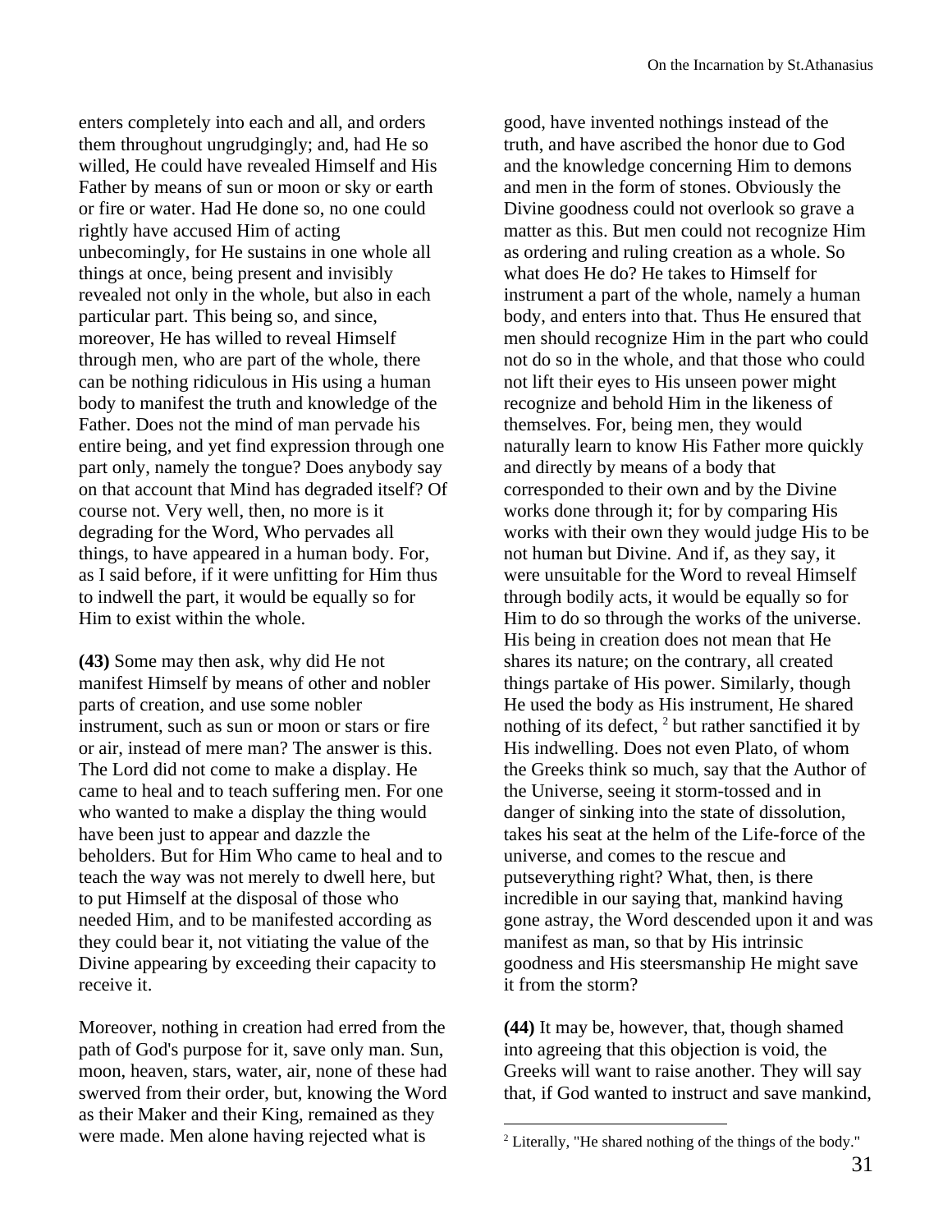enters completely into each and all, and orders them throughout ungrudgingly; and, had He so willed, He could have revealed Himself and His Father by means of sun or moon or sky or earth or fire or water. Had He done so, no one could rightly have accused Him of acting unbecomingly, for He sustains in one whole all things at once, being present and invisibly revealed not only in the whole, but also in each particular part. This being so, and since, moreover, He has willed to reveal Himself through men, who are part of the whole, there can be nothing ridiculous in His using a human body to manifest the truth and knowledge of the Father. Does not the mind of man pervade his entire being, and yet find expression through one part only, namely the tongue? Does anybody say on that account that Mind has degraded itself? Of course not. Very well, then, no more is it degrading for the Word, Who pervades all things, to have appeared in a human body. For, as I said before, if it were unfitting for Him thus to indwell the part, it would be equally so for Him to exist within the whole.

**(43)** Some may then ask, why did He not manifest Himself by means of other and nobler parts of creation, and use some nobler instrument, such as sun or moon or stars or fire or air, instead of mere man? The answer is this. The Lord did not come to make a display. He came to heal and to teach suffering men. For one who wanted to make a display the thing would have been just to appear and dazzle the beholders. But for Him Who came to heal and to teach the way was not merely to dwell here, but to put Himself at the disposal of those who needed Him, and to be manifested according as they could bear it, not vitiating the value of the Divine appearing by exceeding their capacity to receive it.

Moreover, nothing in creation had erred from the path of God's purpose for it, save only man. Sun, moon, heaven, stars, water, air, none of these had swerved from their order, but, knowing the Word as their Maker and their King, remained as they were made. Men alone having rejected what is good, have invented nothings instead of the truth, and have ascribed the honor due to God and the knowledge concerning Him to demons and men in the form of stones. Obviously the Divine goodness could not overlook so grave a matter as this. But men could not recognize Him as ordering and ruling creation as a whole. So what does He do? He takes to Himself for instrument a part of the whole, namely a human body, and enters into that. Thus He ensured that men should recognize Him in the part who could not do so in the whole, and that those who could not lift their eyes to His unseen power might recognize and behold Him in the likeness of themselves. For, being men, they would naturally learn to know His Father more quickly and directly by means of a body that corresponded to their own and by the Divine works done through it; for by comparing His works with their own they would judge His to be not human but Divine. And if, as they say, it were unsuitable for the Word to reveal Himself through bodily acts, it would be equally so for Him to do so through the works of the universe. His being in creation does not mean that He shares its nature; on the contrary, all created things partake of His power. Similarly, though He used the body as His instrument, He shared nothing of its defect, [2] but rather sanctified it by His indwelling. Does not even Plato, of whom the Greeks think so much, say that the Author of the Universe, seeing it storm-tossed and in danger of sinking into the state of dissolution, takes his seat at the helm of the Life-force of the universe, and comes to the rescue and putseverything right? What, then, is there incredible in our saying that, mankind having gone astray, the Word descended upon it and was manifest as man, so that by His intrinsic goodness and His steersmanship He might save it from the storm?

**(44)** It may be, however, that, though shamed into agreeing that this objection is void, the Greeks will want to raise another. They will say that, if God wanted to instruct and save mankind,

[2] Literally, "He shared nothing of the things of the body."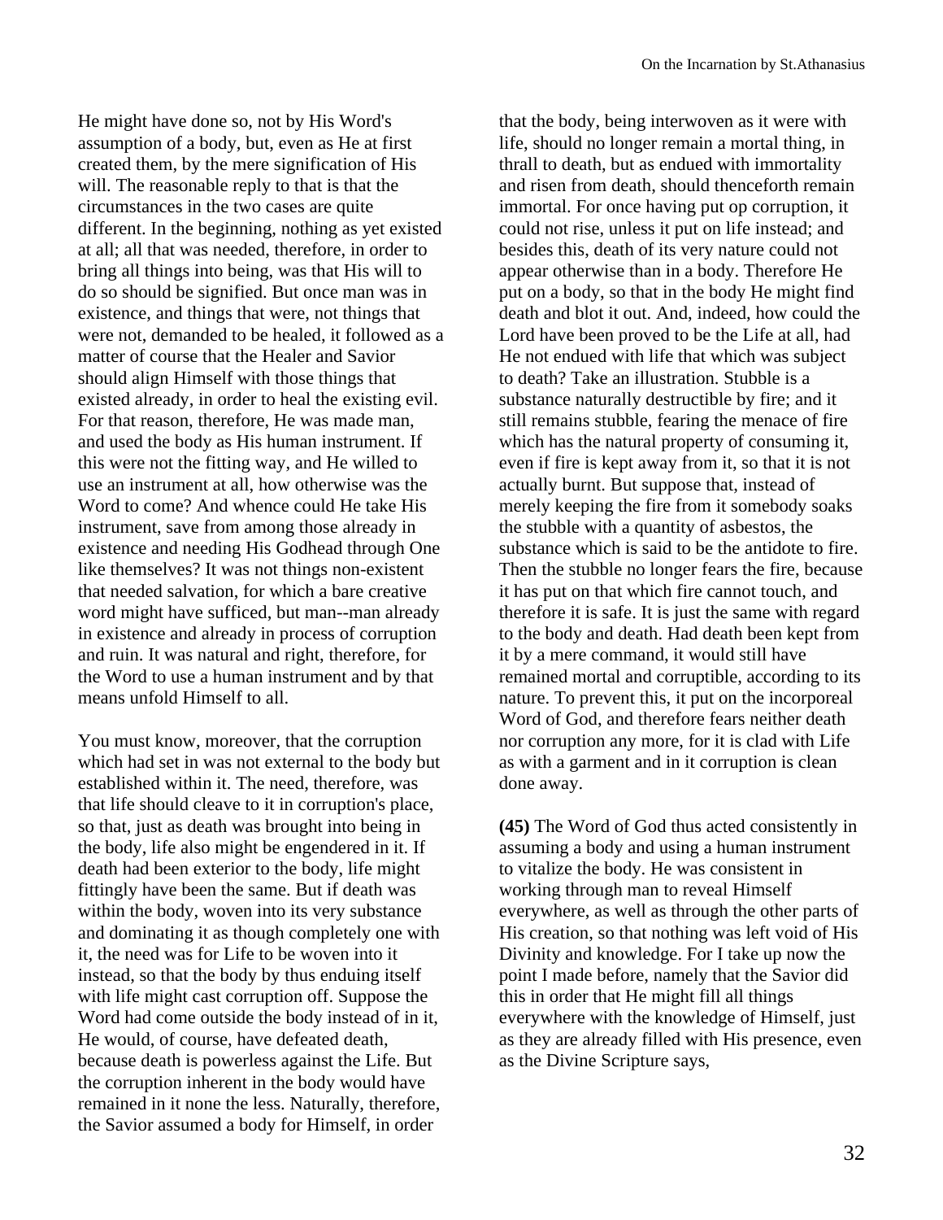He might have done so, not by His Word's assumption of a body, but, even as He at first created them, by the mere signification of His will. The reasonable reply to that is that the circumstances in the two cases are quite different. In the beginning, nothing as yet existed at all; all that was needed, therefore, in order to bring all things into being, was that His will to do so should be signified. But once man was in existence, and things that were, not things that were not, demanded to be healed, it followed as a matter of course that the Healer and Savior should align Himself with those things that existed already, in order to heal the existing evil. For that reason, therefore, He was made man, and used the body as His human instrument. If this were not the fitting way, and He willed to use an instrument at all, how otherwise was the Word to come? And whence could He take His instrument, save from among those already in existence and needing His Godhead through One like themselves? It was not things non-existent that needed salvation, for which a bare creative word might have sufficed, but man--man already in existence and already in process of corruption and ruin. It was natural and right, therefore, for the Word to use a human instrument and by that means unfold Himself to all.

You must know, moreover, that the corruption which had set in was not external to the body but established within it. The need, therefore, was that life should cleave to it in corruption's place, so that, just as death was brought into being in the body, life also might be engendered in it. If death had been exterior to the body, life might fittingly have been the same. But if death was within the body, woven into its very substance and dominating it as though completely one with it, the need was for Life to be woven into it instead, so that the body by thus enduing itself with life might cast corruption off. Suppose the Word had come outside the body instead of in it, He would, of course, have defeated death, because death is powerless against the Life. But the corruption inherent in the body would have remained in it none the less. Naturally, therefore, the Savior assumed a body for Himself, in order that the body, being interwoven as it were with life, should no longer remain a mortal thing, in thrall to death, but as endued with immortality and risen from death, should thenceforth remain immortal. For once having put op corruption, it could not rise, unless it put on life instead; and besides this, death of its very nature could not appear otherwise than in a body. Therefore He put on a body, so that in the body He might find death and blot it out. And, indeed, how could the Lord have been proved to be the Life at all, had He not endued with life that which was subject to death? Take an illustration. Stubble is a substance naturally destructible by fire; and it still remains stubble, fearing the menace of fire which has the natural property of consuming it, even if fire is kept away from it, so that it is not actually burnt. But suppose that, instead of merely keeping the fire from it somebody soaks the stubble with a quantity of asbestos, the substance which is said to be the antidote to fire. Then the stubble no longer fears the fire, because it has put on that which fire cannot touch, and therefore it is safe. It is just the same with regard to the body and death. Had death been kept from it by a mere command, it would still have remained mortal and corruptible, according to its nature. To prevent this, it put on the incorporeal Word of God, and therefore fears neither death nor corruption any more, for it is clad with Life as with a garment and in it corruption is clean done away.

**(45)** The Word of God thus acted consistently in assuming a body and using a human instrument to vitalize the body. He was consistent in working through man to reveal Himself everywhere, as well as through the other parts of His creation, so that nothing was left void of His Divinity and knowledge. For I take up now the point I made before, namely that the Savior did this in order that He might fill all things everywhere with the knowledge of Himself, just as they are already filled with His presence, even as the Divine Scripture says,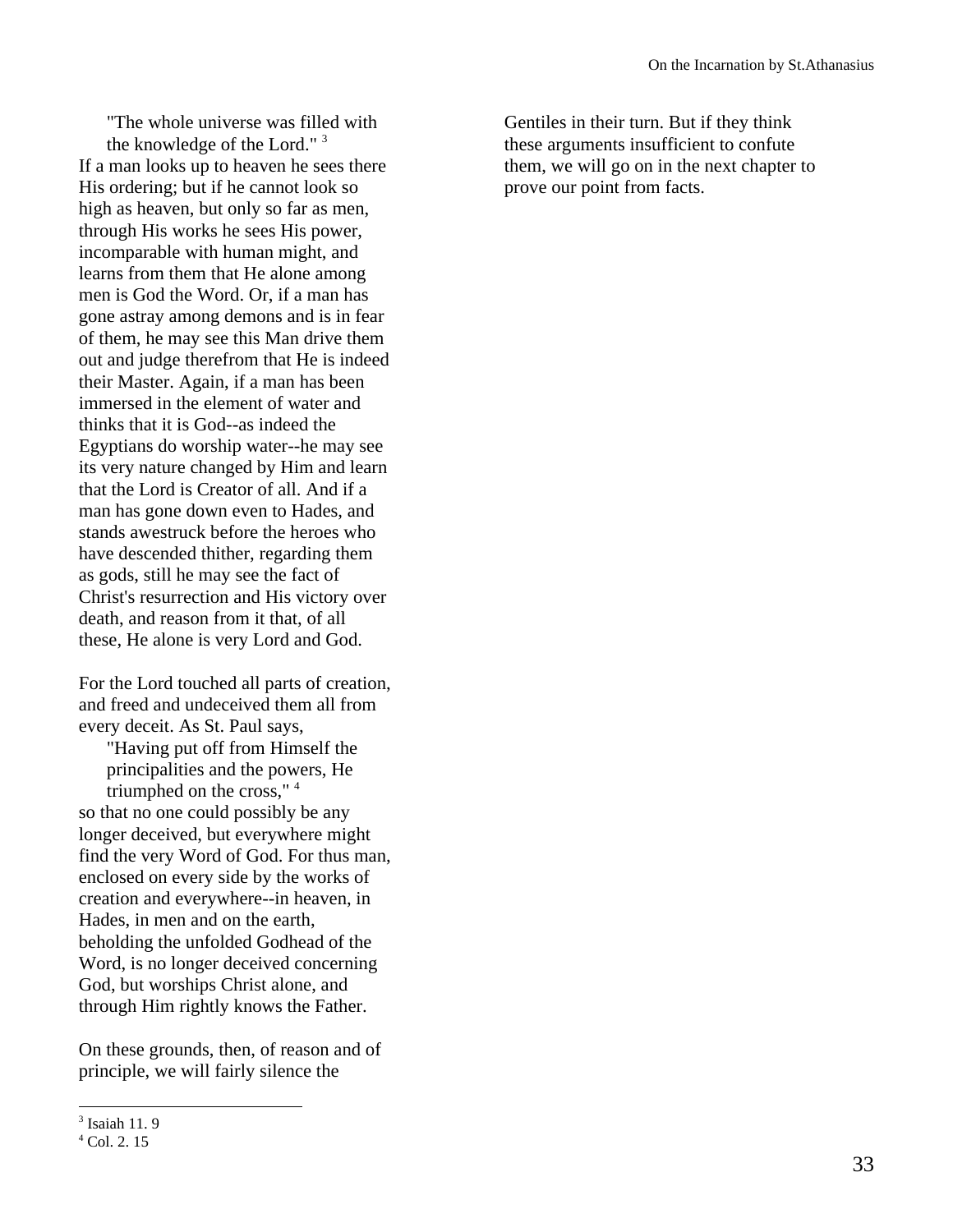> "The whole universe was filled with the knowledge of the Lord." [3]

If a man looks up to heaven he sees there His ordering; but if he cannot look so high as heaven, but only so far as men, through His works he sees His power, incomparable with human might, and learns from them that He alone among men is God the Word. Or, if a man has gone astray among demons and is in fear of them, he may see this Man drive them out and judge therefrom that He is indeed their Master. Again, if a man has been immersed in the element of water and thinks that it is God--as indeed the Egyptians do worship water--he may see its very nature changed by Him and learn that the Lord is Creator of all. And if a man has gone down even to Hades, and stands awestruck before the heroes who have descended thither, regarding them as gods, still he may see the fact of Christ's resurrection and His victory over death, and reason from it that, of all these, He alone is very Lord and God.

For the Lord touched all parts of creation, and freed and undeceived them all from every deceit. As St. Paul says,

> "Having put off from Himself the principalities and the powers, He triumphed on the cross," [4]

so that no one could possibly be any longer deceived, but everywhere might find the very Word of God. For thus man, enclosed on every side by the works of creation and everywhere--in heaven, in Hades, in men and on the earth, beholding the unfolded Godhead of the Word, is no longer deceived concerning God, but worships Christ alone, and through Him rightly knows the Father.

On these grounds, then, of reason and of principle, we will fairly silence the Gentiles in their turn. But if they think these arguments insufficient to confute them, we will go on in the next chapter to prove our point from facts.

---

[3] Isaiah 11. 9

[4] Col. 2. 15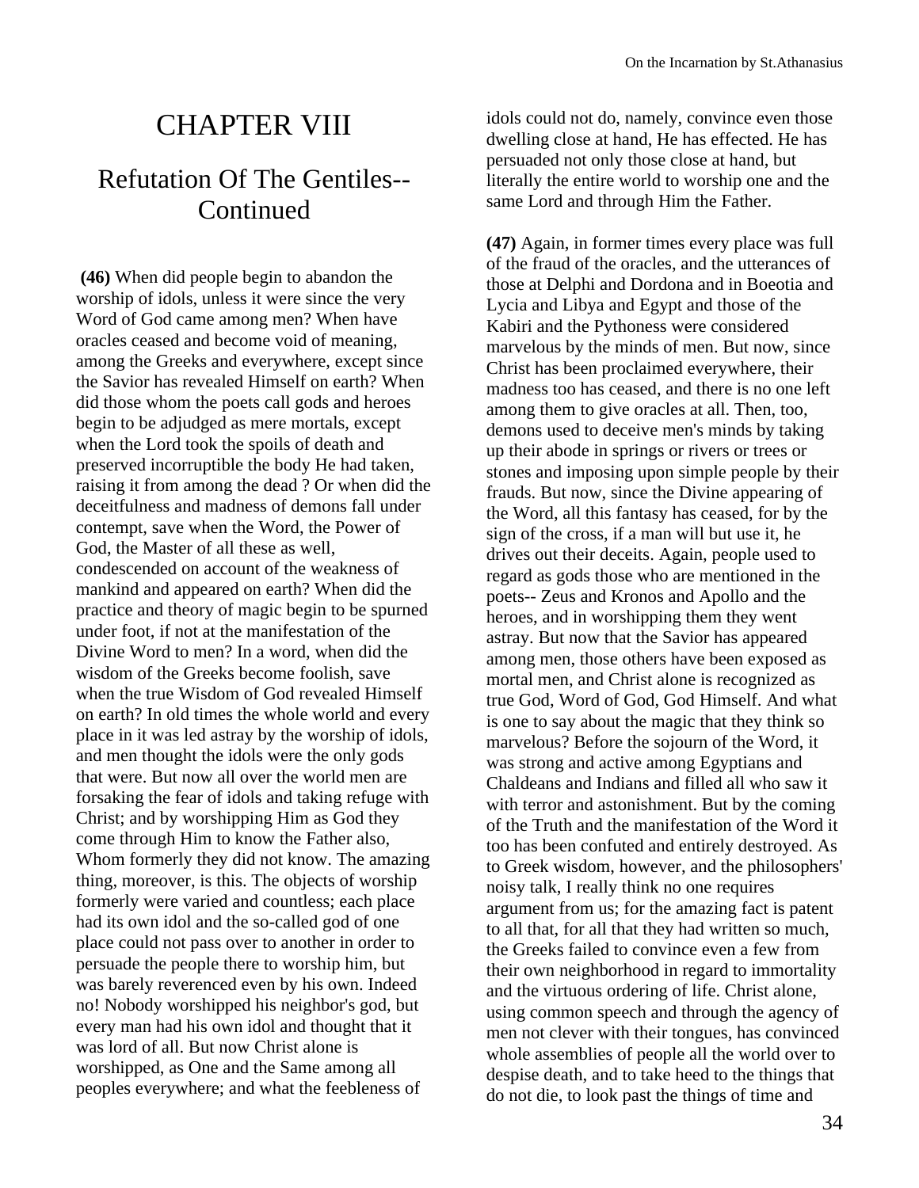# CHAPTER VIII

## Refutation Of The Gentiles--Continued

**(46)** When did people begin to abandon the worship of idols, unless it were since the very Word of God came among men? When have oracles ceased and become void of meaning, among the Greeks and everywhere, except since the Savior has revealed Himself on earth? When did those whom the poets call gods and heroes begin to be adjudged as mere mortals, except when the Lord took the spoils of death and preserved incorruptible the body He had taken, raising it from among the dead ? Or when did the deceitfulness and madness of demons fall under contempt, save when the Word, the Power of God, the Master of all these as well, condescended on account of the weakness of mankind and appeared on earth? When did the practice and theory of magic begin to be spurned under foot, if not at the manifestation of the Divine Word to men? In a word, when did the wisdom of the Greeks become foolish, save when the true Wisdom of God revealed Himself on earth? In old times the whole world and every place in it was led astray by the worship of idols, and men thought the idols were the only gods that were. But now all over the world men are forsaking the fear of idols and taking refuge with Christ; and by worshipping Him as God they come through Him to know the Father also, Whom formerly they did not know. The amazing thing, moreover, is this. The objects of worship formerly were varied and countless; each place had its own idol and the so-called god of one place could not pass over to another in order to persuade the people there to worship him, but was barely reverenced even by his own. Indeed no! Nobody worshipped his neighbor's god, but every man had his own idol and thought that it was lord of all. But now Christ alone is worshipped, as One and the Same among all peoples everywhere; and what the feebleness of idols could not do, namely, convince even those dwelling close at hand, He has effected. He has persuaded not only those close at hand, but literally the entire world to worship one and the same Lord and through Him the Father.

**(47)** Again, in former times every place was full of the fraud of the oracles, and the utterances of those at Delphi and Dordona and in Boeotia and Lycia and Libya and Egypt and those of the Kabiri and the Pythoness were considered marvelous by the minds of men. But now, since Christ has been proclaimed everywhere, their madness too has ceased, and there is no one left among them to give oracles at all. Then, too, demons used to deceive men's minds by taking up their abode in springs or rivers or trees or stones and imposing upon simple people by their frauds. But now, since the Divine appearing of the Word, all this fantasy has ceased, for by the sign of the cross, if a man will but use it, he drives out their deceits. Again, people used to regard as gods those who are mentioned in the poets-- Zeus and Kronos and Apollo and the heroes, and in worshipping them they went astray. But now that the Savior has appeared among men, those others have been exposed as mortal men, and Christ alone is recognized as true God, Word of God, God Himself. And what is one to say about the magic that they think so marvelous? Before the sojourn of the Word, it was strong and active among Egyptians and Chaldeans and Indians and filled all who saw it with terror and astonishment. But by the coming of the Truth and the manifestation of the Word it too has been confuted and entirely destroyed. As to Greek wisdom, however, and the philosophers' noisy talk, I really think no one requires argument from us; for the amazing fact is patent to all that, for all that they had written so much, the Greeks failed to convince even a few from their own neighborhood in regard to immortality and the virtuous ordering of life. Christ alone, using common speech and through the agency of men not clever with their tongues, has convinced whole assemblies of people all the world over to despise death, and to take heed to the things that do not die, to look past the things of time and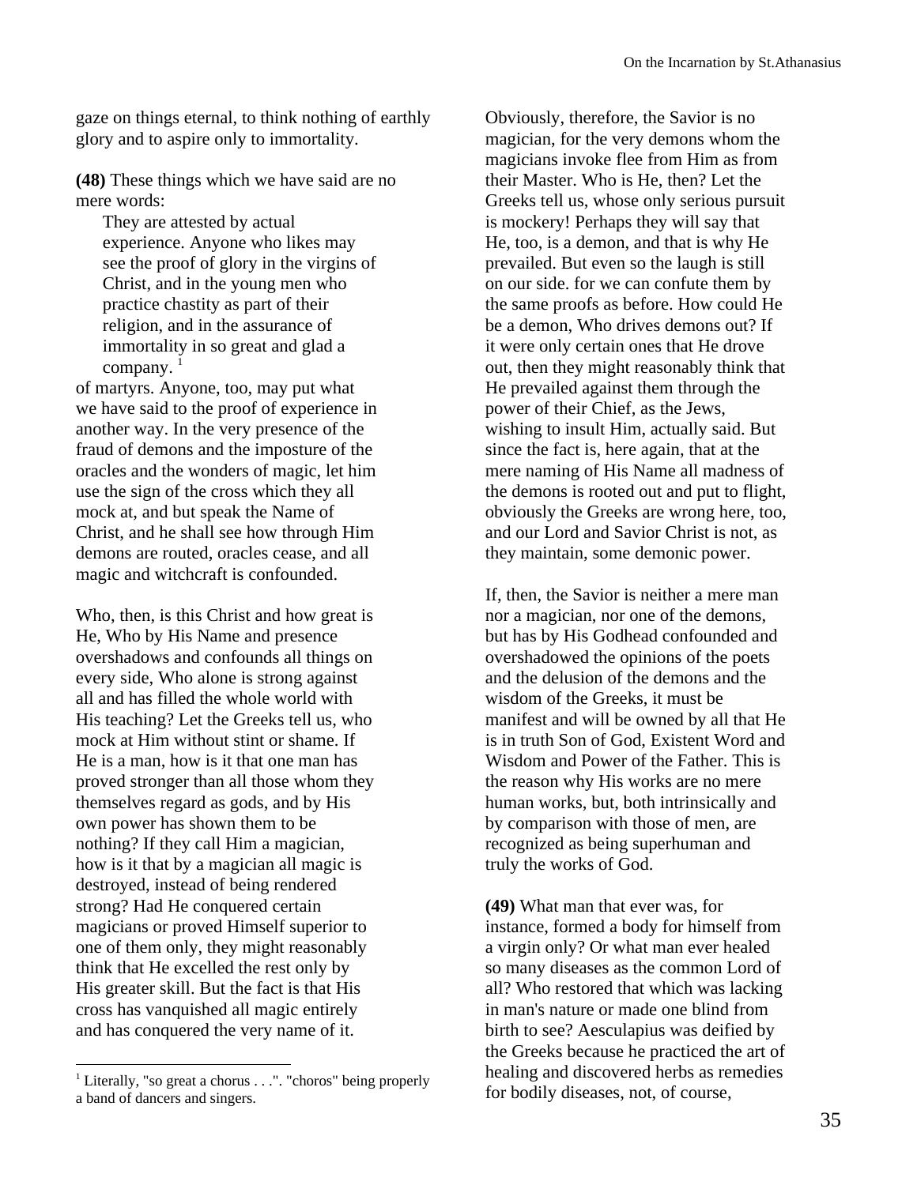gaze on things eternal, to think nothing of earthly glory and to aspire only to immortality.

**(48)** These things which we have said are no mere words:

> They are attested by actual experience. Anyone who likes may see the proof of glory in the virgins of Christ, and in the young men who practice chastity as part of their religion, and in the assurance of immortality in so great and glad a company. [1]

of martyrs. Anyone, too, may put what we have said to the proof of experience in another way. In the very presence of the fraud of demons and the imposture of the oracles and the wonders of magic, let him use the sign of the cross which they all mock at, and but speak the Name of Christ, and he shall see how through Him demons are routed, oracles cease, and all magic and witchcraft is confounded.

Who, then, is this Christ and how great is He, Who by His Name and presence overshadows and confounds all things on every side, Who alone is strong against all and has filled the whole world with His teaching? Let the Greeks tell us, who mock at Him without stint or shame. If He is a man, how is it that one man has proved stronger than all those whom they themselves regard as gods, and by His own power has shown them to be nothing? If they call Him a magician, how is it that by a magician all magic is destroyed, instead of being rendered strong? Had He conquered certain magicians or proved Himself superior to one of them only, they might reasonably think that He excelled the rest only by His greater skill. But the fact is that His cross has vanquished all magic entirely and has conquered the very name of it. Obviously, therefore, the Savior is no magician, for the very demons whom the magicians invoke flee from Him as from their Master. Who is He, then? Let the Greeks tell us, whose only serious pursuit is mockery! Perhaps they will say that He, too, is a demon, and that is why He prevailed. But even so the laugh is still on our side. for we can confute them by the same proofs as before. How could He be a demon, Who drives demons out? If it were only certain ones that He drove out, then they might reasonably think that He prevailed against them through the power of their Chief, as the Jews, wishing to insult Him, actually said. But since the fact is, here again, that at the mere naming of His Name all madness of the demons is rooted out and put to flight, obviously the Greeks are wrong here, too, and our Lord and Savior Christ is not, as they maintain, some demonic power.

If, then, the Savior is neither a mere man nor a magician, nor one of the demons, but has by His Godhead confounded and overshadowed the opinions of the poets and the delusion of the demons and the wisdom of the Greeks, it must be manifest and will be owned by all that He is in truth Son of God, Existent Word and Wisdom and Power of the Father. This is the reason why His works are no mere human works, but, both intrinsically and by comparison with those of men, are recognized as being superhuman and truly the works of God.

**(49)** What man that ever was, for instance, formed a body for himself from a virgin only? Or what man ever healed so many diseases as the common Lord of all? Who restored that which was lacking in man's nature or made one blind from birth to see? Aesculapius was deified by the Greeks because he practiced the art of healing and discovered herbs as remedies for bodily diseases, not, of course,

[1] Literally, "so great a chorus . . .". "choros" being properly a band of dancers and singers.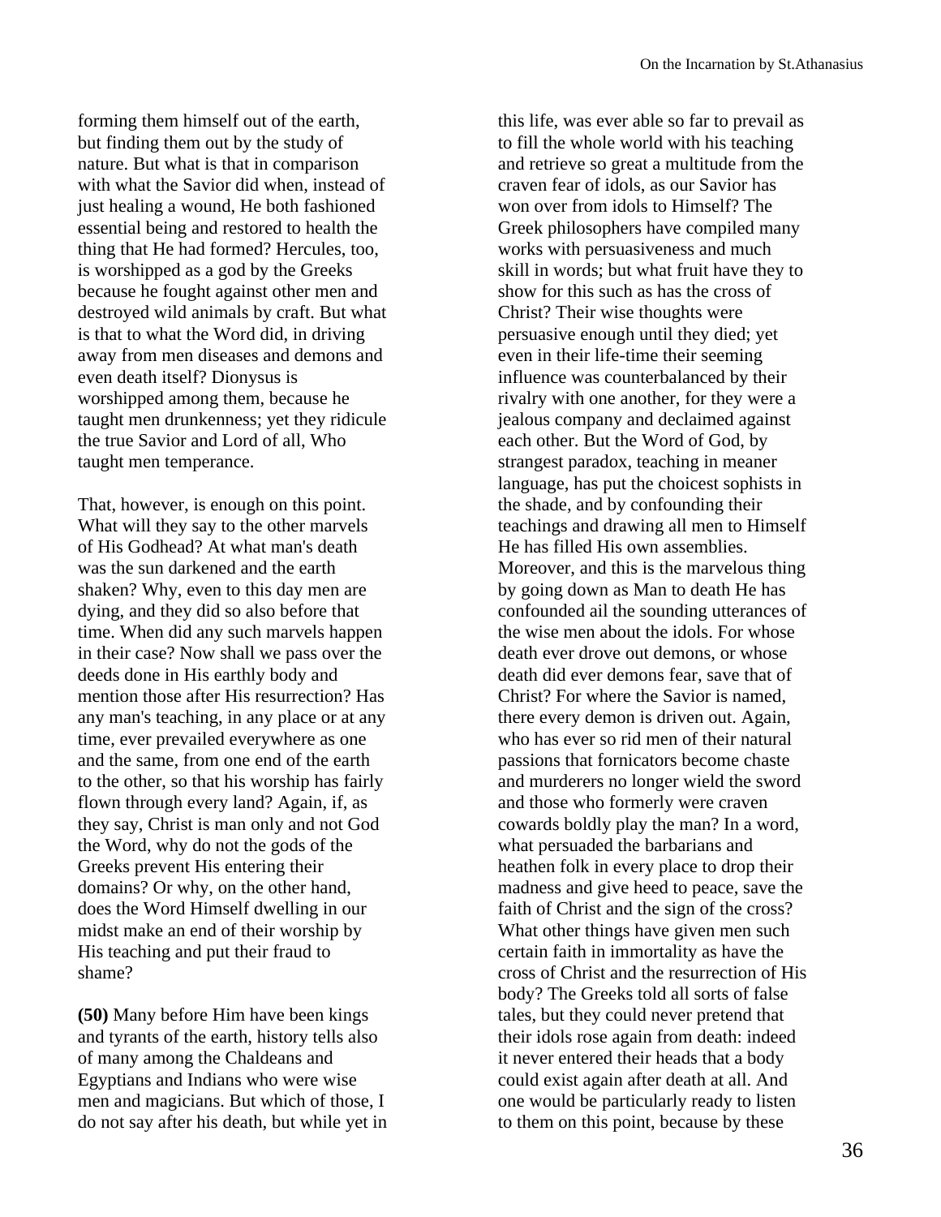forming them himself out of the earth, but finding them out by the study of nature. But what is that in comparison with what the Savior did when, instead of just healing a wound, He both fashioned essential being and restored to health the thing that He had formed? Hercules, too, is worshipped as a god by the Greeks because he fought against other men and destroyed wild animals by craft. But what is that to what the Word did, in driving away from men diseases and demons and even death itself? Dionysus is worshipped among them, because he taught men drunkenness; yet they ridicule the true Savior and Lord of all, Who taught men temperance.

That, however, is enough on this point. What will they say to the other marvels of His Godhead? At what man's death was the sun darkened and the earth shaken? Why, even to this day men are dying, and they did so also before that time. When did any such marvels happen in their case? Now shall we pass over the deeds done in His earthly body and mention those after His resurrection? Has any man's teaching, in any place or at any time, ever prevailed everywhere as one and the same, from one end of the earth to the other, so that his worship has fairly flown through every land? Again, if, as they say, Christ is man only and not God the Word, why do not the gods of the Greeks prevent His entering their domains? Or why, on the other hand, does the Word Himself dwelling in our midst make an end of their worship by His teaching and put their fraud to shame?

**(50)** Many before Him have been kings and tyrants of the earth, history tells also of many among the Chaldeans and Egyptians and Indians who were wise men and magicians. But which of those, I do not say after his death, but while yet in this life, was ever able so far to prevail as to fill the whole world with his teaching and retrieve so great a multitude from the craven fear of idols, as our Savior has won over from idols to Himself? The Greek philosophers have compiled many works with persuasiveness and much skill in words; but what fruit have they to show for this such as has the cross of Christ? Their wise thoughts were persuasive enough until they died; yet even in their life-time their seeming influence was counterbalanced by their rivalry with one another, for they were a jealous company and declaimed against each other. But the Word of God, by strangest paradox, teaching in meaner language, has put the choicest sophists in the shade, and by confounding their teachings and drawing all men to Himself He has filled His own assemblies. Moreover, and this is the marvelous thing by going down as Man to death He has confounded ail the sounding utterances of the wise men about the idols. For whose death ever drove out demons, or whose death did ever demons fear, save that of Christ? For where the Savior is named, there every demon is driven out. Again, who has ever so rid men of their natural passions that fornicators become chaste and murderers no longer wield the sword and those who formerly were craven cowards boldly play the man? In a word, what persuaded the barbarians and heathen folk in every place to drop their madness and give heed to peace, save the faith of Christ and the sign of the cross? What other things have given men such certain faith in immortality as have the cross of Christ and the resurrection of His body? The Greeks told all sorts of false tales, but they could never pretend that their idols rose again from death: indeed it never entered their heads that a body could exist again after death at all. And one would be particularly ready to listen to them on this point, because by these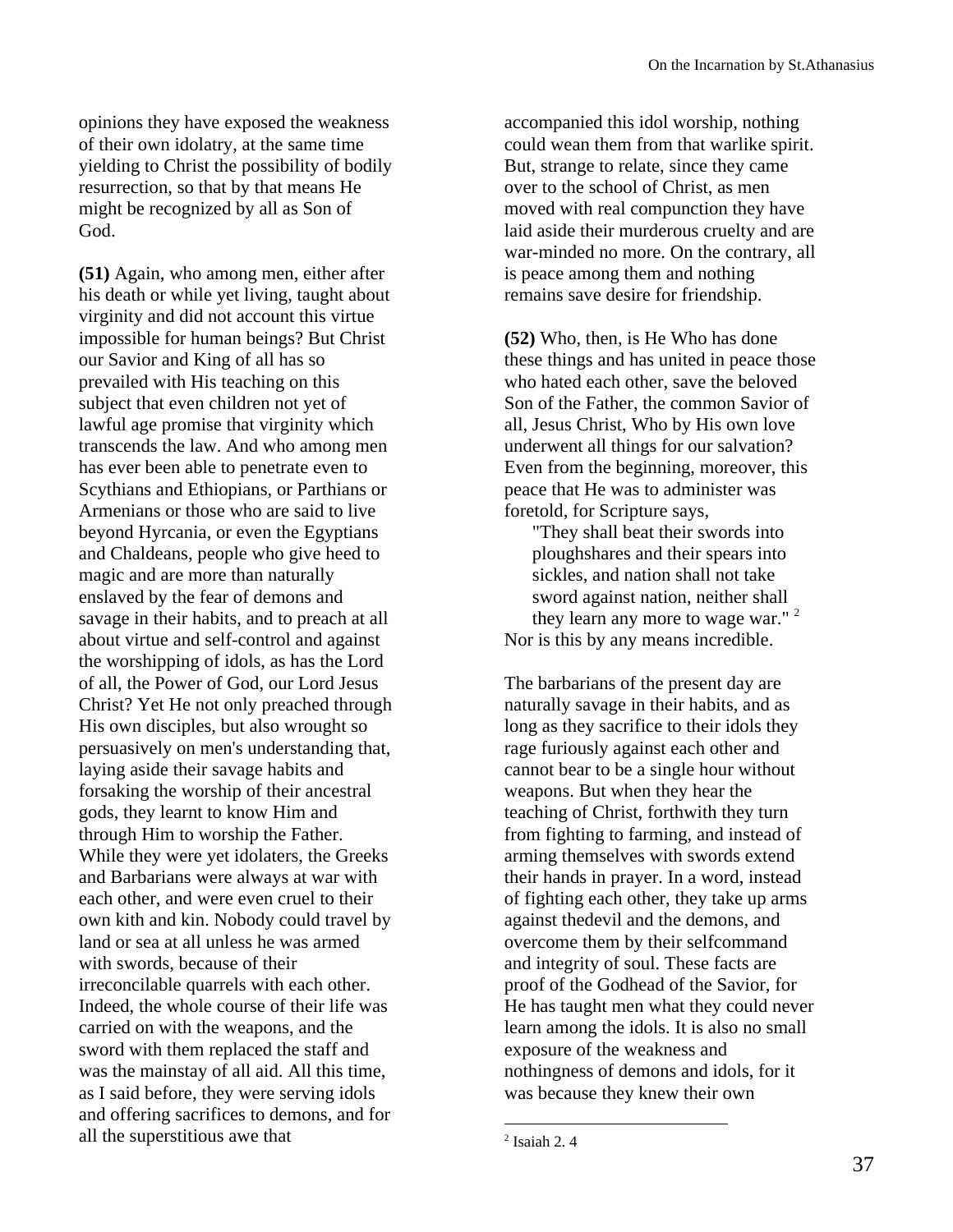opinions they have exposed the weakness of their own idolatry, at the same time yielding to Christ the possibility of bodily resurrection, so that by that means He might be recognized by all as Son of God.

**(51)** Again, who among men, either after his death or while yet living, taught about virginity and did not account this virtue impossible for human beings? But Christ our Savior and King of all has so prevailed with His teaching on this subject that even children not yet of lawful age promise that virginity which transcends the law. And who among men has ever been able to penetrate even to Scythians and Ethiopians, or Parthians or Armenians or those who are said to live beyond Hyrcania, or even the Egyptians and Chaldeans, people who give heed to magic and are more than naturally enslaved by the fear of demons and savage in their habits, and to preach at all about virtue and self-control and against the worshipping of idols, as has the Lord of all, the Power of God, our Lord Jesus Christ? Yet He not only preached through His own disciples, but also wrought so persuasively on men's understanding that, laying aside their savage habits and forsaking the worship of their ancestral gods, they learnt to know Him and through Him to worship the Father. While they were yet idolaters, the Greeks and Barbarians were always at war with each other, and were even cruel to their own kith and kin. Nobody could travel by land or sea at all unless he was armed with swords, because of their irreconcilable quarrels with each other. Indeed, the whole course of their life was carried on with the weapons, and the sword with them replaced the staff and was the mainstay of all aid. All this time, as I said before, they were serving idols and offering sacrifices to demons, and for all the superstitious awe that accompanied this idol worship, nothing could wean them from that warlike spirit. But, strange to relate, since they came over to the school of Christ, as men moved with real compunction they have laid aside their murderous cruelty and are war-minded no more. On the contrary, all is peace among them and nothing remains save desire for friendship.

**(52)** Who, then, is He Who has done these things and has united in peace those who hated each other, save the beloved Son of the Father, the common Savior of all, Jesus Christ, Who by His own love underwent all things for our salvation? Even from the beginning, moreover, this peace that He was to administer was foretold, for Scripture says,

> "They shall beat their swords into ploughshares and their spears into sickles, and nation shall not take sword against nation, neither shall they learn any more to wage war." [2]

Nor is this by any means incredible.

The barbarians of the present day are naturally savage in their habits, and as long as they sacrifice to their idols they rage furiously against each other and cannot bear to be a single hour without weapons. But when they hear the teaching of Christ, forthwith they turn from fighting to farming, and instead of arming themselves with swords extend their hands in prayer. In a word, instead of fighting each other, they take up arms against thedevil and the demons, and overcome them by their selfcommand and integrity of soul. These facts are proof of the Godhead of the Savior, for He has taught men what they could never learn among the idols. It is also no small exposure of the weakness and nothingness of demons and idols, for it was because they knew their own

[2] Isaiah 2. 4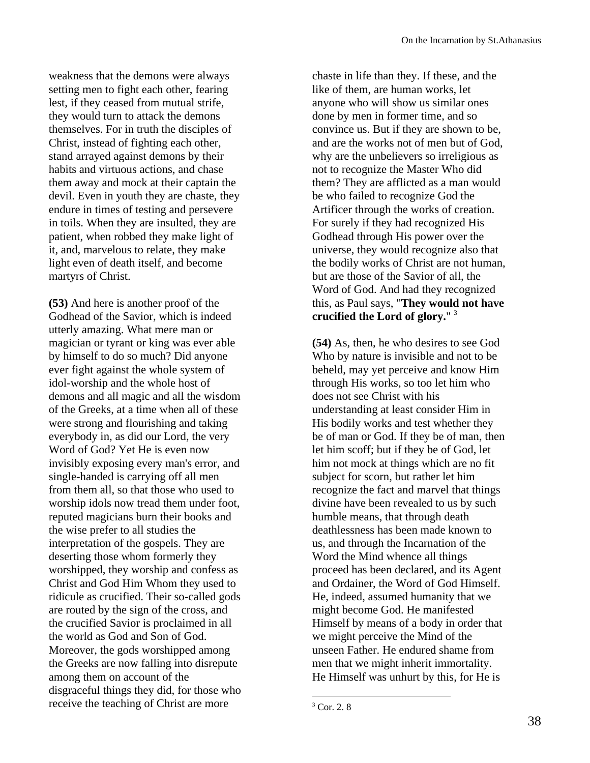weakness that the demons were always setting men to fight each other, fearing lest, if they ceased from mutual strife, they would turn to attack the demons themselves. For in truth the disciples of Christ, instead of fighting each other, stand arrayed against demons by their habits and virtuous actions, and chase them away and mock at their captain the devil. Even in youth they are chaste, they endure in times of testing and persevere in toils. When they are insulted, they are patient, when robbed they make light of it, and, marvelous to relate, they make light even of death itself, and become martyrs of Christ.

**(53)** And here is another proof of the Godhead of the Savior, which is indeed utterly amazing. What mere man or magician or tyrant or king was ever able by himself to do so much? Did anyone ever fight against the whole system of idol-worship and the whole host of demons and all magic and all the wisdom of the Greeks, at a time when all of these were strong and flourishing and taking everybody in, as did our Lord, the very Word of God? Yet He is even now invisibly exposing every man's error, and single-handed is carrying off all men from them all, so that those who used to worship idols now tread them under foot, reputed magicians burn their books and the wise prefer to all studies the interpretation of the gospels. They are deserting those whom formerly they worshipped, they worship and confess as Christ and God Him Whom they used to ridicule as crucified. Their so-called gods are routed by the sign of the cross, and the crucified Savior is proclaimed in all the world as God and Son of God. Moreover, the gods worshipped among the Greeks are now falling into disrepute among them on account of the disgraceful things they did, for those who receive the teaching of Christ are more chaste in life than they. If these, and the like of them, are human works, let anyone who will show us similar ones done by men in former time, and so convince us. But if they are shown to be, and are the works not of men but of God, why are the unbelievers so irreligious as not to recognize the Master Who did them? They are afflicted as a man would be who failed to recognize God the Artificer through the works of creation. For surely if they had recognized His Godhead through His power over the universe, they would recognize also that the bodily works of Christ are not human, but are those of the Savior of all, the Word of God. And had they recognized this, as Paul says, "**They would not have crucified the Lord of glory.**" [3]

**(54)** As, then, he who desires to see God Who by nature is invisible and not to be beheld, may yet perceive and know Him through His works, so too let him who does not see Christ with his understanding at least consider Him in His bodily works and test whether they be of man or God. If they be of man, then let him scoff; but if they be of God, let him not mock at things which are no fit subject for scorn, but rather let him recognize the fact and marvel that things divine have been revealed to us by such humble means, that through death deathlessness has been made known to us, and through the Incarnation of the Word the Mind whence all things proceed has been declared, and its Agent and Ordainer, the Word of God Himself. He, indeed, assumed humanity that we might become God. He manifested Himself by means of a body in order that we might perceive the Mind of the unseen Father. He endured shame from men that we might inherit immortality. He Himself was unhurt by this, for He is

---

[3] Cor. 2. 8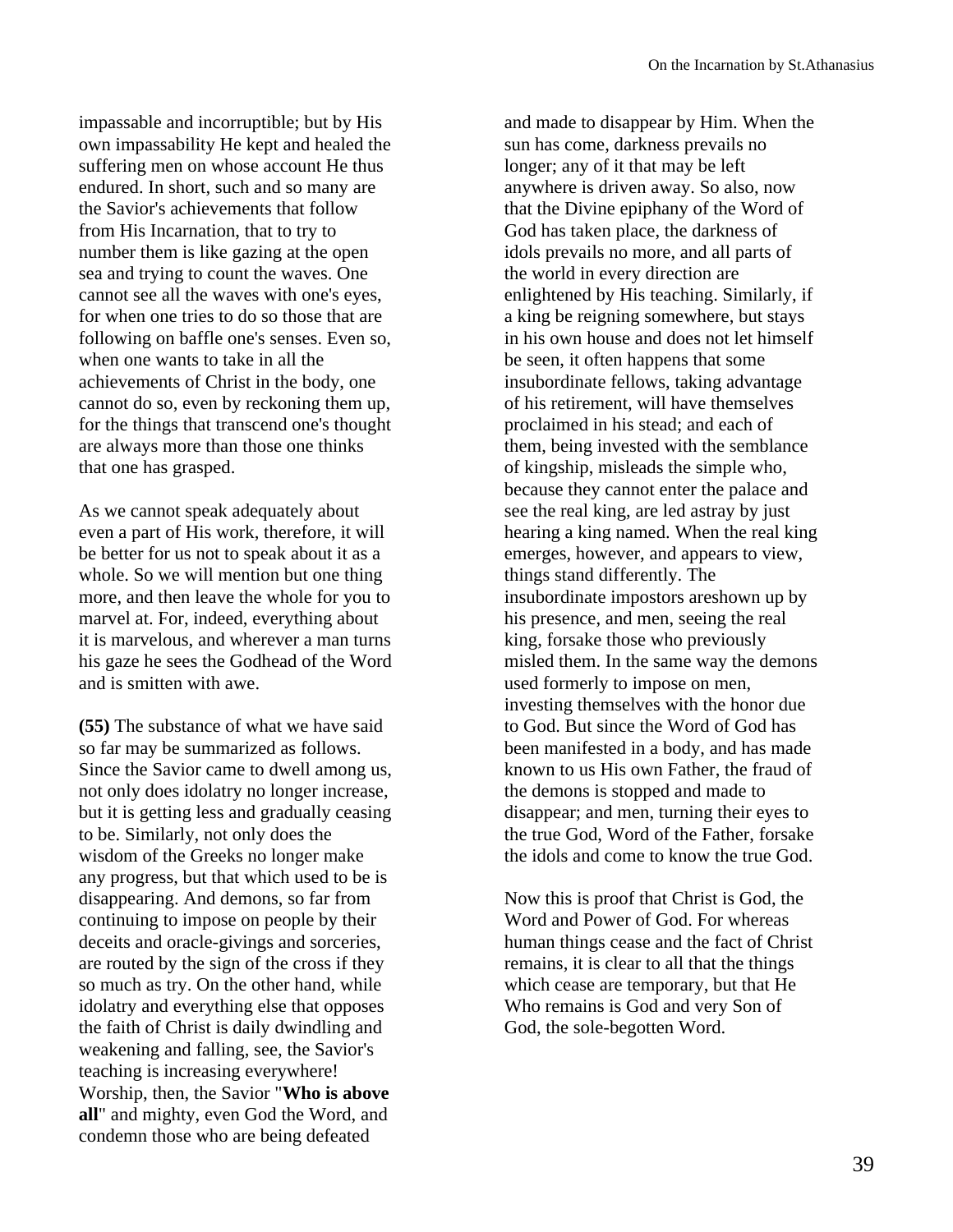impassable and incorruptible; but by His own impassability He kept and healed the suffering men on whose account He thus endured. In short, such and so many are the Savior's achievements that follow from His Incarnation, that to try to number them is like gazing at the open sea and trying to count the waves. One cannot see all the waves with one's eyes, for when one tries to do so those that are following on baffle one's senses. Even so, when one wants to take in all the achievements of Christ in the body, one cannot do so, even by reckoning them up, for the things that transcend one's thought are always more than those one thinks that one has grasped.

As we cannot speak adequately about even a part of His work, therefore, it will be better for us not to speak about it as a whole. So we will mention but one thing more, and then leave the whole for you to marvel at. For, indeed, everything about it is marvelous, and wherever a man turns his gaze he sees the Godhead of the Word and is smitten with awe.

**(55)** The substance of what we have said so far may be summarized as follows. Since the Savior came to dwell among us, not only does idolatry no longer increase, but it is getting less and gradually ceasing to be. Similarly, not only does the wisdom of the Greeks no longer make any progress, but that which used to be is disappearing. And demons, so far from continuing to impose on people by their deceits and oracle-givings and sorceries, are routed by the sign of the cross if they so much as try. On the other hand, while idolatry and everything else that opposes the faith of Christ is daily dwindling and weakening and falling, see, the Savior's teaching is increasing everywhere! Worship, then, the Savior "**Who is above all**" and mighty, even God the Word, and condemn those who are being defeated and made to disappear by Him. When the sun has come, darkness prevails no longer; any of it that may be left anywhere is driven away. So also, now that the Divine epiphany of the Word of God has taken place, the darkness of idols prevails no more, and all parts of the world in every direction are enlightened by His teaching. Similarly, if a king be reigning somewhere, but stays in his own house and does not let himself be seen, it often happens that some insubordinate fellows, taking advantage of his retirement, will have themselves proclaimed in his stead; and each of them, being invested with the semblance of kingship, misleads the simple who, because they cannot enter the palace and see the real king, are led astray by just hearing a king named. When the real king emerges, however, and appears to view, things stand differently. The insubordinate impostors areshown up by his presence, and men, seeing the real king, forsake those who previously misled them. In the same way the demons used formerly to impose on men, investing themselves with the honor due to God. But since the Word of God has been manifested in a body, and has made known to us His own Father, the fraud of the demons is stopped and made to disappear; and men, turning their eyes to the true God, Word of the Father, forsake the idols and come to know the true God.

Now this is proof that Christ is God, the Word and Power of God. For whereas human things cease and the fact of Christ remains, it is clear to all that the things which cease are temporary, but that He Who remains is God and very Son of God, the sole-begotten Word.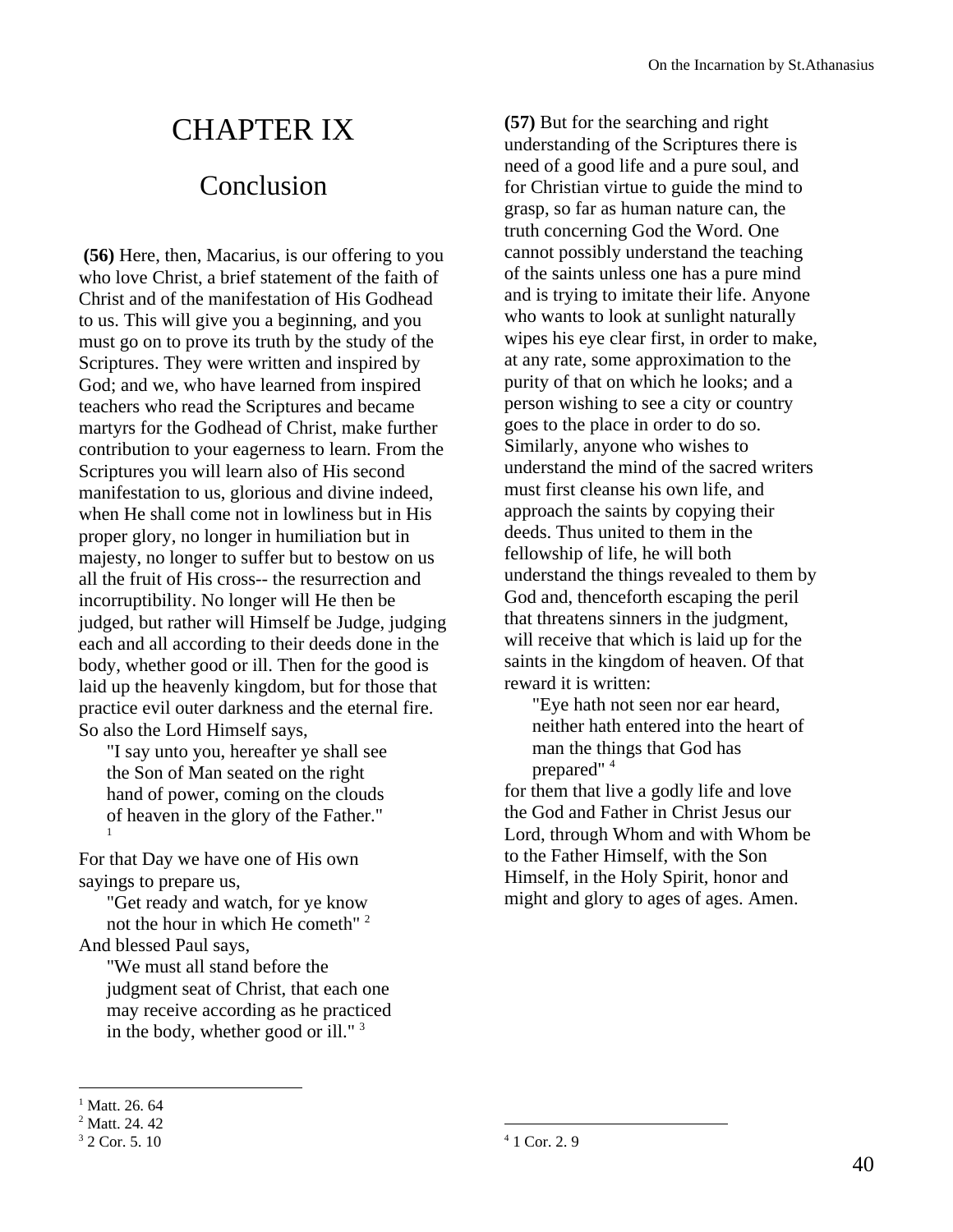# CHAPTER IX

## Conclusion

**(56)** Here, then, Macarius, is our offering to you who love Christ, a brief statement of the faith of Christ and of the manifestation of His Godhead to us. This will give you a beginning, and you must go on to prove its truth by the study of the Scriptures. They were written and inspired by God; and we, who have learned from inspired teachers who read the Scriptures and became martyrs for the Godhead of Christ, make further contribution to your eagerness to learn. From the Scriptures you will learn also of His second manifestation to us, glorious and divine indeed, when He shall come not in lowliness but in His proper glory, no longer in humiliation but in majesty, no longer to suffer but to bestow on us all the fruit of His cross-- the resurrection and incorruptibility. No longer will He then be judged, but rather will Himself be Judge, judging each and all according to their deeds done in the body, whether good or ill. Then for the good is laid up the heavenly kingdom, but for those that practice evil outer darkness and the eternal fire. So also the Lord Himself says,

> "I say unto you, hereafter ye shall see the Son of Man seated on the right hand of power, coming on the clouds of heaven in the glory of the Father." [1]

For that Day we have one of His own sayings to prepare us,

> "Get ready and watch, for ye know not the hour in which He cometh" [2]

And blessed Paul says,

> "We must all stand before the judgment seat of Christ, that each one may receive according as he practiced in the body, whether good or ill." [3]

**(57)** But for the searching and right understanding of the Scriptures there is need of a good life and a pure soul, and for Christian virtue to guide the mind to grasp, so far as human nature can, the truth concerning God the Word. One cannot possibly understand the teaching of the saints unless one has a pure mind and is trying to imitate their life. Anyone who wants to look at sunlight naturally wipes his eye clear first, in order to make, at any rate, some approximation to the purity of that on which he looks; and a person wishing to see a city or country goes to the place in order to do so. Similarly, anyone who wishes to understand the mind of the sacred writers must first cleanse his own life, and approach the saints by copying their deeds. Thus united to them in the fellowship of life, he will both understand the things revealed to them by God and, thenceforth escaping the peril that threatens sinners in the judgment, will receive that which is laid up for the saints in the kingdom of heaven. Of that reward it is written:

> "Eye hath not seen nor ear heard, neither hath entered into the heart of man the things that God has prepared" [4]

for them that live a godly life and love the God and Father in Christ Jesus our Lord, through Whom and with Whom be to the Father Himself, with the Son Himself, in the Holy Spirit, honor and might and glory to ages of ages. Amen.

---

[1] Matt. 26. 64
[2] Matt. 24. 42
[3] 2 Cor. 5. 10
[4] 1 Cor. 2. 9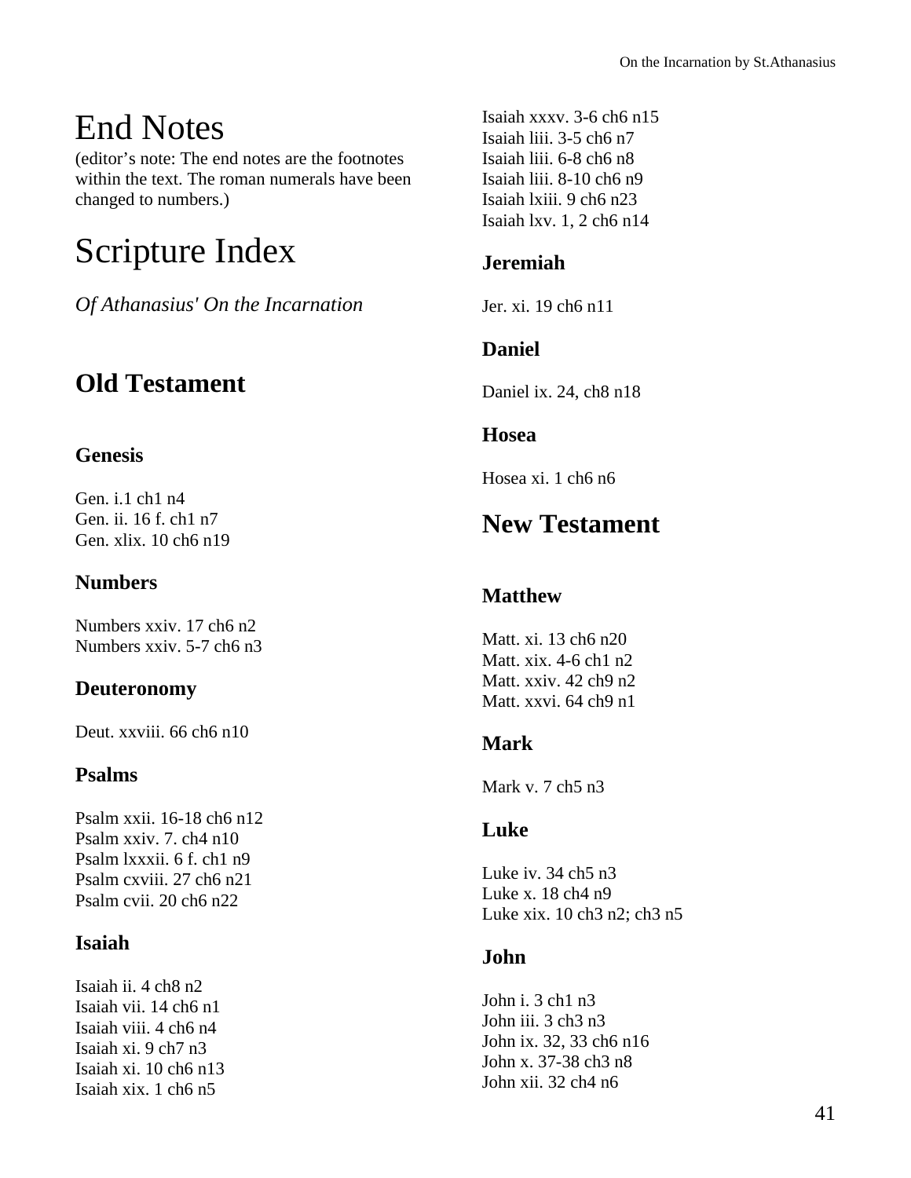# End Notes

(editor's note: The end notes are the footnotes within the text. The roman numerals have been changed to numbers.)

# Scripture Index

*Of Athanasius' On the Incarnation*

## Old Testament

### Genesis

Gen. i.1 ch1 n4
Gen. ii. 16 f. ch1 n7
Gen. xlix. 10 ch6 n19

### Numbers

Numbers xxiv. 17 ch6 n2
Numbers xxiv. 5-7 ch6 n3

### Deuteronomy

Deut. xxviii. 66 ch6 n10

### Psalms

Psalm xxii. 16-18 ch6 n12
Psalm xxiv. 7. ch4 n10
Psalm lxxxii. 6 f. ch1 n9
Psalm cxviii. 27 ch6 n21
Psalm cvii. 20 ch6 n22

### Isaiah

Isaiah ii. 4 ch8 n2
Isaiah vii. 14 ch6 n1
Isaiah viii. 4 ch6 n4
Isaiah xi. 9 ch7 n3
Isaiah xi. 10 ch6 n13
Isaiah xix. 1 ch6 n5
Isaiah xxxv. 3-6 ch6 n15
Isaiah liii. 3-5 ch6 n7
Isaiah liii. 6-8 ch6 n8
Isaiah liii. 8-10 ch6 n9
Isaiah lxiii. 9 ch6 n23
Isaiah lxv. 1, 2 ch6 n14

### Jeremiah

Jer. xi. 19 ch6 n11

### Daniel

Daniel ix. 24, ch8 n18

### Hosea

Hosea xi. 1 ch6 n6

## New Testament

### Matthew

Matt. xi. 13 ch6 n20
Matt. xix. 4-6 ch1 n2
Matt. xxiv. 42 ch9 n2
Matt. xxvi. 64 ch9 n1

### Mark

Mark v. 7 ch5 n3

### Luke

Luke iv. 34 ch5 n3
Luke x. 18 ch4 n9
Luke xix. 10 ch3 n2; ch3 n5

### John

John i. 3 ch1 n3
John iii. 3 ch3 n3
John ix. 32, 33 ch6 n16
John x. 37-38 ch3 n8
John xii. 32 ch4 n6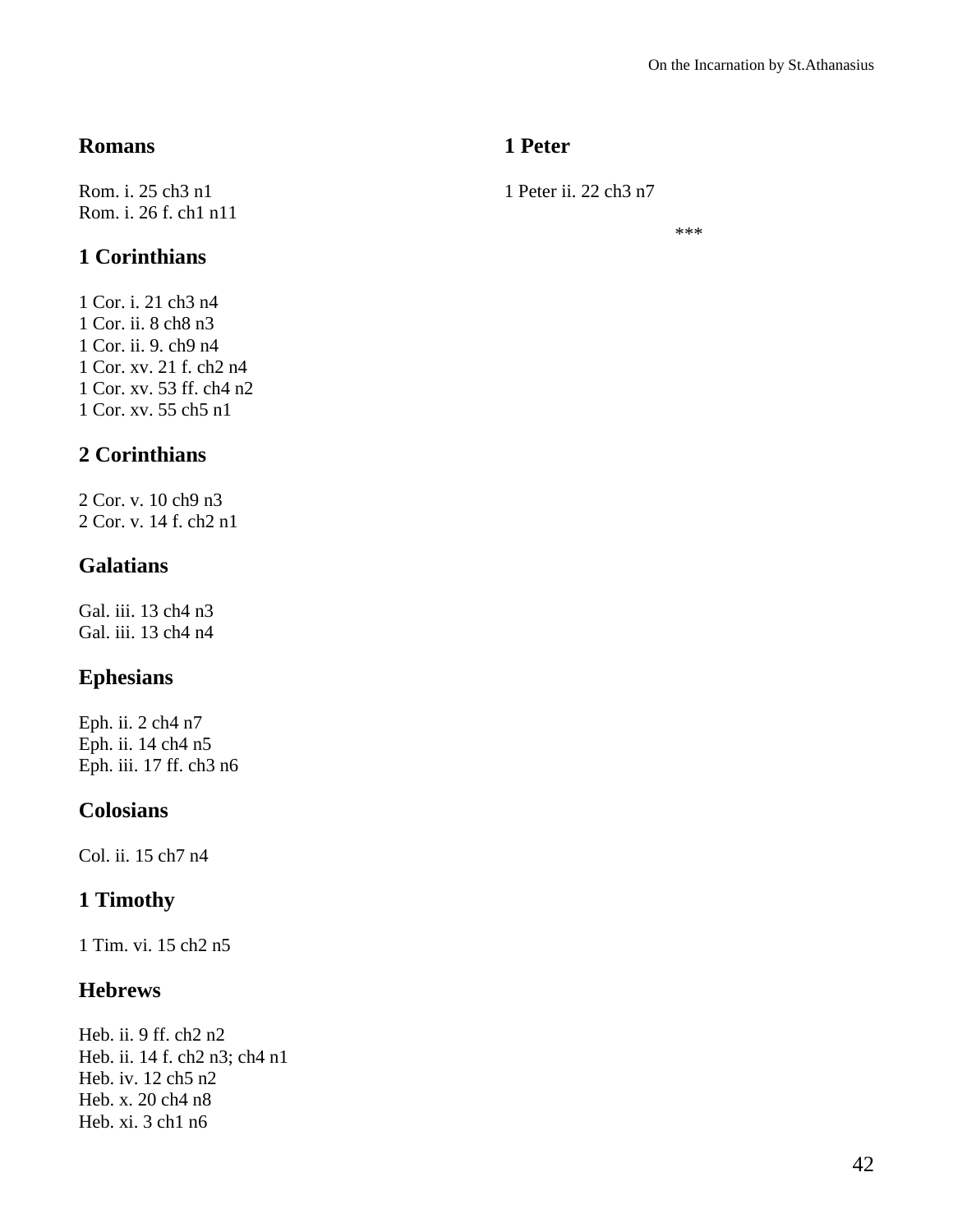## Romans

Rom. i. 25 ch3 n1
Rom. i. 26 f. ch1 n11

## 1 Corinthians

1 Cor. i. 21 ch3 n4
1 Cor. ii. 8 ch8 n3
1 Cor. ii. 9. ch9 n4
1 Cor. xv. 21 f. ch2 n4
1 Cor. xv. 53 ff. ch4 n2
1 Cor. xv. 55 ch5 n1

## 2 Corinthians

2 Cor. v. 10 ch9 n3
2 Cor. v. 14 f. ch2 n1

## Galatians

Gal. iii. 13 ch4 n3
Gal. iii. 13 ch4 n4

## Ephesians

Eph. ii. 2 ch4 n7
Eph. ii. 14 ch4 n5
Eph. iii. 17 ff. ch3 n6

## Colosians

Col. ii. 15 ch7 n4

## 1 Timothy

1 Tim. vi. 15 ch2 n5

## Hebrews

Heb. ii. 9 ff. ch2 n2
Heb. ii. 14 f. ch2 n3; ch4 n1
Heb. iv. 12 ch5 n2
Heb. x. 20 ch4 n8
Heb. xi. 3 ch1 n6

## 1 Peter

1 Peter ii. 22 ch3 n7

***